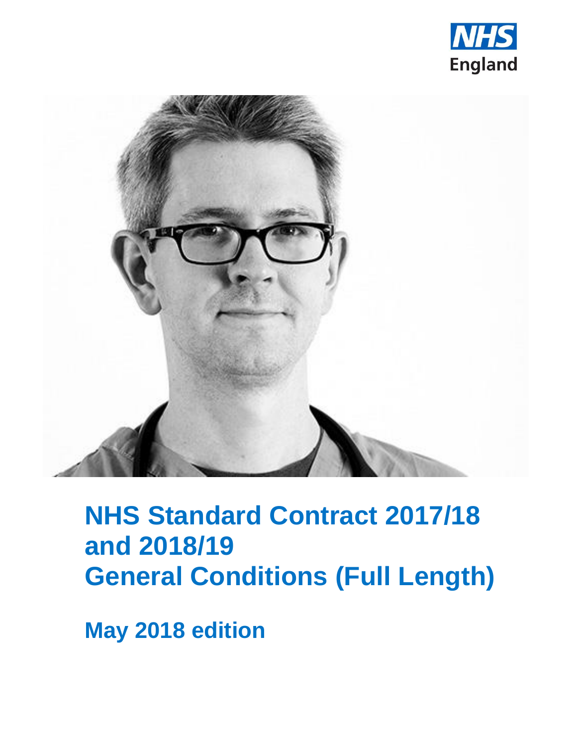NHS England

# NHS Standard Contract 2017/18 and 2018/19 General Conditions (Full Length)

## May 2018 edition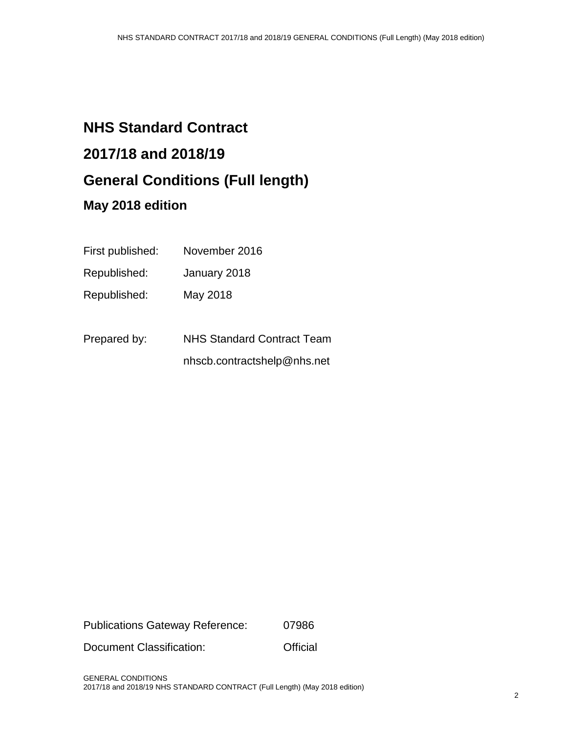# NHS Standard Contract

# 2017/18 and 2018/19

# General Conditions (Full length)

## May 2018 edition

First published: November 2016

Republished: January 2018

Republished: May 2018

Prepared by: NHS Standard Contract Team

nhscb.contractshelp@nhs.net

Publications Gateway Reference: 07986

Document Classification: Official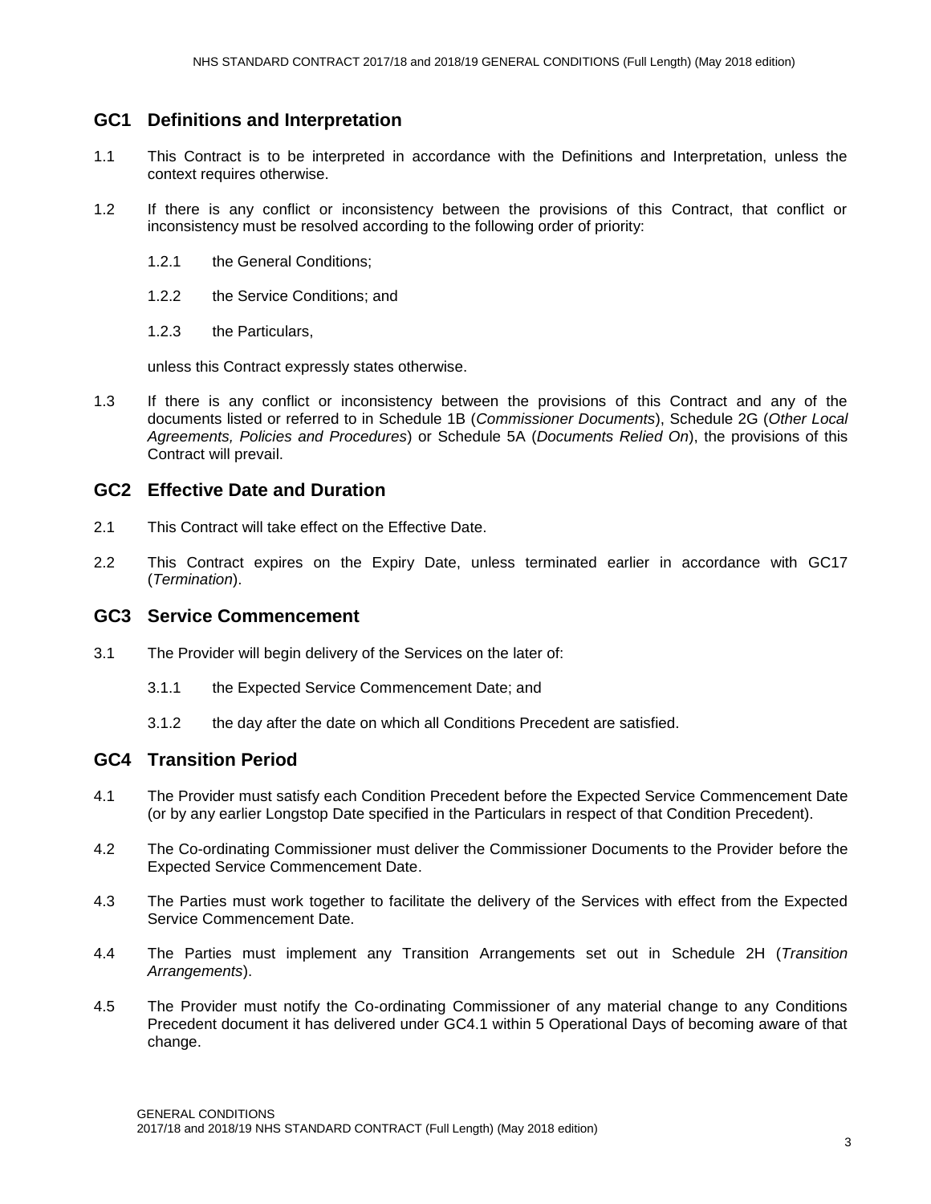## GC1 Definitions and Interpretation

1.1 This Contract is to be interpreted in accordance with the Definitions and Interpretation, unless the context requires otherwise.

1.2 If there is any conflict or inconsistency between the provisions of this Contract, that conflict or inconsistency must be resolved according to the following order of priority:

1.2.1 the General Conditions;

1.2.2 the Service Conditions; and

1.2.3 the Particulars,

unless this Contract expressly states otherwise.

1.3 If there is any conflict or inconsistency between the provisions of this Contract and any of the documents listed or referred to in Schedule 1B (*Commissioner Documents*), Schedule 2G (*Other Local Agreements, Policies and Procedures*) or Schedule 5A (*Documents Relied On*), the provisions of this Contract will prevail.

## GC2 Effective Date and Duration

2.1 This Contract will take effect on the Effective Date.

2.2 This Contract expires on the Expiry Date, unless terminated earlier in accordance with GC17 (*Termination*).

## GC3 Service Commencement

3.1 The Provider will begin delivery of the Services on the later of:

3.1.1 the Expected Service Commencement Date; and

3.1.2 the day after the date on which all Conditions Precedent are satisfied.

## GC4 Transition Period

4.1 The Provider must satisfy each Condition Precedent before the Expected Service Commencement Date (or by any earlier Longstop Date specified in the Particulars in respect of that Condition Precedent).

4.2 The Co-ordinating Commissioner must deliver the Commissioner Documents to the Provider before the Expected Service Commencement Date.

4.3 The Parties must work together to facilitate the delivery of the Services with effect from the Expected Service Commencement Date.

4.4 The Parties must implement any Transition Arrangements set out in Schedule 2H (*Transition Arrangements*).

4.5 The Provider must notify the Co-ordinating Commissioner of any material change to any Conditions Precedent document it has delivered under GC4.1 within 5 Operational Days of becoming aware of that change.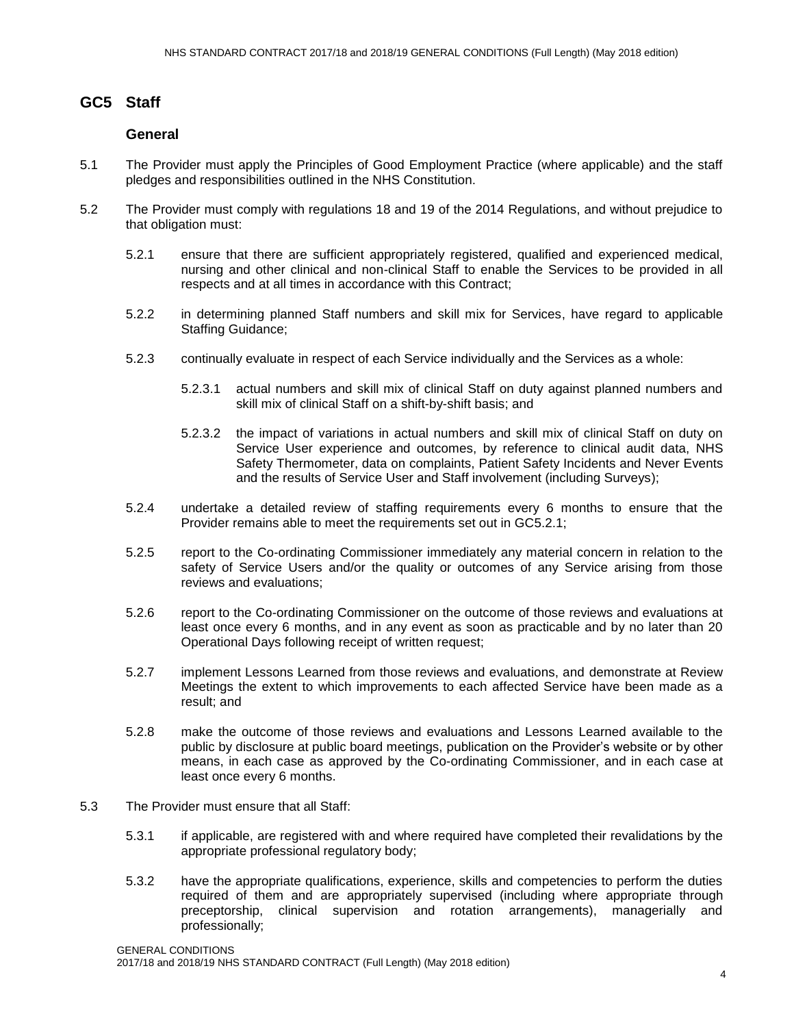## GC5 Staff

### General

5.1 The Provider must apply the Principles of Good Employment Practice (where applicable) and the staff pledges and responsibilities outlined in the NHS Constitution.

5.2 The Provider must comply with regulations 18 and 19 of the 2014 Regulations, and without prejudice to that obligation must:

5.2.1 ensure that there are sufficient appropriately registered, qualified and experienced medical, nursing and other clinical and non-clinical Staff to enable the Services to be provided in all respects and at all times in accordance with this Contract;

5.2.2 in determining planned Staff numbers and skill mix for Services, have regard to applicable Staffing Guidance;

5.2.3 continually evaluate in respect of each Service individually and the Services as a whole:

5.2.3.1 actual numbers and skill mix of clinical Staff on duty against planned numbers and skill mix of clinical Staff on a shift-by-shift basis; and

5.2.3.2 the impact of variations in actual numbers and skill mix of clinical Staff on duty on Service User experience and outcomes, by reference to clinical audit data, NHS Safety Thermometer, data on complaints, Patient Safety Incidents and Never Events and the results of Service User and Staff involvement (including Surveys);

5.2.4 undertake a detailed review of staffing requirements every 6 months to ensure that the Provider remains able to meet the requirements set out in GC5.2.1;

5.2.5 report to the Co-ordinating Commissioner immediately any material concern in relation to the safety of Service Users and/or the quality or outcomes of any Service arising from those reviews and evaluations;

5.2.6 report to the Co-ordinating Commissioner on the outcome of those reviews and evaluations at least once every 6 months, and in any event as soon as practicable and by no later than 20 Operational Days following receipt of written request;

5.2.7 implement Lessons Learned from those reviews and evaluations, and demonstrate at Review Meetings the extent to which improvements to each affected Service have been made as a result; and

5.2.8 make the outcome of those reviews and evaluations and Lessons Learned available to the public by disclosure at public board meetings, publication on the Provider's website or by other means, in each case as approved by the Co-ordinating Commissioner, and in each case at least once every 6 months.

5.3 The Provider must ensure that all Staff:

5.3.1 if applicable, are registered with and where required have completed their revalidations by the appropriate professional regulatory body;

5.3.2 have the appropriate qualifications, experience, skills and competencies to perform the duties required of them and are appropriately supervised (including where appropriate through preceptorship, clinical supervision and rotation arrangements), managerially and professionally;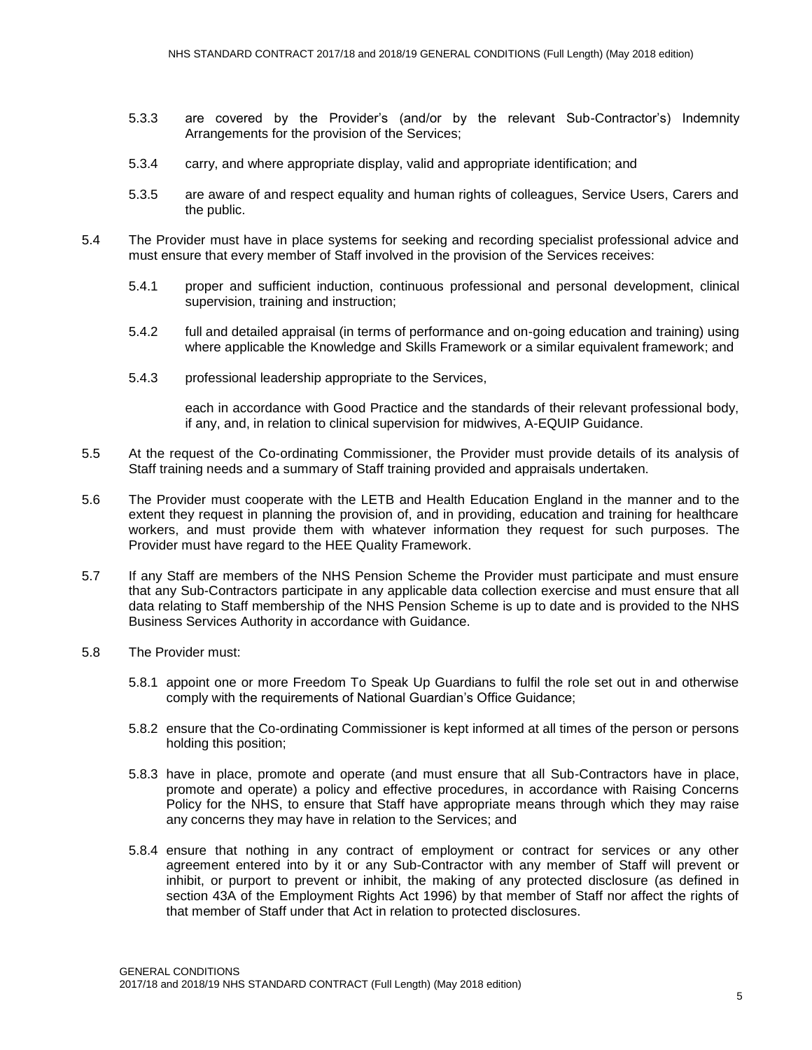5.3.3 are covered by the Provider's (and/or by the relevant Sub-Contractor's) Indemnity Arrangements for the provision of the Services;

5.3.4 carry, and where appropriate display, valid and appropriate identification; and

5.3.5 are aware of and respect equality and human rights of colleagues, Service Users, Carers and the public.

5.4 The Provider must have in place systems for seeking and recording specialist professional advice and must ensure that every member of Staff involved in the provision of the Services receives:

5.4.1 proper and sufficient induction, continuous professional and personal development, clinical supervision, training and instruction;

5.4.2 full and detailed appraisal (in terms of performance and on-going education and training) using where applicable the Knowledge and Skills Framework or a similar equivalent framework; and

5.4.3 professional leadership appropriate to the Services,

each in accordance with Good Practice and the standards of their relevant professional body, if any, and, in relation to clinical supervision for midwives, A-EQUIP Guidance.

5.5 At the request of the Co-ordinating Commissioner, the Provider must provide details of its analysis of Staff training needs and a summary of Staff training provided and appraisals undertaken.

5.6 The Provider must cooperate with the LETB and Health Education England in the manner and to the extent they request in planning the provision of, and in providing, education and training for healthcare workers, and must provide them with whatever information they request for such purposes. The Provider must have regard to the HEE Quality Framework.

5.7 If any Staff are members of the NHS Pension Scheme the Provider must participate and must ensure that any Sub-Contractors participate in any applicable data collection exercise and must ensure that all data relating to Staff membership of the NHS Pension Scheme is up to date and is provided to the NHS Business Services Authority in accordance with Guidance.

5.8 The Provider must:

5.8.1 appoint one or more Freedom To Speak Up Guardians to fulfil the role set out in and otherwise comply with the requirements of National Guardian's Office Guidance;

5.8.2 ensure that the Co-ordinating Commissioner is kept informed at all times of the person or persons holding this position;

5.8.3 have in place, promote and operate (and must ensure that all Sub-Contractors have in place, promote and operate) a policy and effective procedures, in accordance with Raising Concerns Policy for the NHS, to ensure that Staff have appropriate means through which they may raise any concerns they may have in relation to the Services; and

5.8.4 ensure that nothing in any contract of employment or contract for services or any other agreement entered into by it or any Sub-Contractor with any member of Staff will prevent or inhibit, or purport to prevent or inhibit, the making of any protected disclosure (as defined in section 43A of the Employment Rights Act 1996) by that member of Staff nor affect the rights of that member of Staff under that Act in relation to protected disclosures.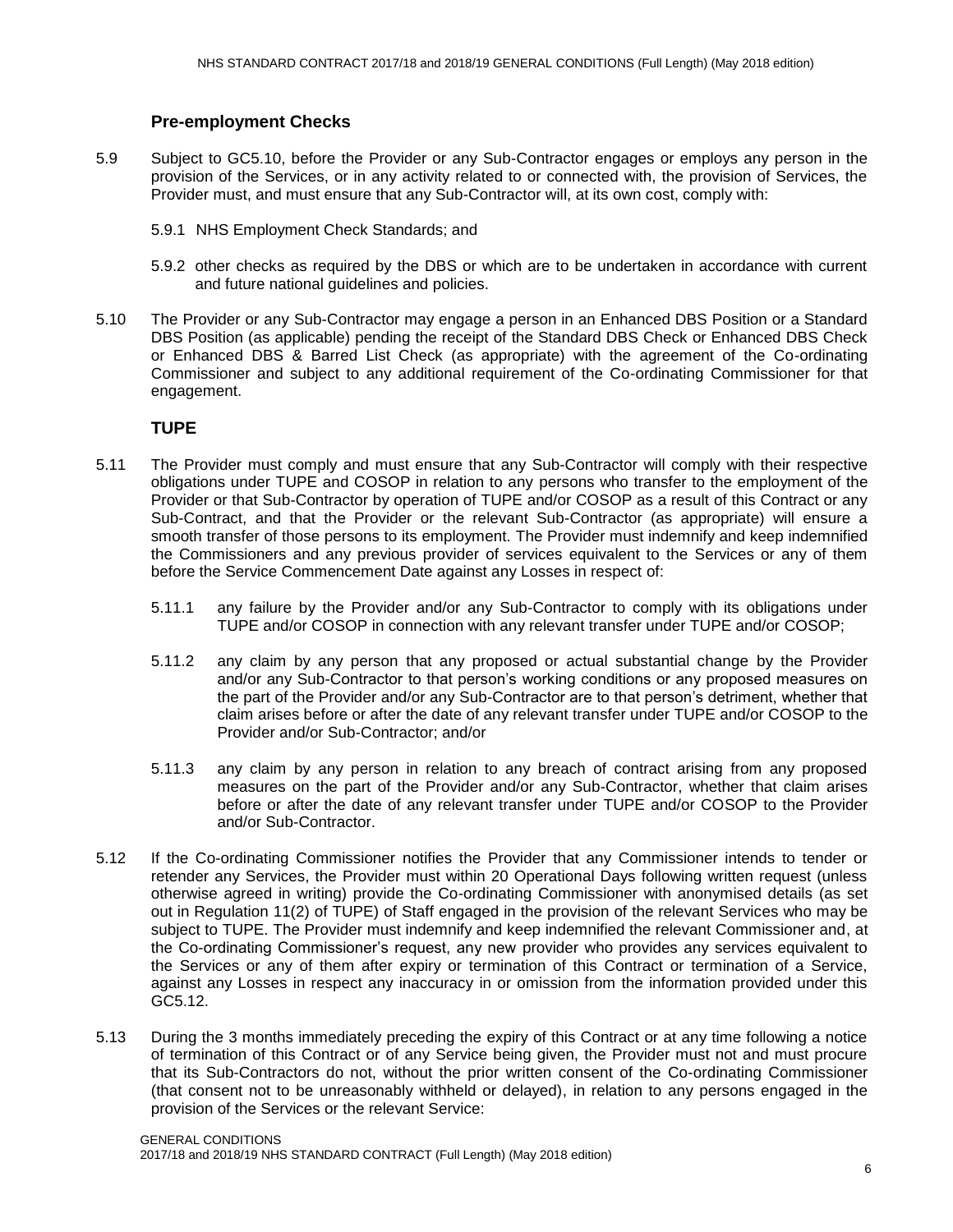### Pre-employment Checks

5.9 Subject to GC5.10, before the Provider or any Sub-Contractor engages or employs any person in the provision of the Services, or in any activity related to or connected with, the provision of Services, the Provider must, and must ensure that any Sub-Contractor will, at its own cost, comply with:

5.9.1 NHS Employment Check Standards; and

5.9.2 other checks as required by the DBS or which are to be undertaken in accordance with current and future national guidelines and policies.

5.10 The Provider or any Sub-Contractor may engage a person in an Enhanced DBS Position or a Standard DBS Position (as applicable) pending the receipt of the Standard DBS Check or Enhanced DBS Check or Enhanced DBS & Barred List Check (as appropriate) with the agreement of the Co-ordinating Commissioner and subject to any additional requirement of the Co-ordinating Commissioner for that engagement.

### TUPE

5.11 The Provider must comply and must ensure that any Sub-Contractor will comply with their respective obligations under TUPE and COSOP in relation to any persons who transfer to the employment of the Provider or that Sub-Contractor by operation of TUPE and/or COSOP as a result of this Contract or any Sub-Contract, and that the Provider or the relevant Sub-Contractor (as appropriate) will ensure a smooth transfer of those persons to its employment. The Provider must indemnify and keep indemnified the Commissioners and any previous provider of services equivalent to the Services or any of them before the Service Commencement Date against any Losses in respect of:

5.11.1 any failure by the Provider and/or any Sub-Contractor to comply with its obligations under TUPE and/or COSOP in connection with any relevant transfer under TUPE and/or COSOP;

5.11.2 any claim by any person that any proposed or actual substantial change by the Provider and/or any Sub-Contractor to that person's working conditions or any proposed measures on the part of the Provider and/or any Sub-Contractor are to that person's detriment, whether that claim arises before or after the date of any relevant transfer under TUPE and/or COSOP to the Provider and/or Sub-Contractor; and/or

5.11.3 any claim by any person in relation to any breach of contract arising from any proposed measures on the part of the Provider and/or any Sub-Contractor, whether that claim arises before or after the date of any relevant transfer under TUPE and/or COSOP to the Provider and/or Sub-Contractor.

5.12 If the Co-ordinating Commissioner notifies the Provider that any Commissioner intends to tender or retender any Services, the Provider must within 20 Operational Days following written request (unless otherwise agreed in writing) provide the Co-ordinating Commissioner with anonymised details (as set out in Regulation 11(2) of TUPE) of Staff engaged in the provision of the relevant Services who may be subject to TUPE. The Provider must indemnify and keep indemnified the relevant Commissioner and, at the Co-ordinating Commissioner's request, any new provider who provides any services equivalent to the Services or any of them after expiry or termination of this Contract or termination of a Service, against any Losses in respect any inaccuracy in or omission from the information provided under this GC5.12.

5.13 During the 3 months immediately preceding the expiry of this Contract or at any time following a notice of termination of this Contract or of any Service being given, the Provider must not and must procure that its Sub-Contractors do not, without the prior written consent of the Co-ordinating Commissioner (that consent not to be unreasonably withheld or delayed), in relation to any persons engaged in the provision of the Services or the relevant Service: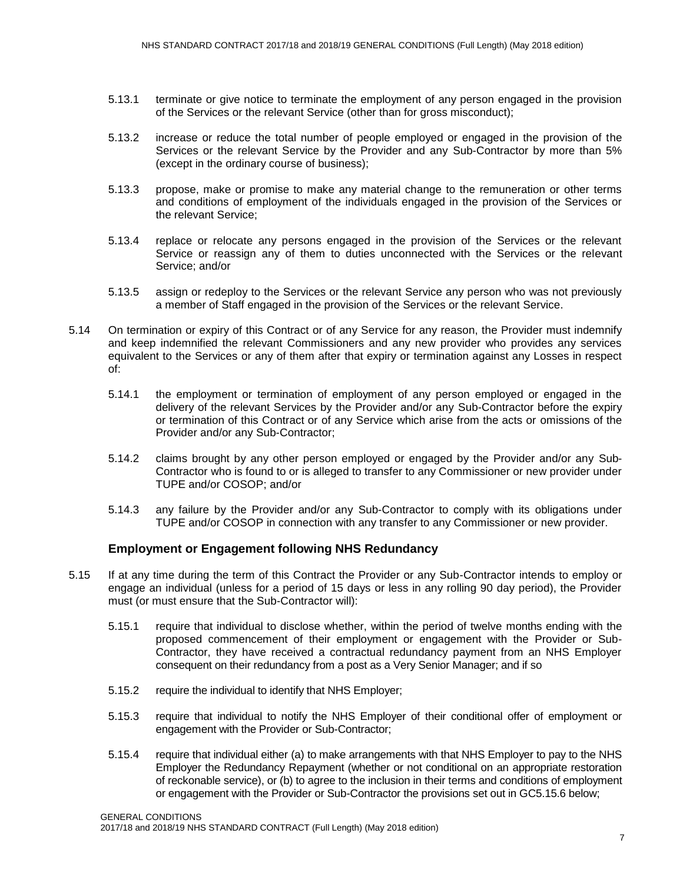5.13.1 terminate or give notice to terminate the employment of any person engaged in the provision of the Services or the relevant Service (other than for gross misconduct);

5.13.2 increase or reduce the total number of people employed or engaged in the provision of the Services or the relevant Service by the Provider and any Sub-Contractor by more than 5% (except in the ordinary course of business);

5.13.3 propose, make or promise to make any material change to the remuneration or other terms and conditions of employment of the individuals engaged in the provision of the Services or the relevant Service;

5.13.4 replace or relocate any persons engaged in the provision of the Services or the relevant Service or reassign any of them to duties unconnected with the Services or the relevant Service; and/or

5.13.5 assign or redeploy to the Services or the relevant Service any person who was not previously a member of Staff engaged in the provision of the Services or the relevant Service.

5.14 On termination or expiry of this Contract or of any Service for any reason, the Provider must indemnify and keep indemnified the relevant Commissioners and any new provider who provides any services equivalent to the Services or any of them after that expiry or termination against any Losses in respect of:

5.14.1 the employment or termination of employment of any person employed or engaged in the delivery of the relevant Services by the Provider and/or any Sub-Contractor before the expiry or termination of this Contract or of any Service which arise from the acts or omissions of the Provider and/or any Sub-Contractor;

5.14.2 claims brought by any other person employed or engaged by the Provider and/or any Sub-Contractor who is found to or is alleged to transfer to any Commissioner or new provider under TUPE and/or COSOP; and/or

5.14.3 any failure by the Provider and/or any Sub-Contractor to comply with its obligations under TUPE and/or COSOP in connection with any transfer to any Commissioner or new provider.

### Employment or Engagement following NHS Redundancy

5.15 If at any time during the term of this Contract the Provider or any Sub-Contractor intends to employ or engage an individual (unless for a period of 15 days or less in any rolling 90 day period), the Provider must (or must ensure that the Sub-Contractor will):

5.15.1 require that individual to disclose whether, within the period of twelve months ending with the proposed commencement of their employment or engagement with the Provider or Sub-Contractor, they have received a contractual redundancy payment from an NHS Employer consequent on their redundancy from a post as a Very Senior Manager; and if so

5.15.2 require the individual to identify that NHS Employer;

5.15.3 require that individual to notify the NHS Employer of their conditional offer of employment or engagement with the Provider or Sub-Contractor;

5.15.4 require that individual either (a) to make arrangements with that NHS Employer to pay to the NHS Employer the Redundancy Repayment (whether or not conditional on an appropriate restoration of reckonable service), or (b) to agree to the inclusion in their terms and conditions of employment or engagement with the Provider or Sub-Contractor the provisions set out in GC5.15.6 below;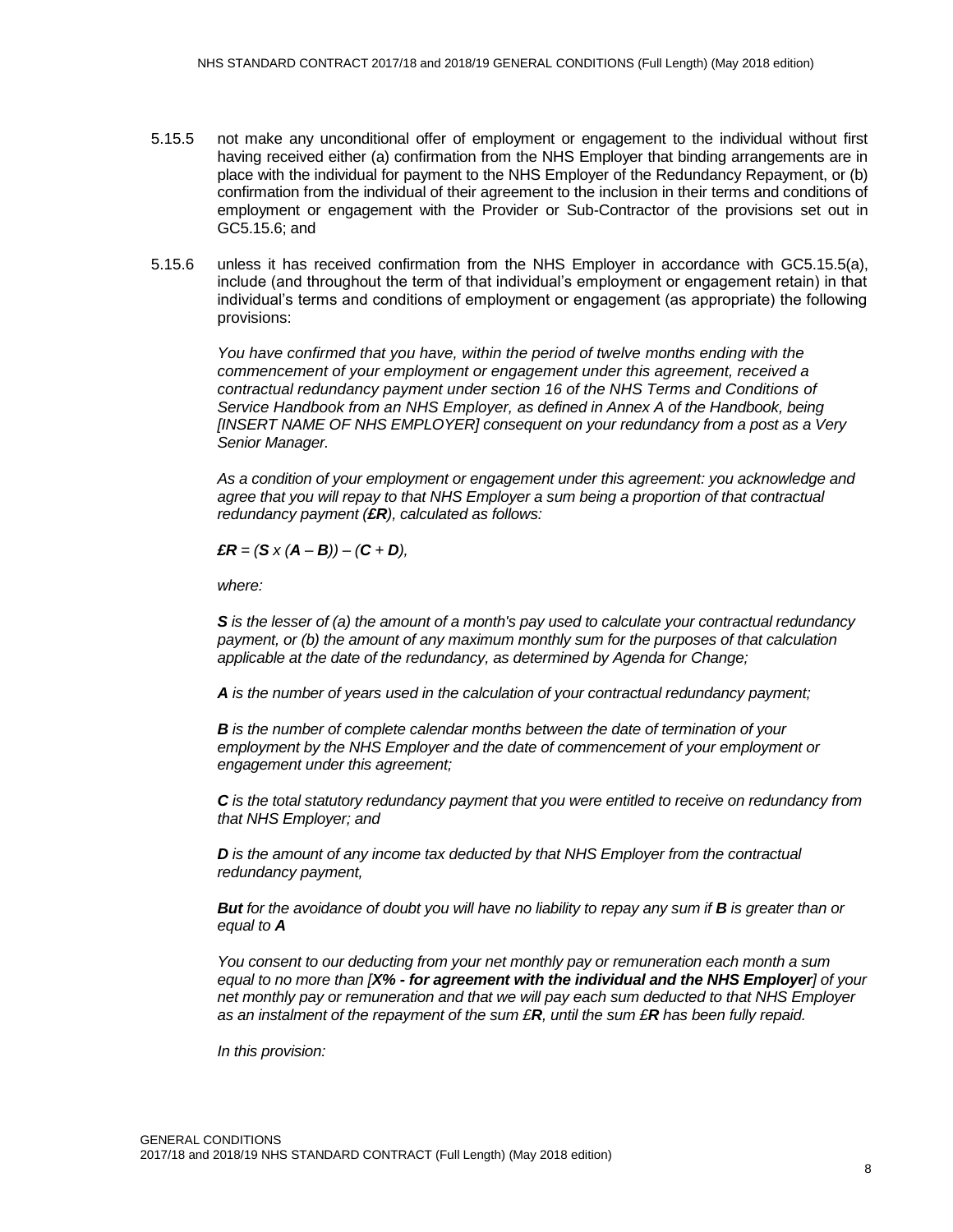5.15.5 not make any unconditional offer of employment or engagement to the individual without first having received either (a) confirmation from the NHS Employer that binding arrangements are in place with the individual for payment to the NHS Employer of the Redundancy Repayment, or (b) confirmation from the individual of their agreement to the inclusion in their terms and conditions of employment or engagement with the Provider or Sub-Contractor of the provisions set out in GC5.15.6; and

5.15.6 unless it has received confirmation from the NHS Employer in accordance with GC5.15.5(a), include (and throughout the term of that individual's employment or engagement retain) in that individual's terms and conditions of employment or engagement (as appropriate) the following provisions:

*You have confirmed that you have, within the period of twelve months ending with the commencement of your employment or engagement under this agreement, received a contractual redundancy payment under section 16 of the NHS Terms and Conditions of Service Handbook from an NHS Employer, as defined in Annex A of the Handbook, being [INSERT NAME OF NHS EMPLOYER] consequent on your redundancy from a post as a Very Senior Manager.*

*As a condition of your employment or engagement under this agreement: you acknowledge and agree that you will repay to that NHS Employer a sum being a proportion of that contractual redundancy payment (**£R**), calculated as follows:*

$$£R = (S \times (A - B)) - (C + D),$$

*where:*

***S** is the lesser of (a) the amount of a month's pay used to calculate your contractual redundancy payment, or (b) the amount of any maximum monthly sum for the purposes of that calculation applicable at the date of the redundancy, as determined by Agenda for Change;*

***A** is the number of years used in the calculation of your contractual redundancy payment;*

***B** is the number of complete calendar months between the date of termination of your employment by the NHS Employer and the date of commencement of your employment or engagement under this agreement;*

***C** is the total statutory redundancy payment that you were entitled to receive on redundancy from that NHS Employer; and*

***D** is the amount of any income tax deducted by that NHS Employer from the contractual redundancy payment,*

***But** for the avoidance of doubt you will have no liability to repay any sum if **B** is greater than or equal to **A***

*You consent to our deducting from your net monthly pay or remuneration each month a sum equal to no more than [**X% - for agreement with the individual and the NHS Employer**] of your net monthly pay or remuneration and that we will pay each sum deducted to that NHS Employer as an instalment of the repayment of the sum £**R**, until the sum £**R** has been fully repaid.*

*In this provision:*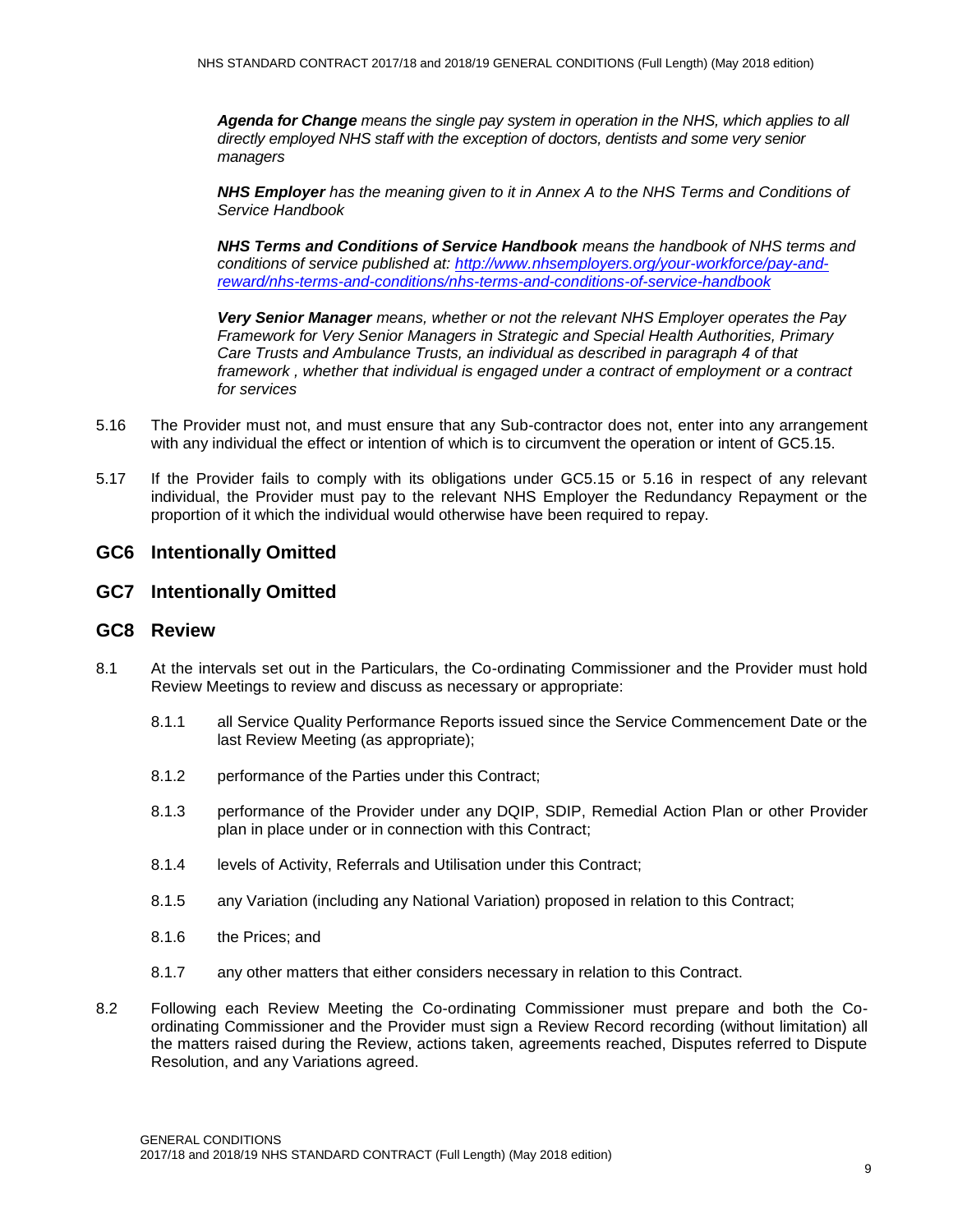***Agenda for Change*** *means the single pay system in operation in the NHS, which applies to all directly employed NHS staff with the exception of doctors, dentists and some very senior managers*

***NHS Employer*** *has the meaning given to it in Annex A to the NHS Terms and Conditions of Service Handbook*

***NHS Terms and Conditions of Service Handbook*** *means the handbook of NHS terms and conditions of service published at: [http://www.nhsemployers.org/your-workforce/pay-and-reward/nhs-terms-and-conditions/nhs-terms-and-conditions-of-service-handbook](http://www.nhsemployers.org/your-workforce/pay-and-reward/nhs-terms-and-conditions/nhs-terms-and-conditions-of-service-handbook)*

***Very Senior Manager*** *means, whether or not the relevant NHS Employer operates the Pay Framework for Very Senior Managers in Strategic and Special Health Authorities, Primary Care Trusts and Ambulance Trusts, an individual as described in paragraph 4 of that framework , whether that individual is engaged under a contract of employment or a contract for services*

5.16 The Provider must not, and must ensure that any Sub-contractor does not, enter into any arrangement with any individual the effect or intention of which is to circumvent the operation or intent of GC5.15.

5.17 If the Provider fails to comply with its obligations under GC5.15 or 5.16 in respect of any relevant individual, the Provider must pay to the relevant NHS Employer the Redundancy Repayment or the proportion of it which the individual would otherwise have been required to repay.

## GC6 Intentionally Omitted

## GC7 Intentionally Omitted

## GC8 Review

8.1 At the intervals set out in the Particulars, the Co-ordinating Commissioner and the Provider must hold Review Meetings to review and discuss as necessary or appropriate:

8.1.1 all Service Quality Performance Reports issued since the Service Commencement Date or the last Review Meeting (as appropriate);

8.1.2 performance of the Parties under this Contract;

8.1.3 performance of the Provider under any DQIP, SDIP, Remedial Action Plan or other Provider plan in place under or in connection with this Contract;

8.1.4 levels of Activity, Referrals and Utilisation under this Contract;

8.1.5 any Variation (including any National Variation) proposed in relation to this Contract;

8.1.6 the Prices; and

8.1.7 any other matters that either considers necessary in relation to this Contract.

8.2 Following each Review Meeting the Co-ordinating Commissioner must prepare and both the Co-ordinating Commissioner and the Provider must sign a Review Record recording (without limitation) all the matters raised during the Review, actions taken, agreements reached, Disputes referred to Dispute Resolution, and any Variations agreed.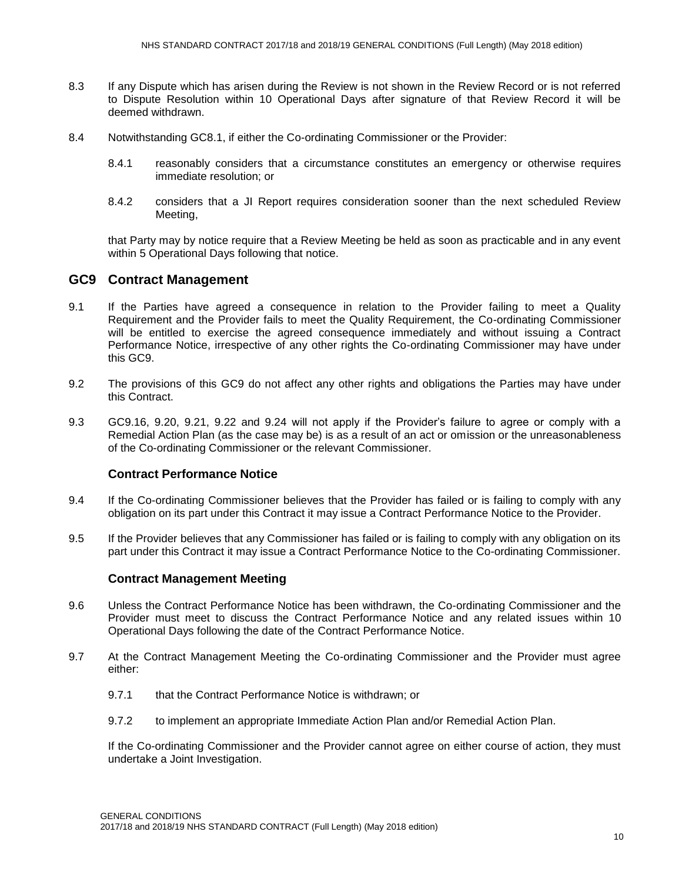8.3 If any Dispute which has arisen during the Review is not shown in the Review Record or is not referred to Dispute Resolution within 10 Operational Days after signature of that Review Record it will be deemed withdrawn.

8.4 Notwithstanding GC8.1, if either the Co-ordinating Commissioner or the Provider:

8.4.1 reasonably considers that a circumstance constitutes an emergency or otherwise requires immediate resolution; or

8.4.2 considers that a JI Report requires consideration sooner than the next scheduled Review Meeting,

that Party may by notice require that a Review Meeting be held as soon as practicable and in any event within 5 Operational Days following that notice.

## GC9 Contract Management

9.1 If the Parties have agreed a consequence in relation to the Provider failing to meet a Quality Requirement and the Provider fails to meet the Quality Requirement, the Co-ordinating Commissioner will be entitled to exercise the agreed consequence immediately and without issuing a Contract Performance Notice, irrespective of any other rights the Co-ordinating Commissioner may have under this GC9.

9.2 The provisions of this GC9 do not affect any other rights and obligations the Parties may have under this Contract.

9.3 GC9.16, 9.20, 9.21, 9.22 and 9.24 will not apply if the Provider's failure to agree or comply with a Remedial Action Plan (as the case may be) is as a result of an act or omission or the unreasonableness of the Co-ordinating Commissioner or the relevant Commissioner.

### Contract Performance Notice

9.4 If the Co-ordinating Commissioner believes that the Provider has failed or is failing to comply with any obligation on its part under this Contract it may issue a Contract Performance Notice to the Provider.

9.5 If the Provider believes that any Commissioner has failed or is failing to comply with any obligation on its part under this Contract it may issue a Contract Performance Notice to the Co-ordinating Commissioner.

### Contract Management Meeting

9.6 Unless the Contract Performance Notice has been withdrawn, the Co-ordinating Commissioner and the Provider must meet to discuss the Contract Performance Notice and any related issues within 10 Operational Days following the date of the Contract Performance Notice.

9.7 At the Contract Management Meeting the Co-ordinating Commissioner and the Provider must agree either:

9.7.1 that the Contract Performance Notice is withdrawn; or

9.7.2 to implement an appropriate Immediate Action Plan and/or Remedial Action Plan.

If the Co-ordinating Commissioner and the Provider cannot agree on either course of action, they must undertake a Joint Investigation.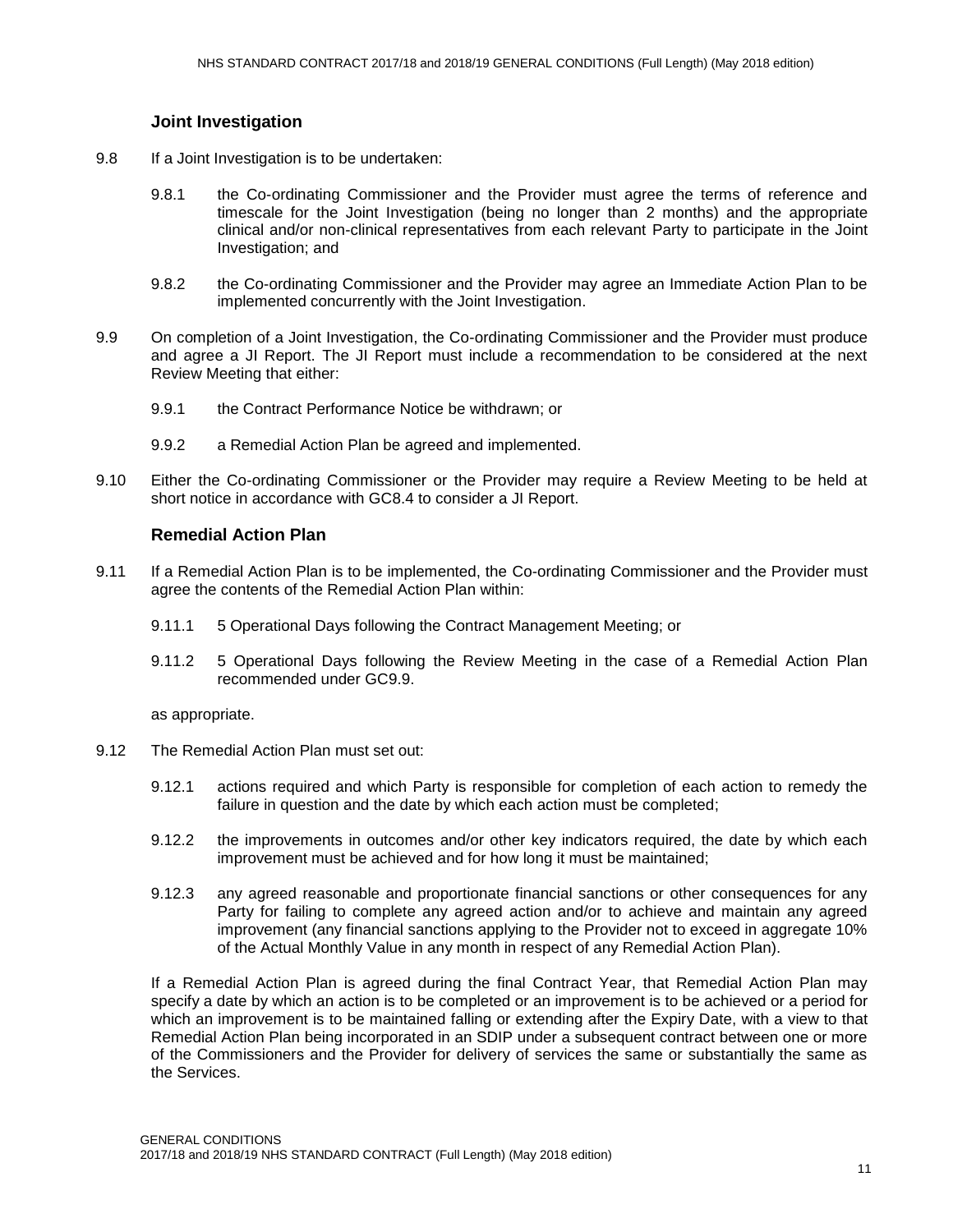### Joint Investigation

9.8 If a Joint Investigation is to be undertaken:

9.8.1 the Co-ordinating Commissioner and the Provider must agree the terms of reference and timescale for the Joint Investigation (being no longer than 2 months) and the appropriate clinical and/or non-clinical representatives from each relevant Party to participate in the Joint Investigation; and

9.8.2 the Co-ordinating Commissioner and the Provider may agree an Immediate Action Plan to be implemented concurrently with the Joint Investigation.

9.9 On completion of a Joint Investigation, the Co-ordinating Commissioner and the Provider must produce and agree a JI Report. The JI Report must include a recommendation to be considered at the next Review Meeting that either:

9.9.1 the Contract Performance Notice be withdrawn; or

9.9.2 a Remedial Action Plan be agreed and implemented.

9.10 Either the Co-ordinating Commissioner or the Provider may require a Review Meeting to be held at short notice in accordance with GC8.4 to consider a JI Report.

### Remedial Action Plan

9.11 If a Remedial Action Plan is to be implemented, the Co-ordinating Commissioner and the Provider must agree the contents of the Remedial Action Plan within:

9.11.1 5 Operational Days following the Contract Management Meeting; or

9.11.2 5 Operational Days following the Review Meeting in the case of a Remedial Action Plan recommended under GC9.9.

as appropriate.

9.12 The Remedial Action Plan must set out:

9.12.1 actions required and which Party is responsible for completion of each action to remedy the failure in question and the date by which each action must be completed;

9.12.2 the improvements in outcomes and/or other key indicators required, the date by which each improvement must be achieved and for how long it must be maintained;

9.12.3 any agreed reasonable and proportionate financial sanctions or other consequences for any Party for failing to complete any agreed action and/or to achieve and maintain any agreed improvement (any financial sanctions applying to the Provider not to exceed in aggregate 10% of the Actual Monthly Value in any month in respect of any Remedial Action Plan).

If a Remedial Action Plan is agreed during the final Contract Year, that Remedial Action Plan may specify a date by which an action is to be completed or an improvement is to be achieved or a period for which an improvement is to be maintained falling or extending after the Expiry Date, with a view to that Remedial Action Plan being incorporated in an SDIP under a subsequent contract between one or more of the Commissioners and the Provider for delivery of services the same or substantially the same as the Services.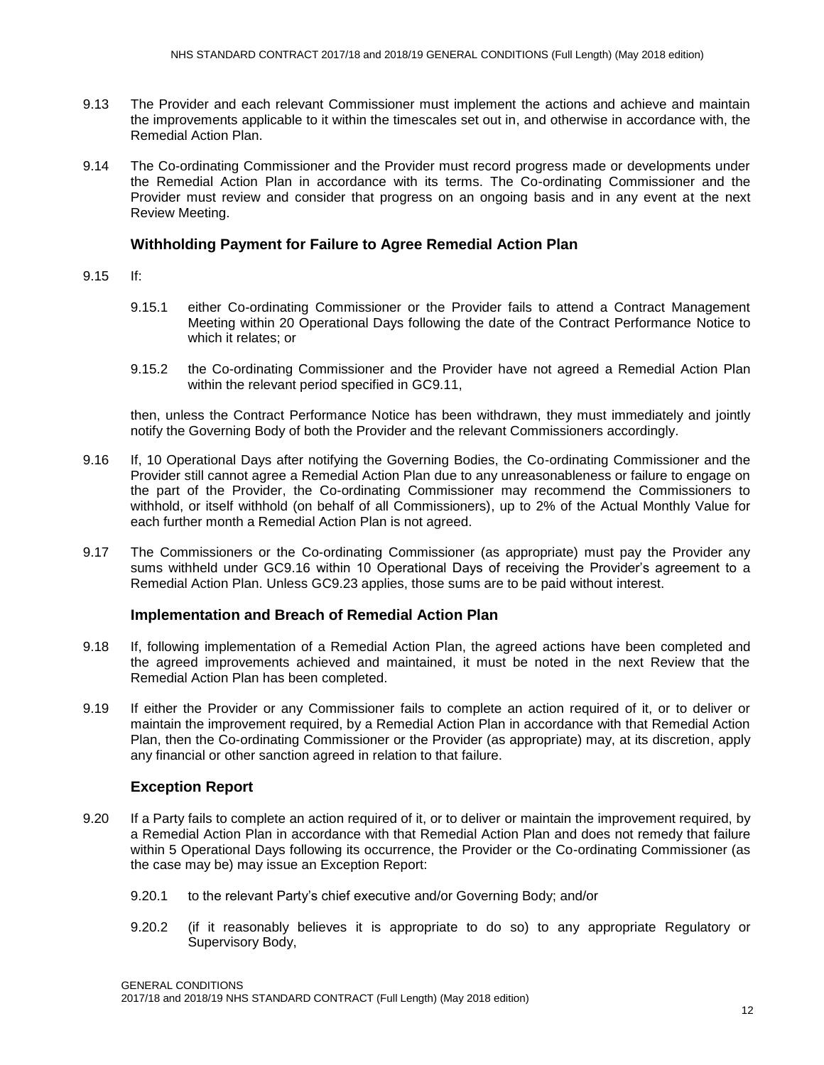9.13 The Provider and each relevant Commissioner must implement the actions and achieve and maintain the improvements applicable to it within the timescales set out in, and otherwise in accordance with, the Remedial Action Plan.

9.14 The Co-ordinating Commissioner and the Provider must record progress made or developments under the Remedial Action Plan in accordance with its terms. The Co-ordinating Commissioner and the Provider must review and consider that progress on an ongoing basis and in any event at the next Review Meeting.

### Withholding Payment for Failure to Agree Remedial Action Plan

9.15 If:

9.15.1 either Co-ordinating Commissioner or the Provider fails to attend a Contract Management Meeting within 20 Operational Days following the date of the Contract Performance Notice to which it relates; or

9.15.2 the Co-ordinating Commissioner and the Provider have not agreed a Remedial Action Plan within the relevant period specified in GC9.11,

then, unless the Contract Performance Notice has been withdrawn, they must immediately and jointly notify the Governing Body of both the Provider and the relevant Commissioners accordingly.

9.16 If, 10 Operational Days after notifying the Governing Bodies, the Co-ordinating Commissioner and the Provider still cannot agree a Remedial Action Plan due to any unreasonableness or failure to engage on the part of the Provider, the Co-ordinating Commissioner may recommend the Commissioners to withhold, or itself withhold (on behalf of all Commissioners), up to 2% of the Actual Monthly Value for each further month a Remedial Action Plan is not agreed.

9.17 The Commissioners or the Co-ordinating Commissioner (as appropriate) must pay the Provider any sums withheld under GC9.16 within 10 Operational Days of receiving the Provider's agreement to a Remedial Action Plan. Unless GC9.23 applies, those sums are to be paid without interest.

### Implementation and Breach of Remedial Action Plan

9.18 If, following implementation of a Remedial Action Plan, the agreed actions have been completed and the agreed improvements achieved and maintained, it must be noted in the next Review that the Remedial Action Plan has been completed.

9.19 If either the Provider or any Commissioner fails to complete an action required of it, or to deliver or maintain the improvement required, by a Remedial Action Plan in accordance with that Remedial Action Plan, then the Co-ordinating Commissioner or the Provider (as appropriate) may, at its discretion, apply any financial or other sanction agreed in relation to that failure.

### Exception Report

9.20 If a Party fails to complete an action required of it, or to deliver or maintain the improvement required, by a Remedial Action Plan in accordance with that Remedial Action Plan and does not remedy that failure within 5 Operational Days following its occurrence, the Provider or the Co-ordinating Commissioner (as the case may be) may issue an Exception Report:

9.20.1 to the relevant Party's chief executive and/or Governing Body; and/or

9.20.2 (if it reasonably believes it is appropriate to do so) to any appropriate Regulatory or Supervisory Body,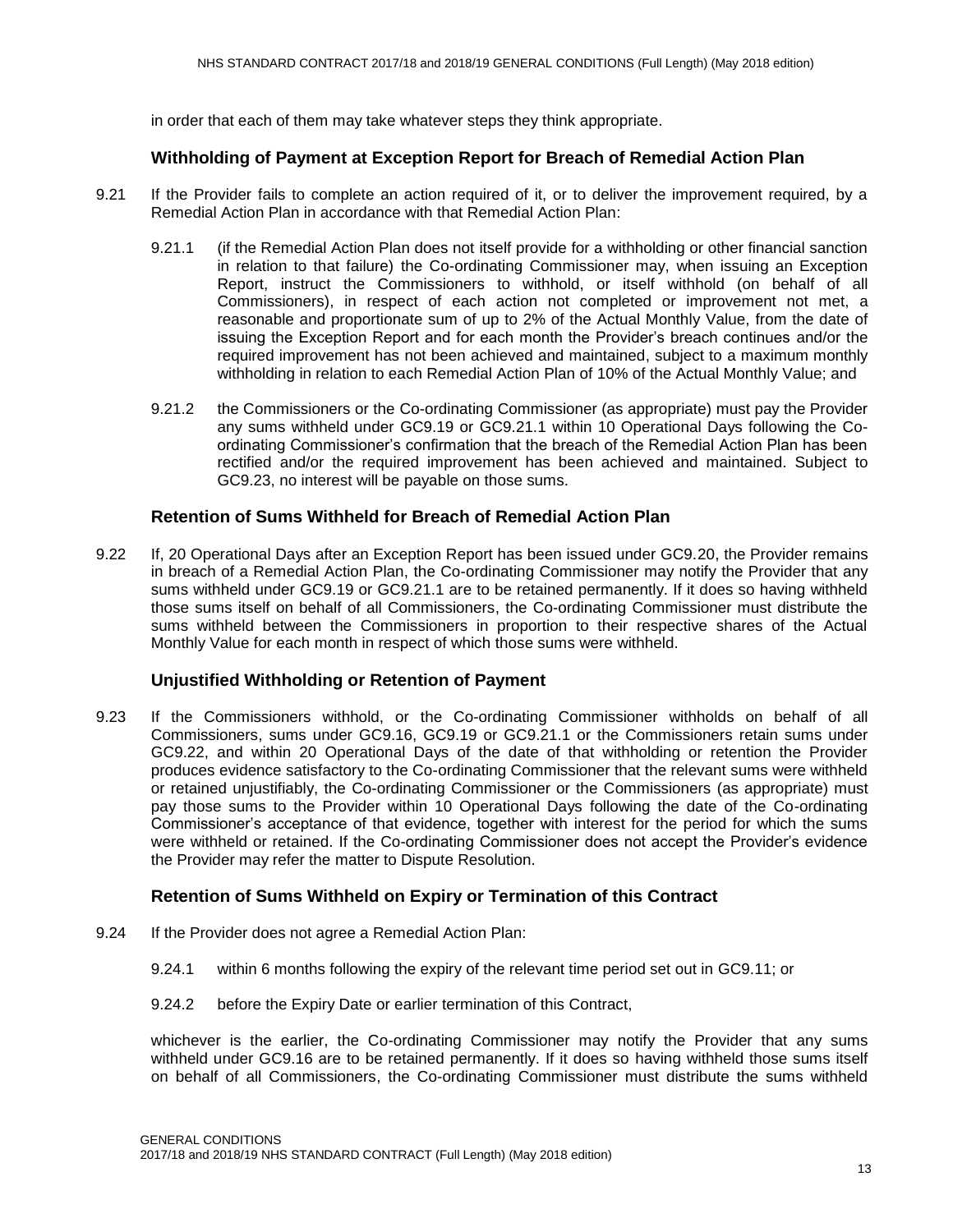in order that each of them may take whatever steps they think appropriate.

### Withholding of Payment at Exception Report for Breach of Remedial Action Plan

9.21 If the Provider fails to complete an action required of it, or to deliver the improvement required, by a Remedial Action Plan in accordance with that Remedial Action Plan:

9.21.1 (if the Remedial Action Plan does not itself provide for a withholding or other financial sanction in relation to that failure) the Co-ordinating Commissioner may, when issuing an Exception Report, instruct the Commissioners to withhold, or itself withhold (on behalf of all Commissioners), in respect of each action not completed or improvement not met, a reasonable and proportionate sum of up to 2% of the Actual Monthly Value, from the date of issuing the Exception Report and for each month the Provider's breach continues and/or the required improvement has not been achieved and maintained, subject to a maximum monthly withholding in relation to each Remedial Action Plan of 10% of the Actual Monthly Value; and

9.21.2 the Commissioners or the Co-ordinating Commissioner (as appropriate) must pay the Provider any sums withheld under GC9.19 or GC9.21.1 within 10 Operational Days following the Co-ordinating Commissioner's confirmation that the breach of the Remedial Action Plan has been rectified and/or the required improvement has been achieved and maintained. Subject to GC9.23, no interest will be payable on those sums.

### Retention of Sums Withheld for Breach of Remedial Action Plan

9.22 If, 20 Operational Days after an Exception Report has been issued under GC9.20, the Provider remains in breach of a Remedial Action Plan, the Co-ordinating Commissioner may notify the Provider that any sums withheld under GC9.19 or GC9.21.1 are to be retained permanently. If it does so having withheld those sums itself on behalf of all Commissioners, the Co-ordinating Commissioner must distribute the sums withheld between the Commissioners in proportion to their respective shares of the Actual Monthly Value for each month in respect of which those sums were withheld.

### Unjustified Withholding or Retention of Payment

9.23 If the Commissioners withhold, or the Co-ordinating Commissioner withholds on behalf of all Commissioners, sums under GC9.16, GC9.19 or GC9.21.1 or the Commissioners retain sums under GC9.22, and within 20 Operational Days of the date of that withholding or retention the Provider produces evidence satisfactory to the Co-ordinating Commissioner that the relevant sums were withheld or retained unjustifiably, the Co-ordinating Commissioner or the Commissioners (as appropriate) must pay those sums to the Provider within 10 Operational Days following the date of the Co-ordinating Commissioner's acceptance of that evidence, together with interest for the period for which the sums were withheld or retained. If the Co-ordinating Commissioner does not accept the Provider's evidence the Provider may refer the matter to Dispute Resolution.

### Retention of Sums Withheld on Expiry or Termination of this Contract

9.24 If the Provider does not agree a Remedial Action Plan:

9.24.1 within 6 months following the expiry of the relevant time period set out in GC9.11; or

9.24.2 before the Expiry Date or earlier termination of this Contract,

whichever is the earlier, the Co-ordinating Commissioner may notify the Provider that any sums withheld under GC9.16 are to be retained permanently. If it does so having withheld those sums itself on behalf of all Commissioners, the Co-ordinating Commissioner must distribute the sums withheld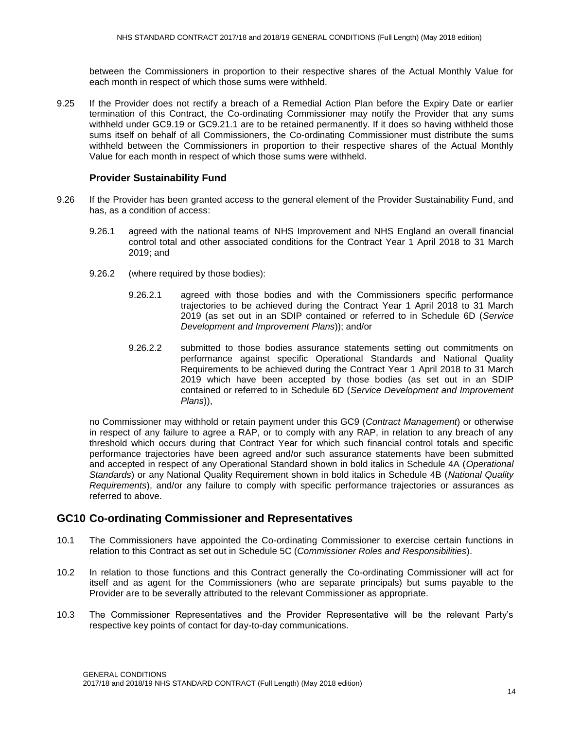between the Commissioners in proportion to their respective shares of the Actual Monthly Value for each month in respect of which those sums were withheld.

9.25 If the Provider does not rectify a breach of a Remedial Action Plan before the Expiry Date or earlier termination of this Contract, the Co-ordinating Commissioner may notify the Provider that any sums withheld under GC9.19 or GC9.21.1 are to be retained permanently. If it does so having withheld those sums itself on behalf of all Commissioners, the Co-ordinating Commissioner must distribute the sums withheld between the Commissioners in proportion to their respective shares of the Actual Monthly Value for each month in respect of which those sums were withheld.

### Provider Sustainability Fund

9.26 If the Provider has been granted access to the general element of the Provider Sustainability Fund, and has, as a condition of access:

9.26.1 agreed with the national teams of NHS Improvement and NHS England an overall financial control total and other associated conditions for the Contract Year 1 April 2018 to 31 March 2019; and

9.26.2 (where required by those bodies):

9.26.2.1 agreed with those bodies and with the Commissioners specific performance trajectories to be achieved during the Contract Year 1 April 2018 to 31 March 2019 (as set out in an SDIP contained or referred to in Schedule 6D (*Service Development and Improvement Plans*)); and/or

9.26.2.2 submitted to those bodies assurance statements setting out commitments on performance against specific Operational Standards and National Quality Requirements to be achieved during the Contract Year 1 April 2018 to 31 March 2019 which have been accepted by those bodies (as set out in an SDIP contained or referred to in Schedule 6D (*Service Development and Improvement Plans*)),

no Commissioner may withhold or retain payment under this GC9 (*Contract Management*) or otherwise in respect of any failure to agree a RAP, or to comply with any RAP, in relation to any breach of any threshold which occurs during that Contract Year for which such financial control totals and specific performance trajectories have been agreed and/or such assurance statements have been submitted and accepted in respect of any Operational Standard shown in bold italics in Schedule 4A (*Operational Standards*) or any National Quality Requirement shown in bold italics in Schedule 4B (*National Quality Requirements*), and/or any failure to comply with specific performance trajectories or assurances as referred to above.

## GC10 Co-ordinating Commissioner and Representatives

10.1 The Commissioners have appointed the Co-ordinating Commissioner to exercise certain functions in relation to this Contract as set out in Schedule 5C (*Commissioner Roles and Responsibilities*).

10.2 In relation to those functions and this Contract generally the Co-ordinating Commissioner will act for itself and as agent for the Commissioners (who are separate principals) but sums payable to the Provider are to be severally attributed to the relevant Commissioner as appropriate.

10.3 The Commissioner Representatives and the Provider Representative will be the relevant Party's respective key points of contact for day-to-day communications.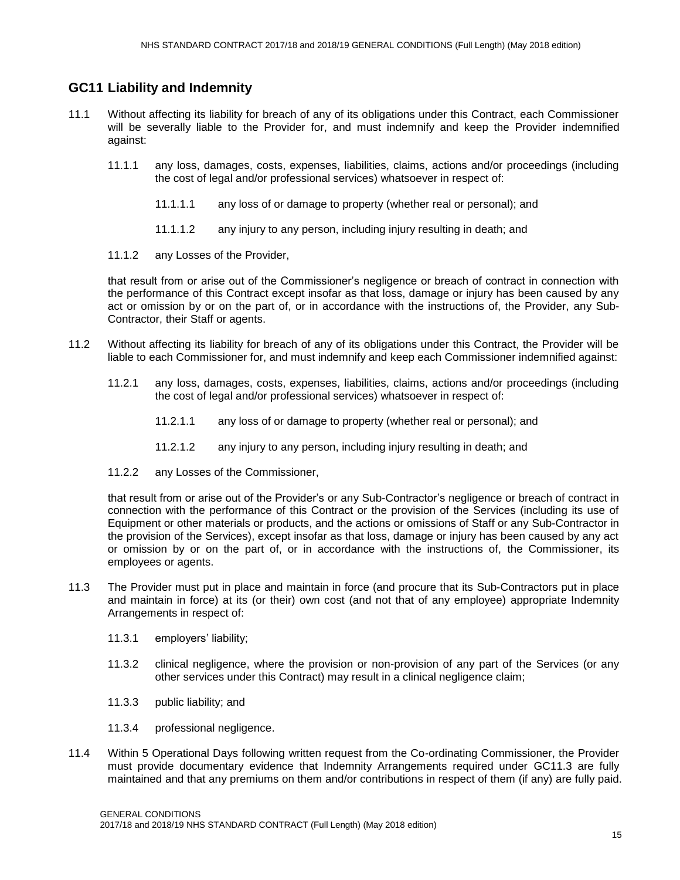## GC11 Liability and Indemnity

11.1 Without affecting its liability for breach of any of its obligations under this Contract, each Commissioner will be severally liable to the Provider for, and must indemnify and keep the Provider indemnified against:

11.1.1 any loss, damages, costs, expenses, liabilities, claims, actions and/or proceedings (including the cost of legal and/or professional services) whatsoever in respect of:

11.1.1.1 any loss of or damage to property (whether real or personal); and

11.1.1.2 any injury to any person, including injury resulting in death; and

11.1.2 any Losses of the Provider,

that result from or arise out of the Commissioner's negligence or breach of contract in connection with the performance of this Contract except insofar as that loss, damage or injury has been caused by any act or omission by or on the part of, or in accordance with the instructions of, the Provider, any Sub-Contractor, their Staff or agents.

11.2 Without affecting its liability for breach of any of its obligations under this Contract, the Provider will be liable to each Commissioner for, and must indemnify and keep each Commissioner indemnified against:

11.2.1 any loss, damages, costs, expenses, liabilities, claims, actions and/or proceedings (including the cost of legal and/or professional services) whatsoever in respect of:

11.2.1.1 any loss of or damage to property (whether real or personal); and

11.2.1.2 any injury to any person, including injury resulting in death; and

11.2.2 any Losses of the Commissioner,

that result from or arise out of the Provider's or any Sub-Contractor's negligence or breach of contract in connection with the performance of this Contract or the provision of the Services (including its use of Equipment or other materials or products, and the actions or omissions of Staff or any Sub-Contractor in the provision of the Services), except insofar as that loss, damage or injury has been caused by any act or omission by or on the part of, or in accordance with the instructions of, the Commissioner, its employees or agents.

11.3 The Provider must put in place and maintain in force (and procure that its Sub-Contractors put in place and maintain in force) at its (or their) own cost (and not that of any employee) appropriate Indemnity Arrangements in respect of:

11.3.1 employers' liability;

11.3.2 clinical negligence, where the provision or non-provision of any part of the Services (or any other services under this Contract) may result in a clinical negligence claim;

11.3.3 public liability; and

11.3.4 professional negligence.

11.4 Within 5 Operational Days following written request from the Co-ordinating Commissioner, the Provider must provide documentary evidence that Indemnity Arrangements required under GC11.3 are fully maintained and that any premiums on them and/or contributions in respect of them (if any) are fully paid.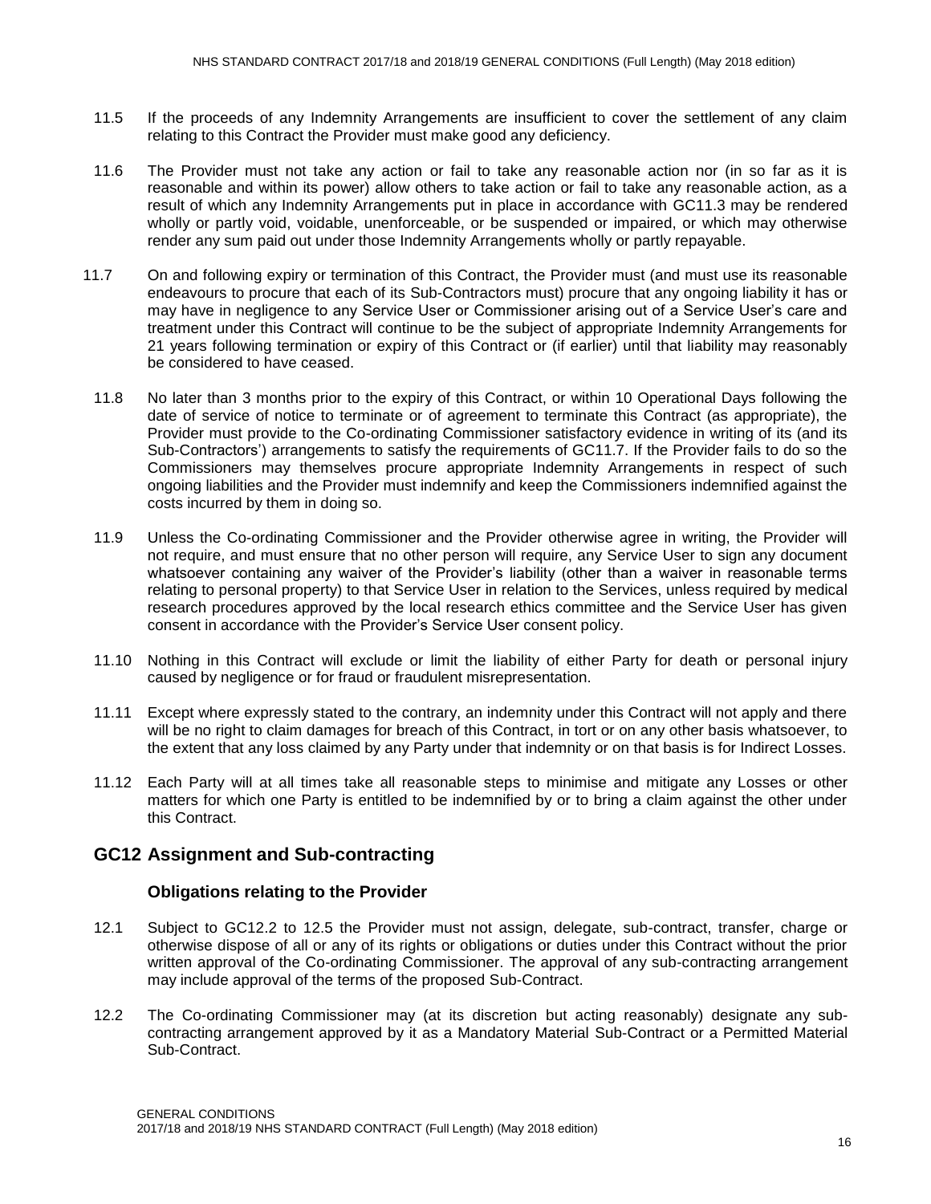11.5 If the proceeds of any Indemnity Arrangements are insufficient to cover the settlement of any claim relating to this Contract the Provider must make good any deficiency.

11.6 The Provider must not take any action or fail to take any reasonable action nor (in so far as it is reasonable and within its power) allow others to take action or fail to take any reasonable action, as a result of which any Indemnity Arrangements put in place in accordance with GC11.3 may be rendered wholly or partly void, voidable, unenforceable, or be suspended or impaired, or which may otherwise render any sum paid out under those Indemnity Arrangements wholly or partly repayable.

11.7 On and following expiry or termination of this Contract, the Provider must (and must use its reasonable endeavours to procure that each of its Sub-Contractors must) procure that any ongoing liability it has or may have in negligence to any Service User or Commissioner arising out of a Service User's care and treatment under this Contract will continue to be the subject of appropriate Indemnity Arrangements for 21 years following termination or expiry of this Contract or (if earlier) until that liability may reasonably be considered to have ceased.

11.8 No later than 3 months prior to the expiry of this Contract, or within 10 Operational Days following the date of service of notice to terminate or of agreement to terminate this Contract (as appropriate), the Provider must provide to the Co-ordinating Commissioner satisfactory evidence in writing of its (and its Sub-Contractors') arrangements to satisfy the requirements of GC11.7. If the Provider fails to do so the Commissioners may themselves procure appropriate Indemnity Arrangements in respect of such ongoing liabilities and the Provider must indemnify and keep the Commissioners indemnified against the costs incurred by them in doing so.

11.9 Unless the Co-ordinating Commissioner and the Provider otherwise agree in writing, the Provider will not require, and must ensure that no other person will require, any Service User to sign any document whatsoever containing any waiver of the Provider's liability (other than a waiver in reasonable terms relating to personal property) to that Service User in relation to the Services, unless required by medical research procedures approved by the local research ethics committee and the Service User has given consent in accordance with the Provider's Service User consent policy.

11.10 Nothing in this Contract will exclude or limit the liability of either Party for death or personal injury caused by negligence or for fraud or fraudulent misrepresentation.

11.11 Except where expressly stated to the contrary, an indemnity under this Contract will not apply and there will be no right to claim damages for breach of this Contract, in tort or on any other basis whatsoever, to the extent that any loss claimed by any Party under that indemnity or on that basis is for Indirect Losses.

11.12 Each Party will at all times take all reasonable steps to minimise and mitigate any Losses or other matters for which one Party is entitled to be indemnified by or to bring a claim against the other under this Contract.

## GC12 Assignment and Sub-contracting

### Obligations relating to the Provider

12.1 Subject to GC12.2 to 12.5 the Provider must not assign, delegate, sub-contract, transfer, charge or otherwise dispose of all or any of its rights or obligations or duties under this Contract without the prior written approval of the Co-ordinating Commissioner. The approval of any sub-contracting arrangement may include approval of the terms of the proposed Sub-Contract.

12.2 The Co-ordinating Commissioner may (at its discretion but acting reasonably) designate any sub-contracting arrangement approved by it as a Mandatory Material Sub-Contract or a Permitted Material Sub-Contract.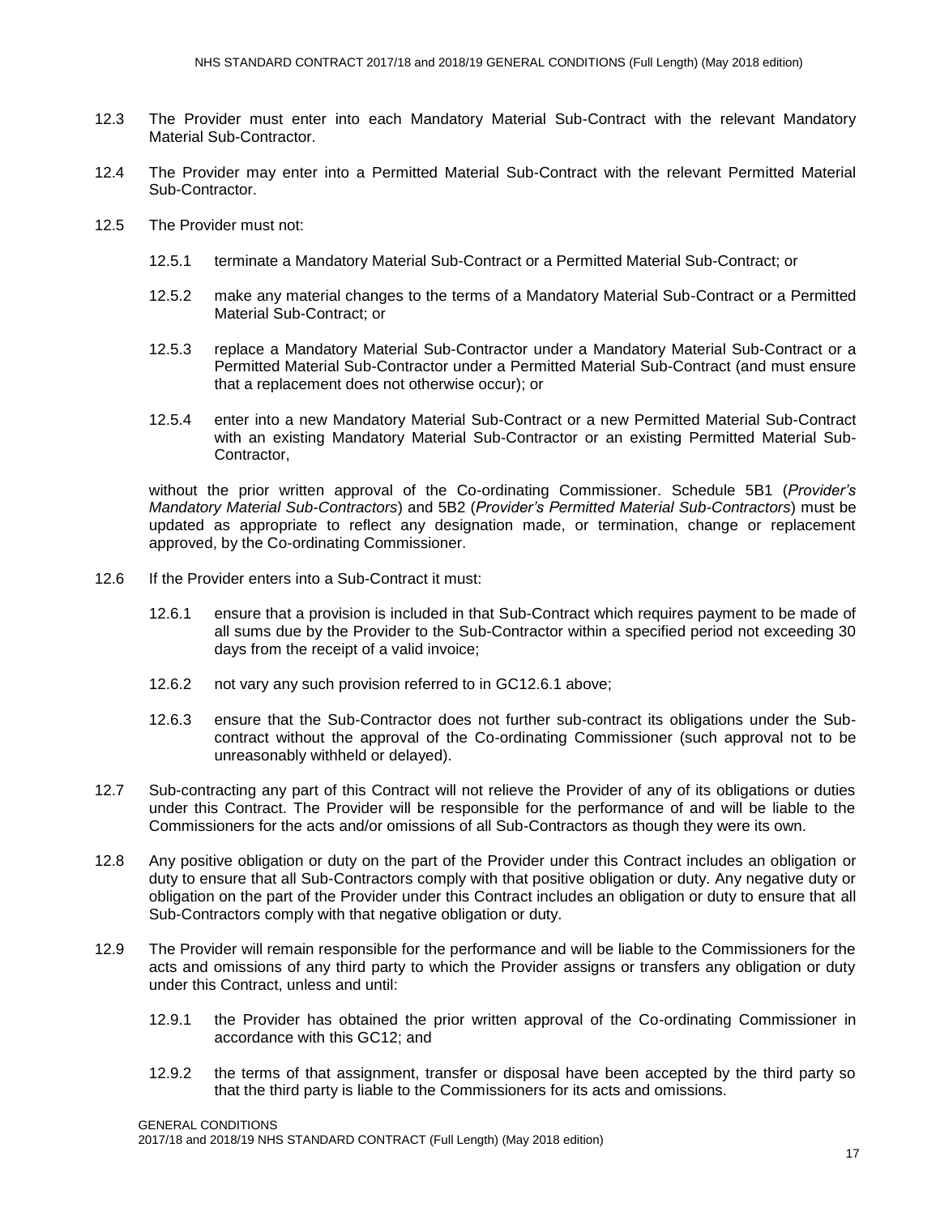12.3 The Provider must enter into each Mandatory Material Sub-Contract with the relevant Mandatory Material Sub-Contractor.

12.4 The Provider may enter into a Permitted Material Sub-Contract with the relevant Permitted Material Sub-Contractor.

12.5 The Provider must not:

12.5.1 terminate a Mandatory Material Sub-Contract or a Permitted Material Sub-Contract; or

12.5.2 make any material changes to the terms of a Mandatory Material Sub-Contract or a Permitted Material Sub-Contract; or

12.5.3 replace a Mandatory Material Sub-Contractor under a Mandatory Material Sub-Contract or a Permitted Material Sub-Contractor under a Permitted Material Sub-Contract (and must ensure that a replacement does not otherwise occur); or

12.5.4 enter into a new Mandatory Material Sub-Contract or a new Permitted Material Sub-Contract with an existing Mandatory Material Sub-Contractor or an existing Permitted Material Sub-Contractor,

without the prior written approval of the Co-ordinating Commissioner. Schedule 5B1 (*Provider's Mandatory Material Sub-Contractors*) and 5B2 (*Provider's Permitted Material Sub-Contractors*) must be updated as appropriate to reflect any designation made, or termination, change or replacement approved, by the Co-ordinating Commissioner.

12.6 If the Provider enters into a Sub-Contract it must:

12.6.1 ensure that a provision is included in that Sub-Contract which requires payment to be made of all sums due by the Provider to the Sub-Contractor within a specified period not exceeding 30 days from the receipt of a valid invoice;

12.6.2 not vary any such provision referred to in GC12.6.1 above;

12.6.3 ensure that the Sub-Contractor does not further sub-contract its obligations under the Sub-contract without the approval of the Co-ordinating Commissioner (such approval not to be unreasonably withheld or delayed).

12.7 Sub-contracting any part of this Contract will not relieve the Provider of any of its obligations or duties under this Contract. The Provider will be responsible for the performance of and will be liable to the Commissioners for the acts and/or omissions of all Sub-Contractors as though they were its own.

12.8 Any positive obligation or duty on the part of the Provider under this Contract includes an obligation or duty to ensure that all Sub-Contractors comply with that positive obligation or duty. Any negative duty or obligation on the part of the Provider under this Contract includes an obligation or duty to ensure that all Sub-Contractors comply with that negative obligation or duty.

12.9 The Provider will remain responsible for the performance and will be liable to the Commissioners for the acts and omissions of any third party to which the Provider assigns or transfers any obligation or duty under this Contract, unless and until:

12.9.1 the Provider has obtained the prior written approval of the Co-ordinating Commissioner in accordance with this GC12; and

12.9.2 the terms of that assignment, transfer or disposal have been accepted by the third party so that the third party is liable to the Commissioners for its acts and omissions.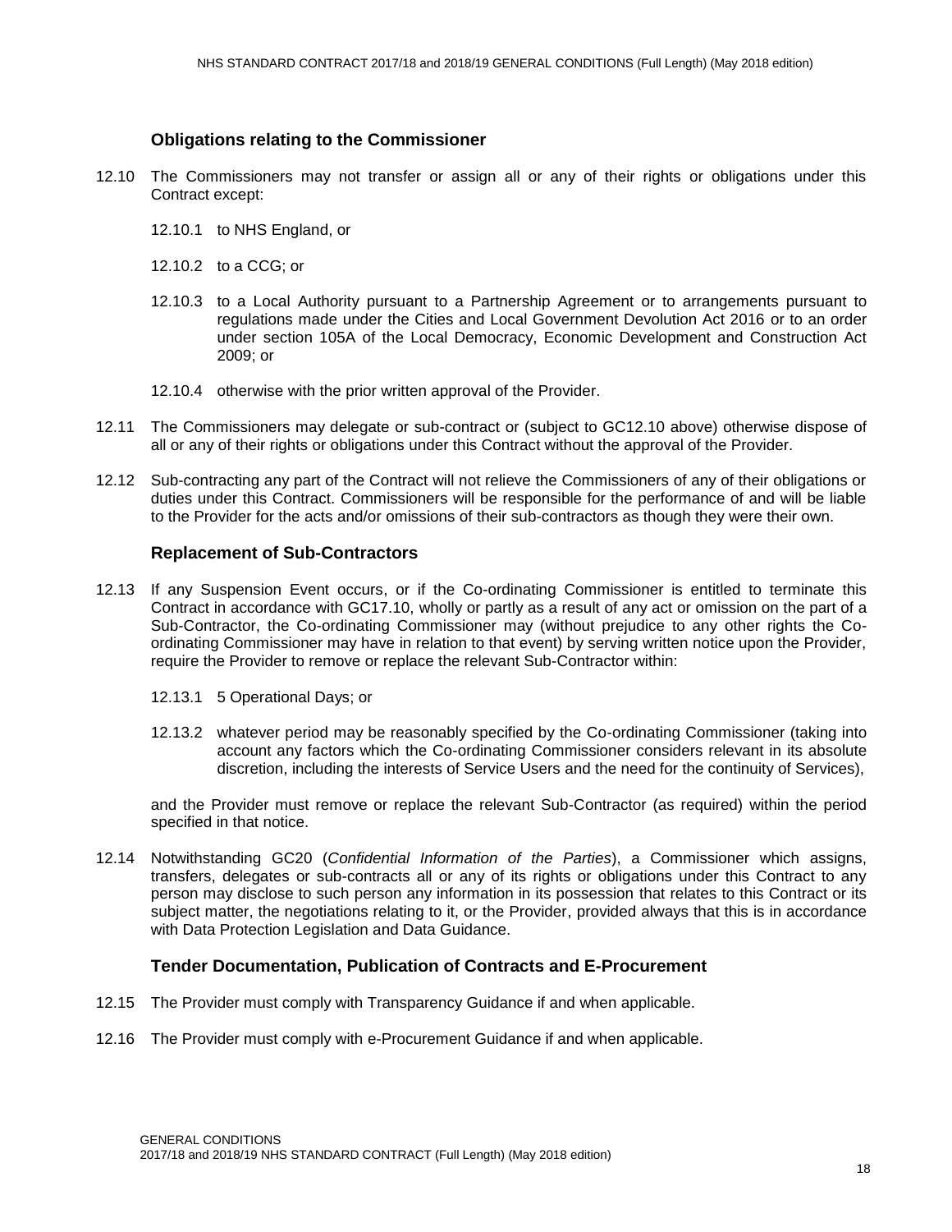### Obligations relating to the Commissioner

12.10 The Commissioners may not transfer or assign all or any of their rights or obligations under this Contract except:

12.10.1 to NHS England, or

12.10.2 to a CCG; or

12.10.3 to a Local Authority pursuant to a Partnership Agreement or to arrangements pursuant to regulations made under the Cities and Local Government Devolution Act 2016 or to an order under section 105A of the Local Democracy, Economic Development and Construction Act 2009; or

12.10.4 otherwise with the prior written approval of the Provider.

12.11 The Commissioners may delegate or sub-contract or (subject to GC12.10 above) otherwise dispose of all or any of their rights or obligations under this Contract without the approval of the Provider.

12.12 Sub-contracting any part of the Contract will not relieve the Commissioners of any of their obligations or duties under this Contract. Commissioners will be responsible for the performance of and will be liable to the Provider for the acts and/or omissions of their sub-contractors as though they were their own.

### Replacement of Sub-Contractors

12.13 If any Suspension Event occurs, or if the Co-ordinating Commissioner is entitled to terminate this Contract in accordance with GC17.10, wholly or partly as a result of any act or omission on the part of a Sub-Contractor, the Co-ordinating Commissioner may (without prejudice to any other rights the Co-ordinating Commissioner may have in relation to that event) by serving written notice upon the Provider, require the Provider to remove or replace the relevant Sub-Contractor within:

12.13.1 5 Operational Days; or

12.13.2 whatever period may be reasonably specified by the Co-ordinating Commissioner (taking into account any factors which the Co-ordinating Commissioner considers relevant in its absolute discretion, including the interests of Service Users and the need for the continuity of Services),

and the Provider must remove or replace the relevant Sub-Contractor (as required) within the period specified in that notice.

12.14 Notwithstanding GC20 (*Confidential Information of the Parties*), a Commissioner which assigns, transfers, delegates or sub-contracts all or any of its rights or obligations under this Contract to any person may disclose to such person any information in its possession that relates to this Contract or its subject matter, the negotiations relating to it, or the Provider, provided always that this is in accordance with Data Protection Legislation and Data Guidance.

### Tender Documentation, Publication of Contracts and E-Procurement

12.15 The Provider must comply with Transparency Guidance if and when applicable.

12.16 The Provider must comply with e-Procurement Guidance if and when applicable.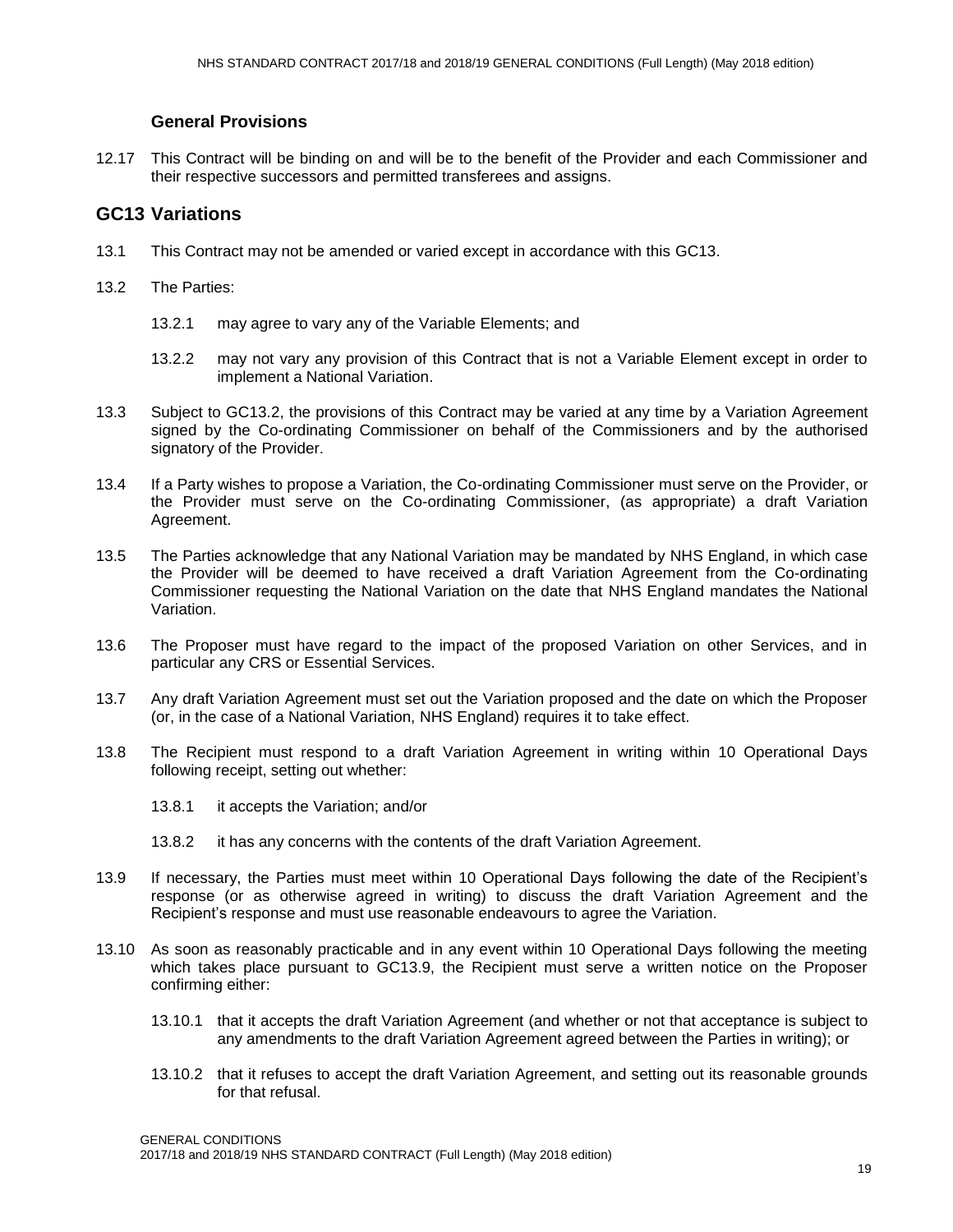### General Provisions

12.17 This Contract will be binding on and will be to the benefit of the Provider and each Commissioner and their respective successors and permitted transferees and assigns.

## GC13 Variations

13.1 This Contract may not be amended or varied except in accordance with this GC13.

13.2 The Parties:

13.2.1 may agree to vary any of the Variable Elements; and

13.2.2 may not vary any provision of this Contract that is not a Variable Element except in order to implement a National Variation.

13.3 Subject to GC13.2, the provisions of this Contract may be varied at any time by a Variation Agreement signed by the Co-ordinating Commissioner on behalf of the Commissioners and by the authorised signatory of the Provider.

13.4 If a Party wishes to propose a Variation, the Co-ordinating Commissioner must serve on the Provider, or the Provider must serve on the Co-ordinating Commissioner, (as appropriate) a draft Variation Agreement.

13.5 The Parties acknowledge that any National Variation may be mandated by NHS England, in which case the Provider will be deemed to have received a draft Variation Agreement from the Co-ordinating Commissioner requesting the National Variation on the date that NHS England mandates the National Variation.

13.6 The Proposer must have regard to the impact of the proposed Variation on other Services, and in particular any CRS or Essential Services.

13.7 Any draft Variation Agreement must set out the Variation proposed and the date on which the Proposer (or, in the case of a National Variation, NHS England) requires it to take effect.

13.8 The Recipient must respond to a draft Variation Agreement in writing within 10 Operational Days following receipt, setting out whether:

13.8.1 it accepts the Variation; and/or

13.8.2 it has any concerns with the contents of the draft Variation Agreement.

13.9 If necessary, the Parties must meet within 10 Operational Days following the date of the Recipient's response (or as otherwise agreed in writing) to discuss the draft Variation Agreement and the Recipient's response and must use reasonable endeavours to agree the Variation.

13.10 As soon as reasonably practicable and in any event within 10 Operational Days following the meeting which takes place pursuant to GC13.9, the Recipient must serve a written notice on the Proposer confirming either:

13.10.1 that it accepts the draft Variation Agreement (and whether or not that acceptance is subject to any amendments to the draft Variation Agreement agreed between the Parties in writing); or

13.10.2 that it refuses to accept the draft Variation Agreement, and setting out its reasonable grounds for that refusal.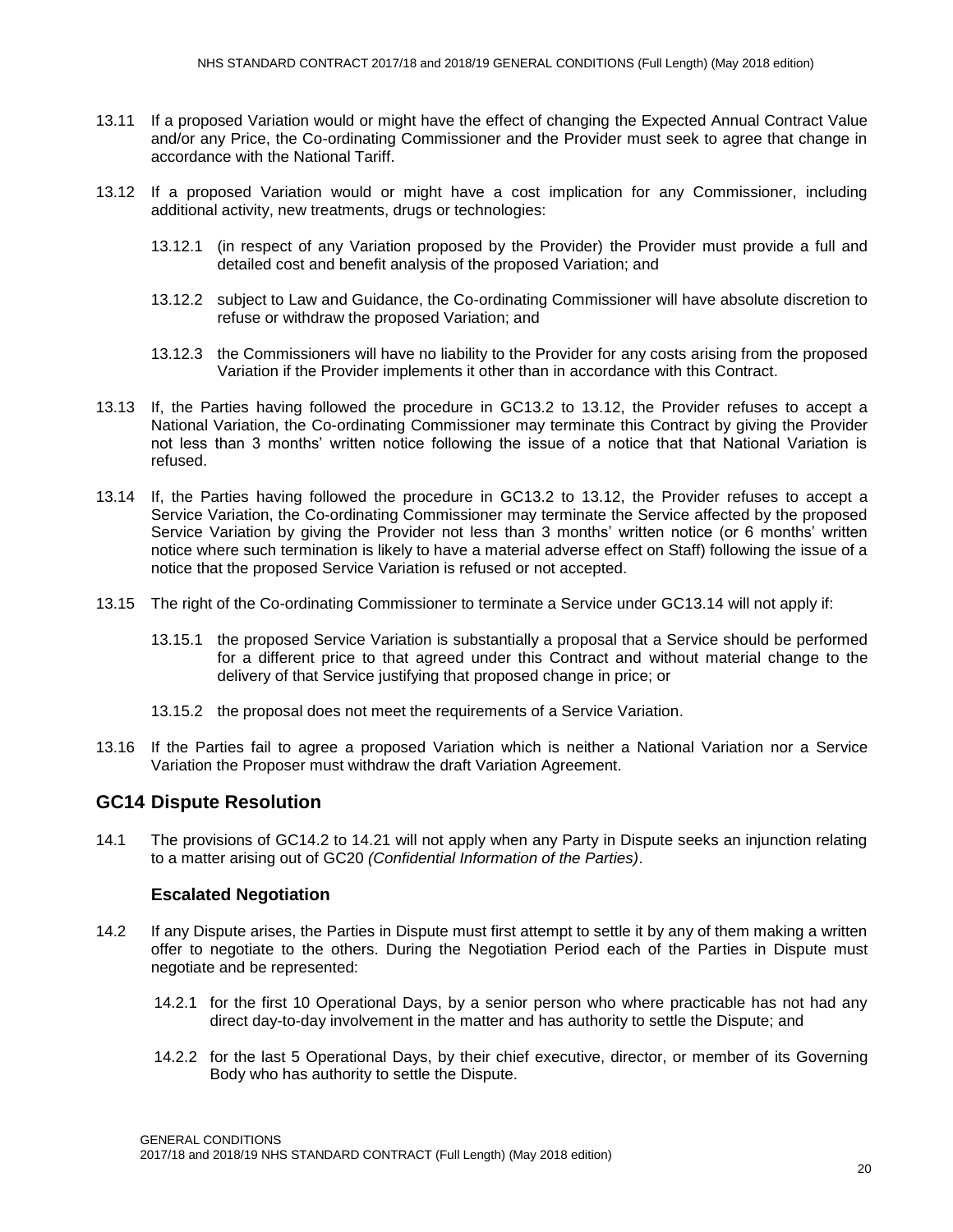13.11 If a proposed Variation would or might have the effect of changing the Expected Annual Contract Value and/or any Price, the Co-ordinating Commissioner and the Provider must seek to agree that change in accordance with the National Tariff.

13.12 If a proposed Variation would or might have a cost implication for any Commissioner, including additional activity, new treatments, drugs or technologies:

13.12.1 (in respect of any Variation proposed by the Provider) the Provider must provide a full and detailed cost and benefit analysis of the proposed Variation; and

13.12.2 subject to Law and Guidance, the Co-ordinating Commissioner will have absolute discretion to refuse or withdraw the proposed Variation; and

13.12.3 the Commissioners will have no liability to the Provider for any costs arising from the proposed Variation if the Provider implements it other than in accordance with this Contract.

13.13 If, the Parties having followed the procedure in GC13.2 to 13.12, the Provider refuses to accept a National Variation, the Co-ordinating Commissioner may terminate this Contract by giving the Provider not less than 3 months' written notice following the issue of a notice that that National Variation is refused.

13.14 If, the Parties having followed the procedure in GC13.2 to 13.12, the Provider refuses to accept a Service Variation, the Co-ordinating Commissioner may terminate the Service affected by the proposed Service Variation by giving the Provider not less than 3 months' written notice (or 6 months' written notice where such termination is likely to have a material adverse effect on Staff) following the issue of a notice that the proposed Service Variation is refused or not accepted.

13.15 The right of the Co-ordinating Commissioner to terminate a Service under GC13.14 will not apply if:

13.15.1 the proposed Service Variation is substantially a proposal that a Service should be performed for a different price to that agreed under this Contract and without material change to the delivery of that Service justifying that proposed change in price; or

13.15.2 the proposal does not meet the requirements of a Service Variation.

13.16 If the Parties fail to agree a proposed Variation which is neither a National Variation nor a Service Variation the Proposer must withdraw the draft Variation Agreement.

## GC14 Dispute Resolution

14.1 The provisions of GC14.2 to 14.21 will not apply when any Party in Dispute seeks an injunction relating to a matter arising out of GC20 *(Confidential Information of the Parties)*.

### Escalated Negotiation

14.2 If any Dispute arises, the Parties in Dispute must first attempt to settle it by any of them making a written offer to negotiate to the others. During the Negotiation Period each of the Parties in Dispute must negotiate and be represented:

14.2.1 for the first 10 Operational Days, by a senior person who where practicable has not had any direct day-to-day involvement in the matter and has authority to settle the Dispute; and

14.2.2 for the last 5 Operational Days, by their chief executive, director, or member of its Governing Body who has authority to settle the Dispute.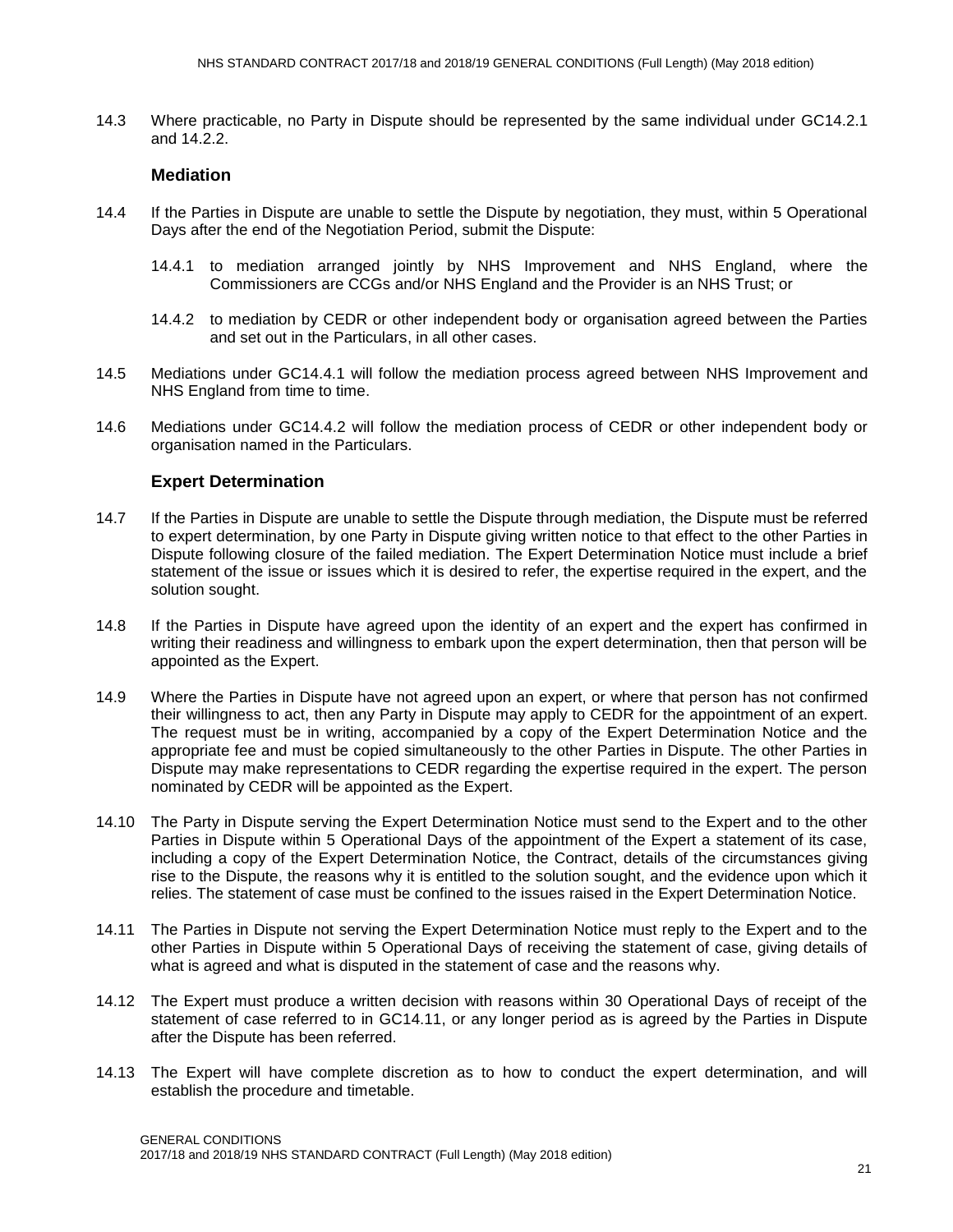14.3 Where practicable, no Party in Dispute should be represented by the same individual under GC14.2.1 and 14.2.2.

### Mediation

14.4 If the Parties in Dispute are unable to settle the Dispute by negotiation, they must, within 5 Operational Days after the end of the Negotiation Period, submit the Dispute:

14.4.1 to mediation arranged jointly by NHS Improvement and NHS England, where the Commissioners are CCGs and/or NHS England and the Provider is an NHS Trust; or

14.4.2 to mediation by CEDR or other independent body or organisation agreed between the Parties and set out in the Particulars, in all other cases.

14.5 Mediations under GC14.4.1 will follow the mediation process agreed between NHS Improvement and NHS England from time to time.

14.6 Mediations under GC14.4.2 will follow the mediation process of CEDR or other independent body or organisation named in the Particulars.

### Expert Determination

14.7 If the Parties in Dispute are unable to settle the Dispute through mediation, the Dispute must be referred to expert determination, by one Party in Dispute giving written notice to that effect to the other Parties in Dispute following closure of the failed mediation. The Expert Determination Notice must include a brief statement of the issue or issues which it is desired to refer, the expertise required in the expert, and the solution sought.

14.8 If the Parties in Dispute have agreed upon the identity of an expert and the expert has confirmed in writing their readiness and willingness to embark upon the expert determination, then that person will be appointed as the Expert.

14.9 Where the Parties in Dispute have not agreed upon an expert, or where that person has not confirmed their willingness to act, then any Party in Dispute may apply to CEDR for the appointment of an expert. The request must be in writing, accompanied by a copy of the Expert Determination Notice and the appropriate fee and must be copied simultaneously to the other Parties in Dispute. The other Parties in Dispute may make representations to CEDR regarding the expertise required in the expert. The person nominated by CEDR will be appointed as the Expert.

14.10 The Party in Dispute serving the Expert Determination Notice must send to the Expert and to the other Parties in Dispute within 5 Operational Days of the appointment of the Expert a statement of its case, including a copy of the Expert Determination Notice, the Contract, details of the circumstances giving rise to the Dispute, the reasons why it is entitled to the solution sought, and the evidence upon which it relies. The statement of case must be confined to the issues raised in the Expert Determination Notice.

14.11 The Parties in Dispute not serving the Expert Determination Notice must reply to the Expert and to the other Parties in Dispute within 5 Operational Days of receiving the statement of case, giving details of what is agreed and what is disputed in the statement of case and the reasons why.

14.12 The Expert must produce a written decision with reasons within 30 Operational Days of receipt of the statement of case referred to in GC14.11, or any longer period as is agreed by the Parties in Dispute after the Dispute has been referred.

14.13 The Expert will have complete discretion as to how to conduct the expert determination, and will establish the procedure and timetable.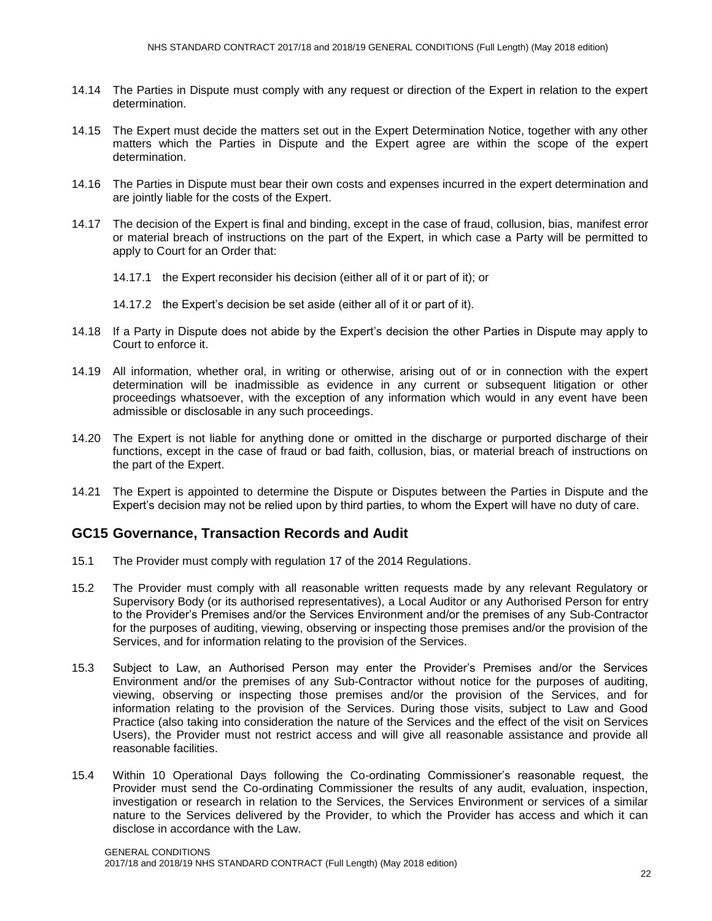14.14 The Parties in Dispute must comply with any request or direction of the Expert in relation to the expert determination.

14.15 The Expert must decide the matters set out in the Expert Determination Notice, together with any other matters which the Parties in Dispute and the Expert agree are within the scope of the expert determination.

14.16 The Parties in Dispute must bear their own costs and expenses incurred in the expert determination and are jointly liable for the costs of the Expert.

14.17 The decision of the Expert is final and binding, except in the case of fraud, collusion, bias, manifest error or material breach of instructions on the part of the Expert, in which case a Party will be permitted to apply to Court for an Order that:

14.17.1 the Expert reconsider his decision (either all of it or part of it); or

14.17.2 the Expert's decision be set aside (either all of it or part of it).

14.18 If a Party in Dispute does not abide by the Expert's decision the other Parties in Dispute may apply to Court to enforce it.

14.19 All information, whether oral, in writing or otherwise, arising out of or in connection with the expert determination will be inadmissible as evidence in any current or subsequent litigation or other proceedings whatsoever, with the exception of any information which would in any event have been admissible or disclosable in any such proceedings.

14.20 The Expert is not liable for anything done or omitted in the discharge or purported discharge of their functions, except in the case of fraud or bad faith, collusion, bias, or material breach of instructions on the part of the Expert.

14.21 The Expert is appointed to determine the Dispute or Disputes between the Parties in Dispute and the Expert's decision may not be relied upon by third parties, to whom the Expert will have no duty of care.

## GC15 Governance, Transaction Records and Audit

15.1 The Provider must comply with regulation 17 of the 2014 Regulations.

15.2 The Provider must comply with all reasonable written requests made by any relevant Regulatory or Supervisory Body (or its authorised representatives), a Local Auditor or any Authorised Person for entry to the Provider's Premises and/or the Services Environment and/or the premises of any Sub-Contractor for the purposes of auditing, viewing, observing or inspecting those premises and/or the provision of the Services, and for information relating to the provision of the Services.

15.3 Subject to Law, an Authorised Person may enter the Provider's Premises and/or the Services Environment and/or the premises of any Sub-Contractor without notice for the purposes of auditing, viewing, observing or inspecting those premises and/or the provision of the Services, and for information relating to the provision of the Services. During those visits, subject to Law and Good Practice (also taking into consideration the nature of the Services and the effect of the visit on Services Users), the Provider must not restrict access and will give all reasonable assistance and provide all reasonable facilities.

15.4 Within 10 Operational Days following the Co-ordinating Commissioner's reasonable request, the Provider must send the Co-ordinating Commissioner the results of any audit, evaluation, inspection, investigation or research in relation to the Services, the Services Environment or services of a similar nature to the Services delivered by the Provider, to which the Provider has access and which it can disclose in accordance with the Law.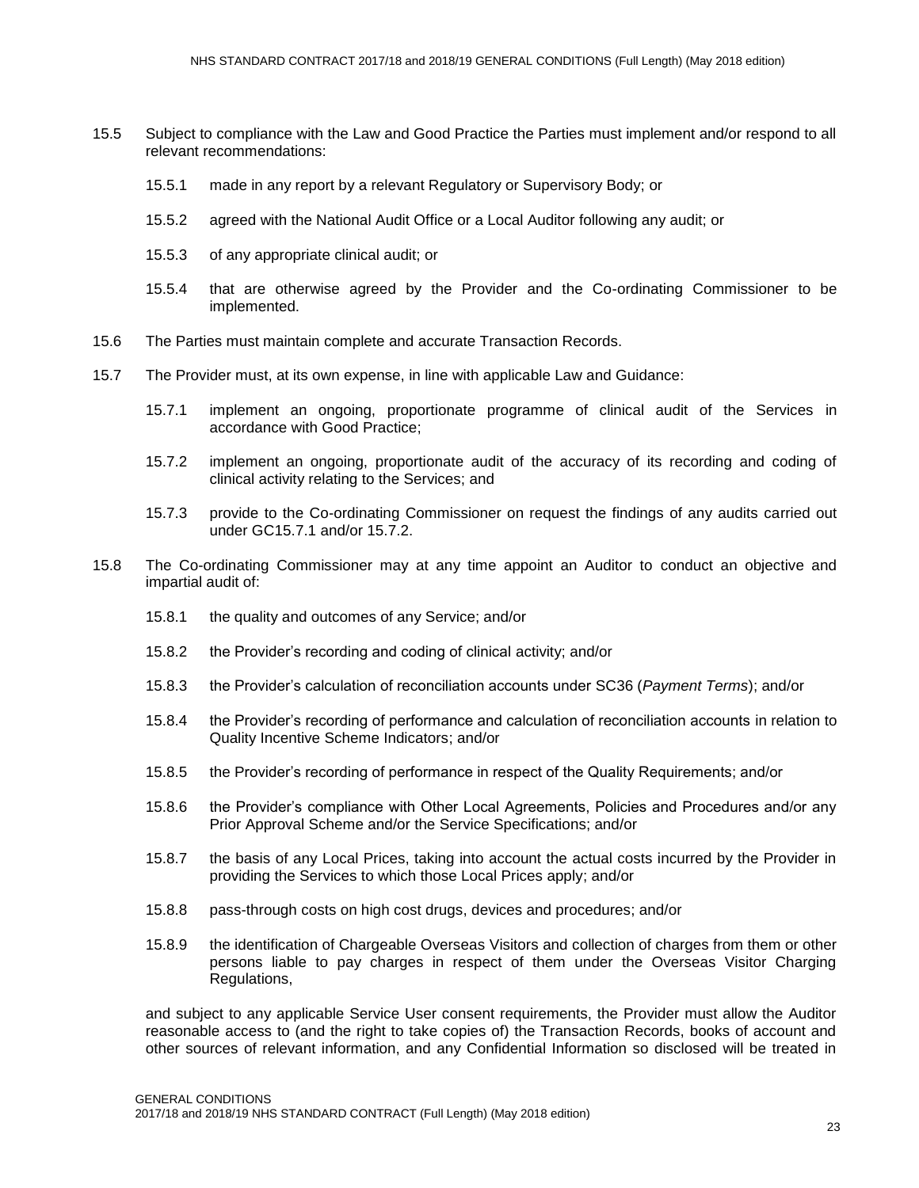15.5 Subject to compliance with the Law and Good Practice the Parties must implement and/or respond to all relevant recommendations:

15.5.1 made in any report by a relevant Regulatory or Supervisory Body; or

15.5.2 agreed with the National Audit Office or a Local Auditor following any audit; or

15.5.3 of any appropriate clinical audit; or

15.5.4 that are otherwise agreed by the Provider and the Co-ordinating Commissioner to be implemented.

15.6 The Parties must maintain complete and accurate Transaction Records.

15.7 The Provider must, at its own expense, in line with applicable Law and Guidance:

15.7.1 implement an ongoing, proportionate programme of clinical audit of the Services in accordance with Good Practice;

15.7.2 implement an ongoing, proportionate audit of the accuracy of its recording and coding of clinical activity relating to the Services; and

15.7.3 provide to the Co-ordinating Commissioner on request the findings of any audits carried out under GC15.7.1 and/or 15.7.2.

15.8 The Co-ordinating Commissioner may at any time appoint an Auditor to conduct an objective and impartial audit of:

15.8.1 the quality and outcomes of any Service; and/or

15.8.2 the Provider's recording and coding of clinical activity; and/or

15.8.3 the Provider's calculation of reconciliation accounts under SC36 (*Payment Terms*); and/or

15.8.4 the Provider's recording of performance and calculation of reconciliation accounts in relation to Quality Incentive Scheme Indicators; and/or

15.8.5 the Provider's recording of performance in respect of the Quality Requirements; and/or

15.8.6 the Provider's compliance with Other Local Agreements, Policies and Procedures and/or any Prior Approval Scheme and/or the Service Specifications; and/or

15.8.7 the basis of any Local Prices, taking into account the actual costs incurred by the Provider in providing the Services to which those Local Prices apply; and/or

15.8.8 pass-through costs on high cost drugs, devices and procedures; and/or

15.8.9 the identification of Chargeable Overseas Visitors and collection of charges from them or other persons liable to pay charges in respect of them under the Overseas Visitor Charging Regulations,

and subject to any applicable Service User consent requirements, the Provider must allow the Auditor reasonable access to (and the right to take copies of) the Transaction Records, books of account and other sources of relevant information, and any Confidential Information so disclosed will be treated in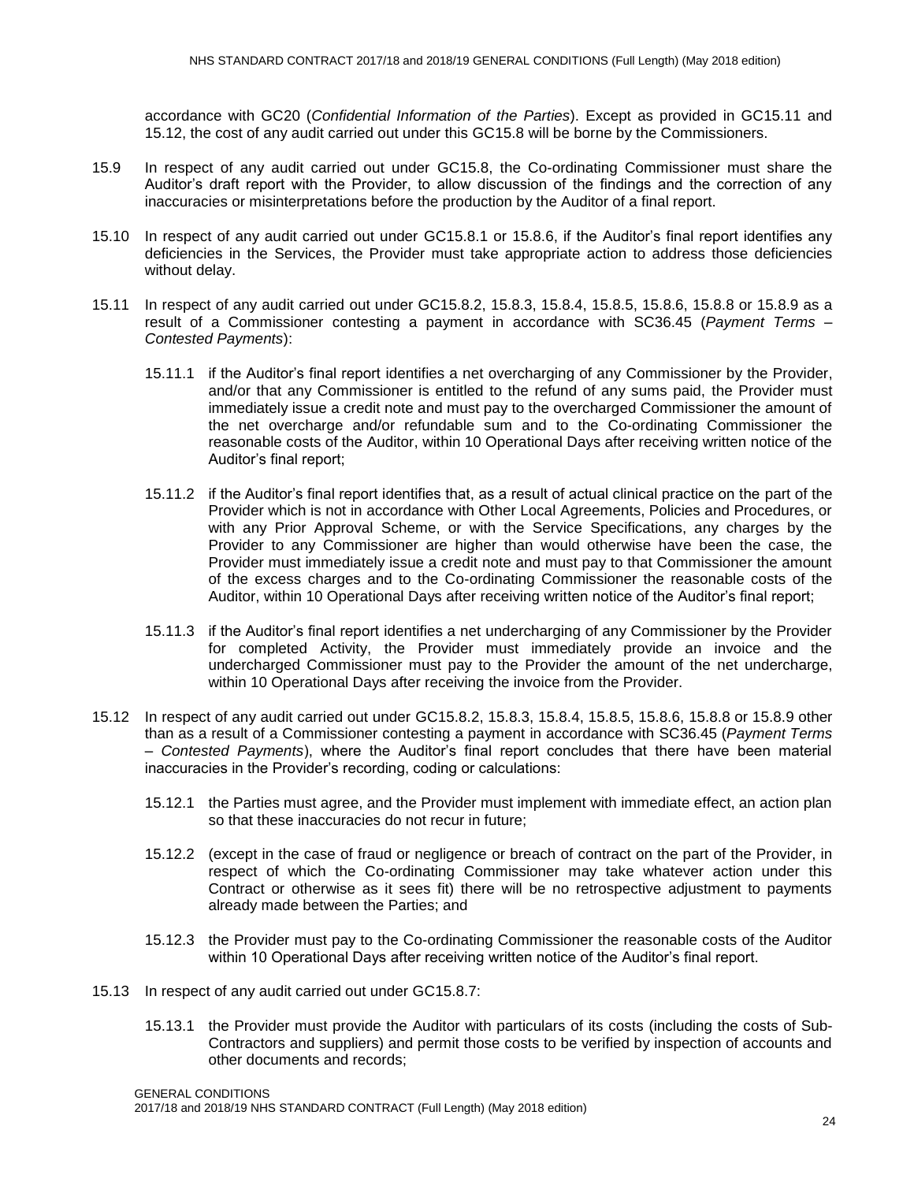accordance with GC20 (*Confidential Information of the Parties*). Except as provided in GC15.11 and 15.12, the cost of any audit carried out under this GC15.8 will be borne by the Commissioners.

15.9 In respect of any audit carried out under GC15.8, the Co-ordinating Commissioner must share the Auditor's draft report with the Provider, to allow discussion of the findings and the correction of any inaccuracies or misinterpretations before the production by the Auditor of a final report.

15.10 In respect of any audit carried out under GC15.8.1 or 15.8.6, if the Auditor's final report identifies any deficiencies in the Services, the Provider must take appropriate action to address those deficiencies without delay.

15.11 In respect of any audit carried out under GC15.8.2, 15.8.3, 15.8.4, 15.8.5, 15.8.6, 15.8.8 or 15.8.9 as a result of a Commissioner contesting a payment in accordance with SC36.45 (*Payment Terms – Contested Payments*):

15.11.1 if the Auditor's final report identifies a net overcharging of any Commissioner by the Provider, and/or that any Commissioner is entitled to the refund of any sums paid, the Provider must immediately issue a credit note and must pay to the overcharged Commissioner the amount of the net overcharge and/or refundable sum and to the Co-ordinating Commissioner the reasonable costs of the Auditor, within 10 Operational Days after receiving written notice of the Auditor's final report;

15.11.2 if the Auditor's final report identifies that, as a result of actual clinical practice on the part of the Provider which is not in accordance with Other Local Agreements, Policies and Procedures, or with any Prior Approval Scheme, or with the Service Specifications, any charges by the Provider to any Commissioner are higher than would otherwise have been the case, the Provider must immediately issue a credit note and must pay to that Commissioner the amount of the excess charges and to the Co-ordinating Commissioner the reasonable costs of the Auditor, within 10 Operational Days after receiving written notice of the Auditor's final report;

15.11.3 if the Auditor's final report identifies a net undercharging of any Commissioner by the Provider for completed Activity, the Provider must immediately provide an invoice and the undercharged Commissioner must pay to the Provider the amount of the net undercharge, within 10 Operational Days after receiving the invoice from the Provider.

15.12 In respect of any audit carried out under GC15.8.2, 15.8.3, 15.8.4, 15.8.5, 15.8.6, 15.8.8 or 15.8.9 other than as a result of a Commissioner contesting a payment in accordance with SC36.45 (*Payment Terms – Contested Payments*), where the Auditor's final report concludes that there have been material inaccuracies in the Provider's recording, coding or calculations:

15.12.1 the Parties must agree, and the Provider must implement with immediate effect, an action plan so that these inaccuracies do not recur in future;

15.12.2 (except in the case of fraud or negligence or breach of contract on the part of the Provider, in respect of which the Co-ordinating Commissioner may take whatever action under this Contract or otherwise as it sees fit) there will be no retrospective adjustment to payments already made between the Parties; and

15.12.3 the Provider must pay to the Co-ordinating Commissioner the reasonable costs of the Auditor within 10 Operational Days after receiving written notice of the Auditor's final report.

15.13 In respect of any audit carried out under GC15.8.7:

15.13.1 the Provider must provide the Auditor with particulars of its costs (including the costs of Sub-Contractors and suppliers) and permit those costs to be verified by inspection of accounts and other documents and records;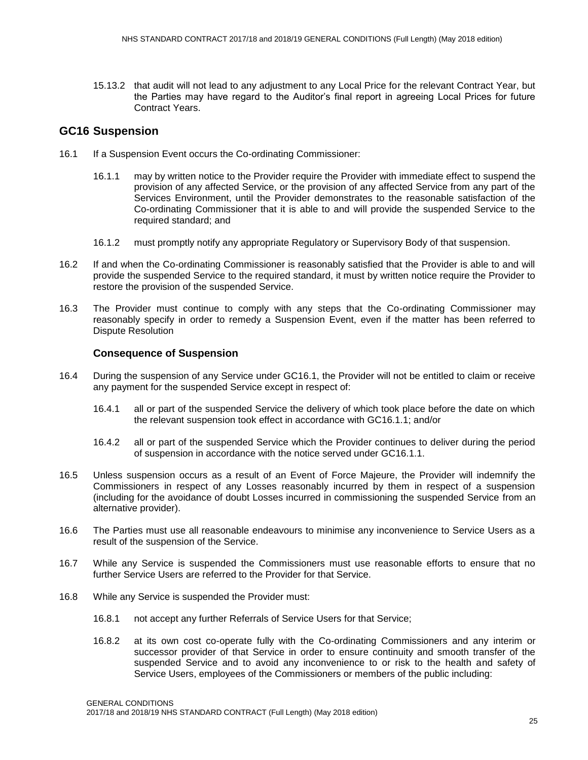15.13.2 that audit will not lead to any adjustment to any Local Price for the relevant Contract Year, but the Parties may have regard to the Auditor's final report in agreeing Local Prices for future Contract Years.

## GC16 Suspension

16.1 If a Suspension Event occurs the Co-ordinating Commissioner:

16.1.1 may by written notice to the Provider require the Provider with immediate effect to suspend the provision of any affected Service, or the provision of any affected Service from any part of the Services Environment, until the Provider demonstrates to the reasonable satisfaction of the Co-ordinating Commissioner that it is able to and will provide the suspended Service to the required standard; and

16.1.2 must promptly notify any appropriate Regulatory or Supervisory Body of that suspension.

16.2 If and when the Co-ordinating Commissioner is reasonably satisfied that the Provider is able to and will provide the suspended Service to the required standard, it must by written notice require the Provider to restore the provision of the suspended Service.

16.3 The Provider must continue to comply with any steps that the Co-ordinating Commissioner may reasonably specify in order to remedy a Suspension Event, even if the matter has been referred to Dispute Resolution

### Consequence of Suspension

16.4 During the suspension of any Service under GC16.1, the Provider will not be entitled to claim or receive any payment for the suspended Service except in respect of:

16.4.1 all or part of the suspended Service the delivery of which took place before the date on which the relevant suspension took effect in accordance with GC16.1.1; and/or

16.4.2 all or part of the suspended Service which the Provider continues to deliver during the period of suspension in accordance with the notice served under GC16.1.1.

16.5 Unless suspension occurs as a result of an Event of Force Majeure, the Provider will indemnify the Commissioners in respect of any Losses reasonably incurred by them in respect of a suspension (including for the avoidance of doubt Losses incurred in commissioning the suspended Service from an alternative provider).

16.6 The Parties must use all reasonable endeavours to minimise any inconvenience to Service Users as a result of the suspension of the Service.

16.7 While any Service is suspended the Commissioners must use reasonable efforts to ensure that no further Service Users are referred to the Provider for that Service.

16.8 While any Service is suspended the Provider must:

16.8.1 not accept any further Referrals of Service Users for that Service;

16.8.2 at its own cost co-operate fully with the Co-ordinating Commissioners and any interim or successor provider of that Service in order to ensure continuity and smooth transfer of the suspended Service and to avoid any inconvenience to or risk to the health and safety of Service Users, employees of the Commissioners or members of the public including: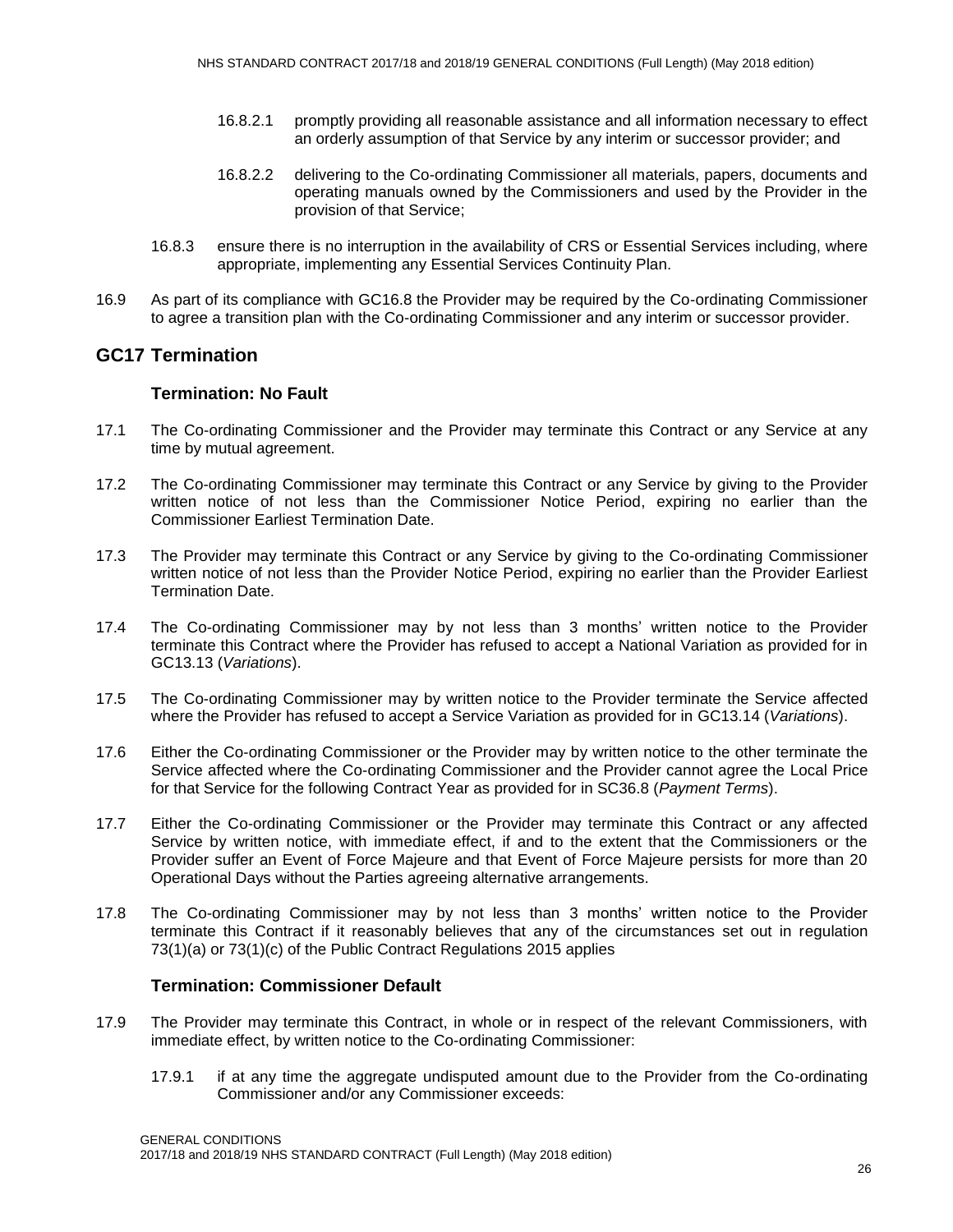16.8.2.1 promptly providing all reasonable assistance and all information necessary to effect an orderly assumption of that Service by any interim or successor provider; and

16.8.2.2 delivering to the Co-ordinating Commissioner all materials, papers, documents and operating manuals owned by the Commissioners and used by the Provider in the provision of that Service;

16.8.3 ensure there is no interruption in the availability of CRS or Essential Services including, where appropriate, implementing any Essential Services Continuity Plan.

16.9 As part of its compliance with GC16.8 the Provider may be required by the Co-ordinating Commissioner to agree a transition plan with the Co-ordinating Commissioner and any interim or successor provider.

## GC17 Termination

### Termination: No Fault

17.1 The Co-ordinating Commissioner and the Provider may terminate this Contract or any Service at any time by mutual agreement.

17.2 The Co-ordinating Commissioner may terminate this Contract or any Service by giving to the Provider written notice of not less than the Commissioner Notice Period, expiring no earlier than the Commissioner Earliest Termination Date.

17.3 The Provider may terminate this Contract or any Service by giving to the Co-ordinating Commissioner written notice of not less than the Provider Notice Period, expiring no earlier than the Provider Earliest Termination Date.

17.4 The Co-ordinating Commissioner may by not less than 3 months' written notice to the Provider terminate this Contract where the Provider has refused to accept a National Variation as provided for in GC13.13 (*Variations*).

17.5 The Co-ordinating Commissioner may by written notice to the Provider terminate the Service affected where the Provider has refused to accept a Service Variation as provided for in GC13.14 (*Variations*).

17.6 Either the Co-ordinating Commissioner or the Provider may by written notice to the other terminate the Service affected where the Co-ordinating Commissioner and the Provider cannot agree the Local Price for that Service for the following Contract Year as provided for in SC36.8 (*Payment Terms*).

17.7 Either the Co-ordinating Commissioner or the Provider may terminate this Contract or any affected Service by written notice, with immediate effect, if and to the extent that the Commissioners or the Provider suffer an Event of Force Majeure and that Event of Force Majeure persists for more than 20 Operational Days without the Parties agreeing alternative arrangements.

17.8 The Co-ordinating Commissioner may by not less than 3 months' written notice to the Provider terminate this Contract if it reasonably believes that any of the circumstances set out in regulation 73(1)(a) or 73(1)(c) of the Public Contract Regulations 2015 applies

### Termination: Commissioner Default

17.9 The Provider may terminate this Contract, in whole or in respect of the relevant Commissioners, with immediate effect, by written notice to the Co-ordinating Commissioner:

17.9.1 if at any time the aggregate undisputed amount due to the Provider from the Co-ordinating Commissioner and/or any Commissioner exceeds: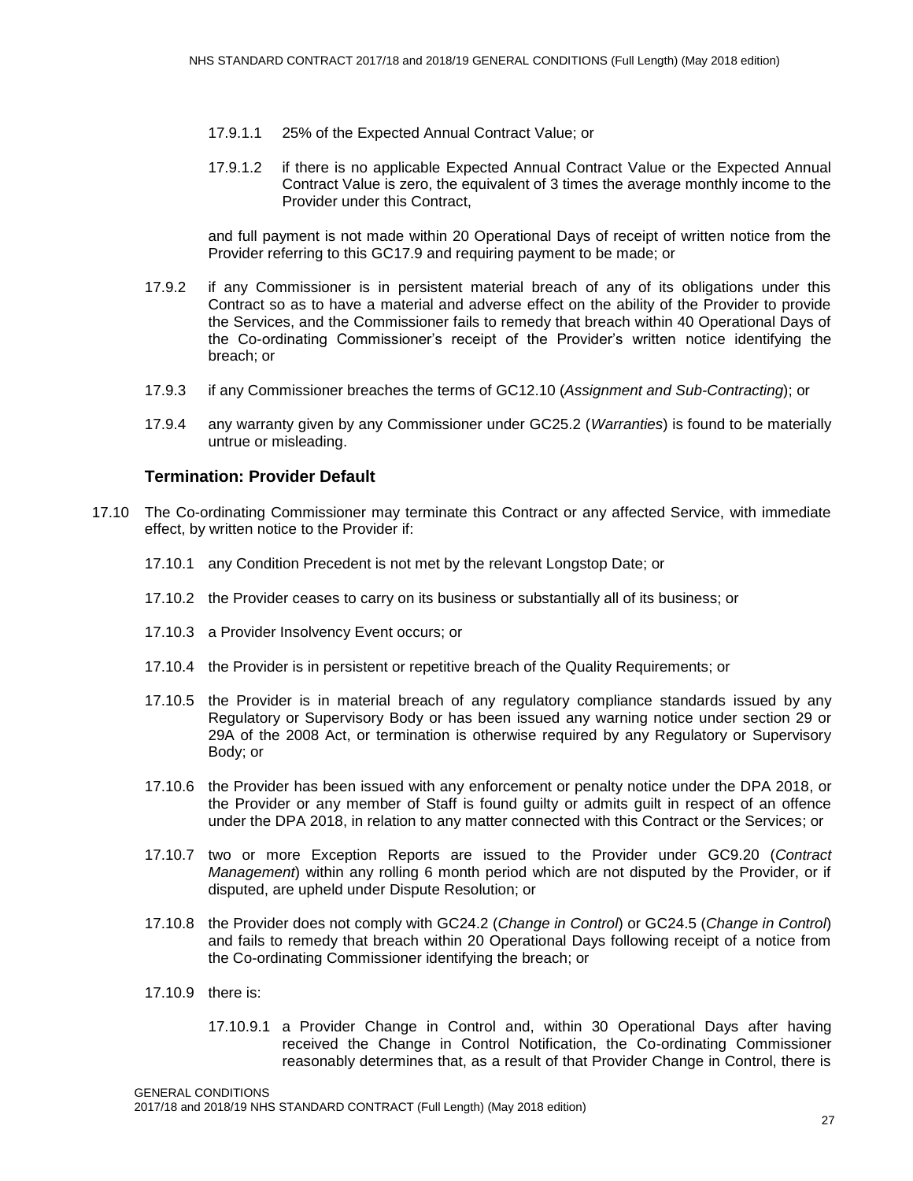17.9.1.1 25% of the Expected Annual Contract Value; or

17.9.1.2 if there is no applicable Expected Annual Contract Value or the Expected Annual Contract Value is zero, the equivalent of 3 times the average monthly income to the Provider under this Contract,

and full payment is not made within 20 Operational Days of receipt of written notice from the Provider referring to this GC17.9 and requiring payment to be made; or

17.9.2 if any Commissioner is in persistent material breach of any of its obligations under this Contract so as to have a material and adverse effect on the ability of the Provider to provide the Services, and the Commissioner fails to remedy that breach within 40 Operational Days of the Co-ordinating Commissioner's receipt of the Provider's written notice identifying the breach; or

17.9.3 if any Commissioner breaches the terms of GC12.10 (*Assignment and Sub-Contracting*); or

17.9.4 any warranty given by any Commissioner under GC25.2 (*Warranties*) is found to be materially untrue or misleading.

### Termination: Provider Default

17.10 The Co-ordinating Commissioner may terminate this Contract or any affected Service, with immediate effect, by written notice to the Provider if:

17.10.1 any Condition Precedent is not met by the relevant Longstop Date; or

17.10.2 the Provider ceases to carry on its business or substantially all of its business; or

17.10.3 a Provider Insolvency Event occurs; or

17.10.4 the Provider is in persistent or repetitive breach of the Quality Requirements; or

17.10.5 the Provider is in material breach of any regulatory compliance standards issued by any Regulatory or Supervisory Body or has been issued any warning notice under section 29 or 29A of the 2008 Act, or termination is otherwise required by any Regulatory or Supervisory Body; or

17.10.6 the Provider has been issued with any enforcement or penalty notice under the DPA 2018, or the Provider or any member of Staff is found guilty or admits guilt in respect of an offence under the DPA 2018, in relation to any matter connected with this Contract or the Services; or

17.10.7 two or more Exception Reports are issued to the Provider under GC9.20 (*Contract Management*) within any rolling 6 month period which are not disputed by the Provider, or if disputed, are upheld under Dispute Resolution; or

17.10.8 the Provider does not comply with GC24.2 (*Change in Control*) or GC24.5 (*Change in Control*) and fails to remedy that breach within 20 Operational Days following receipt of a notice from the Co-ordinating Commissioner identifying the breach; or

17.10.9 there is:

17.10.9.1 a Provider Change in Control and, within 30 Operational Days after having received the Change in Control Notification, the Co-ordinating Commissioner reasonably determines that, as a result of that Provider Change in Control, there is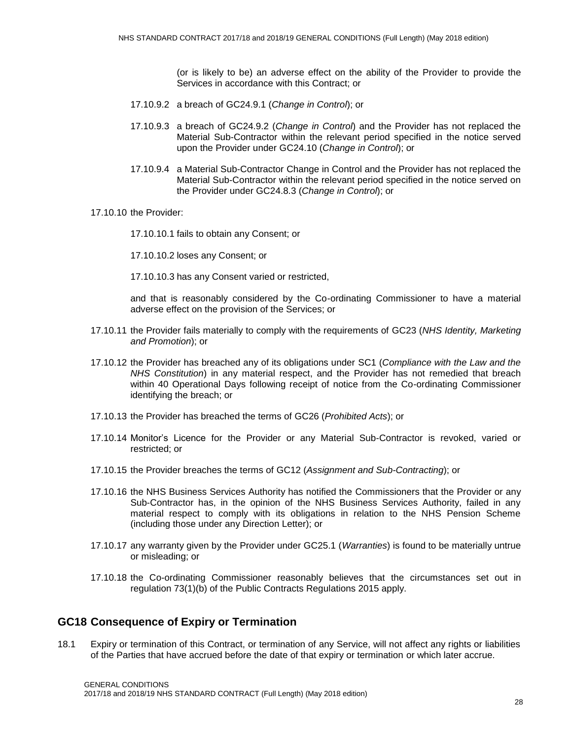(or is likely to be) an adverse effect on the ability of the Provider to provide the Services in accordance with this Contract; or

17.10.9.2 a breach of GC24.9.1 (*Change in Control*); or

17.10.9.3 a breach of GC24.9.2 (*Change in Control*) and the Provider has not replaced the Material Sub-Contractor within the relevant period specified in the notice served upon the Provider under GC24.10 (*Change in Control*); or

17.10.9.4 a Material Sub-Contractor Change in Control and the Provider has not replaced the Material Sub-Contractor within the relevant period specified in the notice served on the Provider under GC24.8.3 (*Change in Control*); or

17.10.10 the Provider:

17.10.10.1 fails to obtain any Consent; or

17.10.10.2 loses any Consent; or

17.10.10.3 has any Consent varied or restricted,

and that is reasonably considered by the Co-ordinating Commissioner to have a material adverse effect on the provision of the Services; or

17.10.11 the Provider fails materially to comply with the requirements of GC23 (*NHS Identity, Marketing and Promotion*); or

17.10.12 the Provider has breached any of its obligations under SC1 (*Compliance with the Law and the NHS Constitution*) in any material respect, and the Provider has not remedied that breach within 40 Operational Days following receipt of notice from the Co-ordinating Commissioner identifying the breach; or

17.10.13 the Provider has breached the terms of GC26 (*Prohibited Acts*); or

17.10.14 Monitor's Licence for the Provider or any Material Sub-Contractor is revoked, varied or restricted; or

17.10.15 the Provider breaches the terms of GC12 (*Assignment and Sub-Contracting*); or

17.10.16 the NHS Business Services Authority has notified the Commissioners that the Provider or any Sub-Contractor has, in the opinion of the NHS Business Services Authority, failed in any material respect to comply with its obligations in relation to the NHS Pension Scheme (including those under any Direction Letter); or

17.10.17 any warranty given by the Provider under GC25.1 (*Warranties*) is found to be materially untrue or misleading; or

17.10.18 the Co-ordinating Commissioner reasonably believes that the circumstances set out in regulation 73(1)(b) of the Public Contracts Regulations 2015 apply.

## GC18 Consequence of Expiry or Termination

18.1 Expiry or termination of this Contract, or termination of any Service, will not affect any rights or liabilities of the Parties that have accrued before the date of that expiry or termination or which later accrue.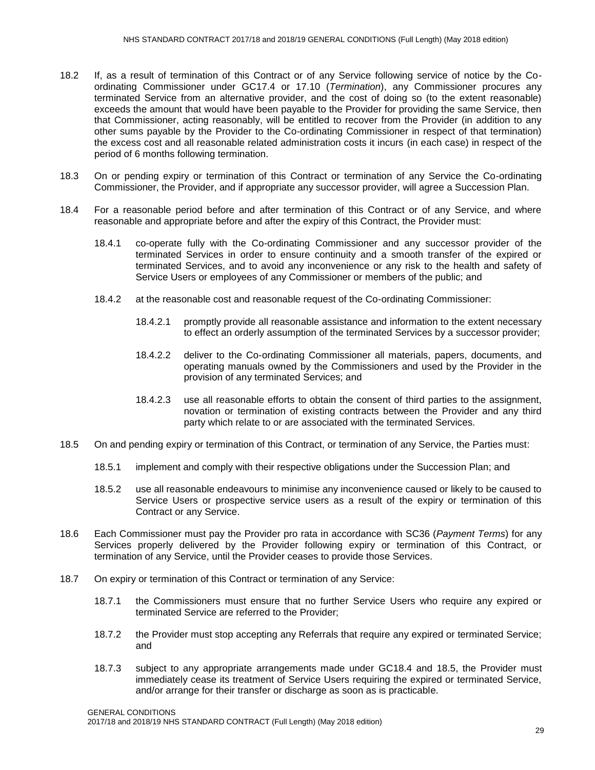18.2 If, as a result of termination of this Contract or of any Service following service of notice by the Co-ordinating Commissioner under GC17.4 or 17.10 (*Termination*), any Commissioner procures any terminated Service from an alternative provider, and the cost of doing so (to the extent reasonable) exceeds the amount that would have been payable to the Provider for providing the same Service, then that Commissioner, acting reasonably, will be entitled to recover from the Provider (in addition to any other sums payable by the Provider to the Co-ordinating Commissioner in respect of that termination) the excess cost and all reasonable related administration costs it incurs (in each case) in respect of the period of 6 months following termination.

18.3 On or pending expiry or termination of this Contract or termination of any Service the Co-ordinating Commissioner, the Provider, and if appropriate any successor provider, will agree a Succession Plan.

18.4 For a reasonable period before and after termination of this Contract or of any Service, and where reasonable and appropriate before and after the expiry of this Contract, the Provider must:

18.4.1 co-operate fully with the Co-ordinating Commissioner and any successor provider of the terminated Services in order to ensure continuity and a smooth transfer of the expired or terminated Services, and to avoid any inconvenience or any risk to the health and safety of Service Users or employees of any Commissioner or members of the public; and

18.4.2 at the reasonable cost and reasonable request of the Co-ordinating Commissioner:

18.4.2.1 promptly provide all reasonable assistance and information to the extent necessary to effect an orderly assumption of the terminated Services by a successor provider;

18.4.2.2 deliver to the Co-ordinating Commissioner all materials, papers, documents, and operating manuals owned by the Commissioners and used by the Provider in the provision of any terminated Services; and

18.4.2.3 use all reasonable efforts to obtain the consent of third parties to the assignment, novation or termination of existing contracts between the Provider and any third party which relate to or are associated with the terminated Services.

18.5 On and pending expiry or termination of this Contract, or termination of any Service, the Parties must:

18.5.1 implement and comply with their respective obligations under the Succession Plan; and

18.5.2 use all reasonable endeavours to minimise any inconvenience caused or likely to be caused to Service Users or prospective service users as a result of the expiry or termination of this Contract or any Service.

18.6 Each Commissioner must pay the Provider pro rata in accordance with SC36 (*Payment Terms*) for any Services properly delivered by the Provider following expiry or termination of this Contract, or termination of any Service, until the Provider ceases to provide those Services.

18.7 On expiry or termination of this Contract or termination of any Service:

18.7.1 the Commissioners must ensure that no further Service Users who require any expired or terminated Service are referred to the Provider;

18.7.2 the Provider must stop accepting any Referrals that require any expired or terminated Service; and

18.7.3 subject to any appropriate arrangements made under GC18.4 and 18.5, the Provider must immediately cease its treatment of Service Users requiring the expired or terminated Service, and/or arrange for their transfer or discharge as soon as is practicable.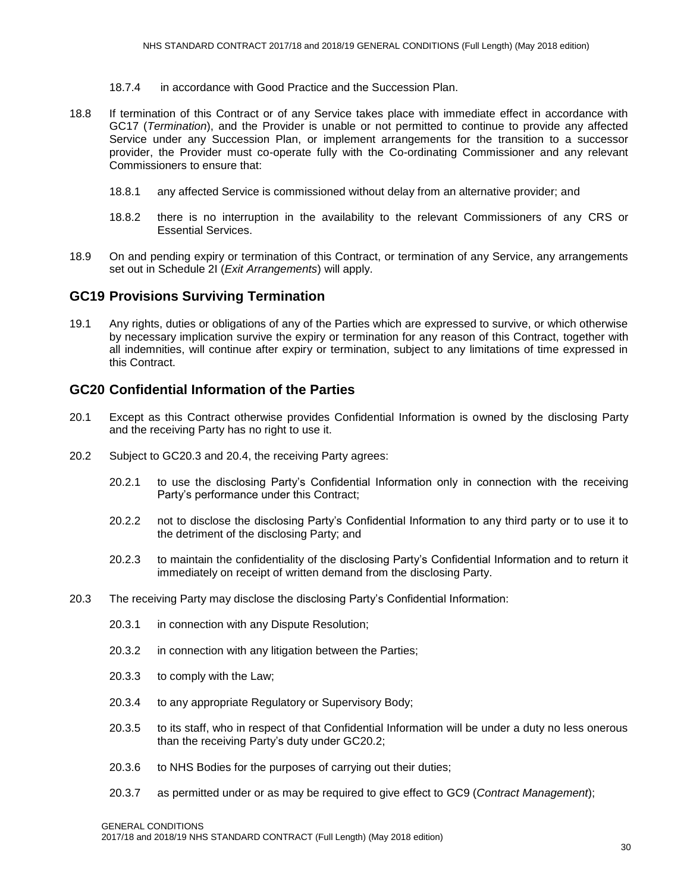18.7.4 in accordance with Good Practice and the Succession Plan.

18.8 If termination of this Contract or of any Service takes place with immediate effect in accordance with GC17 (*Termination*), and the Provider is unable or not permitted to continue to provide any affected Service under any Succession Plan, or implement arrangements for the transition to a successor provider, the Provider must co-operate fully with the Co-ordinating Commissioner and any relevant Commissioners to ensure that:

18.8.1 any affected Service is commissioned without delay from an alternative provider; and

18.8.2 there is no interruption in the availability to the relevant Commissioners of any CRS or Essential Services.

18.9 On and pending expiry or termination of this Contract, or termination of any Service, any arrangements set out in Schedule 2I (*Exit Arrangements*) will apply.

## GC19 Provisions Surviving Termination

19.1 Any rights, duties or obligations of any of the Parties which are expressed to survive, or which otherwise by necessary implication survive the expiry or termination for any reason of this Contract, together with all indemnities, will continue after expiry or termination, subject to any limitations of time expressed in this Contract.

## GC20 Confidential Information of the Parties

20.1 Except as this Contract otherwise provides Confidential Information is owned by the disclosing Party and the receiving Party has no right to use it.

20.2 Subject to GC20.3 and 20.4, the receiving Party agrees:

20.2.1 to use the disclosing Party's Confidential Information only in connection with the receiving Party's performance under this Contract;

20.2.2 not to disclose the disclosing Party's Confidential Information to any third party or to use it to the detriment of the disclosing Party; and

20.2.3 to maintain the confidentiality of the disclosing Party's Confidential Information and to return it immediately on receipt of written demand from the disclosing Party.

20.3 The receiving Party may disclose the disclosing Party's Confidential Information:

20.3.1 in connection with any Dispute Resolution;

20.3.2 in connection with any litigation between the Parties;

20.3.3 to comply with the Law;

20.3.4 to any appropriate Regulatory or Supervisory Body;

20.3.5 to its staff, who in respect of that Confidential Information will be under a duty no less onerous than the receiving Party's duty under GC20.2;

20.3.6 to NHS Bodies for the purposes of carrying out their duties;

20.3.7 as permitted under or as may be required to give effect to GC9 (*Contract Management*);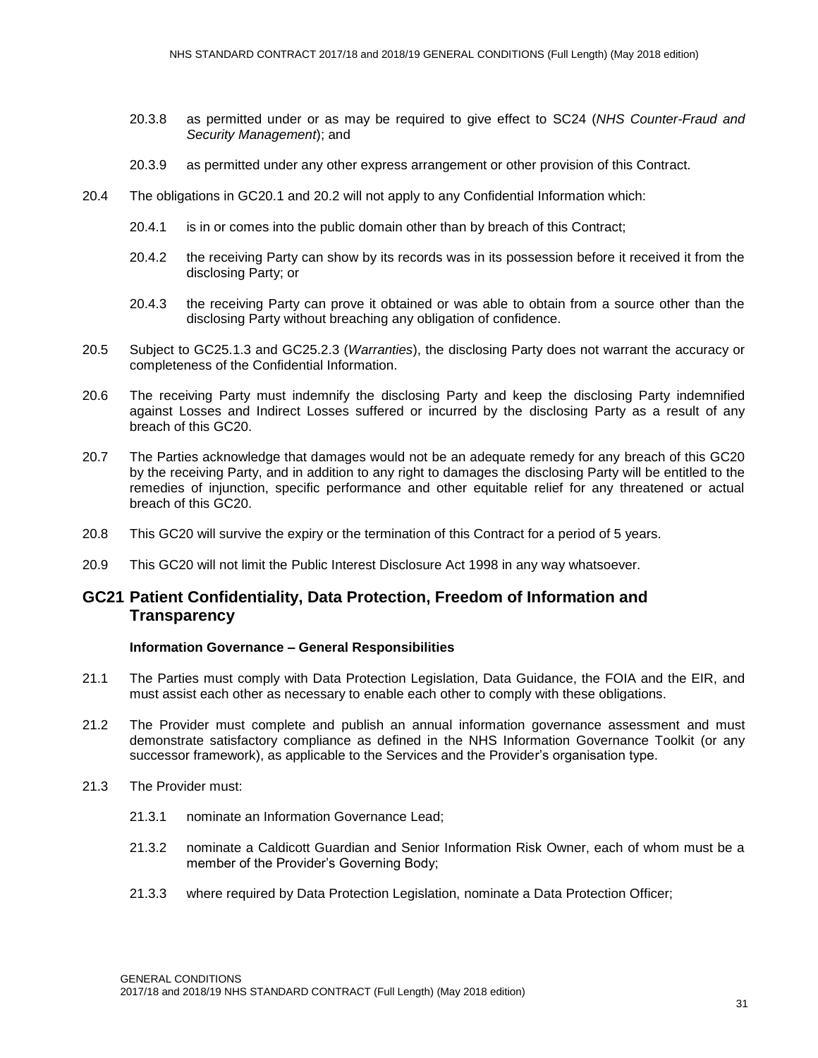20.3.8 as permitted under or as may be required to give effect to SC24 (*NHS Counter-Fraud and Security Management*); and

20.3.9 as permitted under any other express arrangement or other provision of this Contract.

20.4 The obligations in GC20.1 and 20.2 will not apply to any Confidential Information which:

20.4.1 is in or comes into the public domain other than by breach of this Contract;

20.4.2 the receiving Party can show by its records was in its possession before it received it from the disclosing Party; or

20.4.3 the receiving Party can prove it obtained or was able to obtain from a source other than the disclosing Party without breaching any obligation of confidence.

20.5 Subject to GC25.1.3 and GC25.2.3 (*Warranties*), the disclosing Party does not warrant the accuracy or completeness of the Confidential Information.

20.6 The receiving Party must indemnify the disclosing Party and keep the disclosing Party indemnified against Losses and Indirect Losses suffered or incurred by the disclosing Party as a result of any breach of this GC20.

20.7 The Parties acknowledge that damages would not be an adequate remedy for any breach of this GC20 by the receiving Party, and in addition to any right to damages the disclosing Party will be entitled to the remedies of injunction, specific performance and other equitable relief for any threatened or actual breach of this GC20.

20.8 This GC20 will survive the expiry or the termination of this Contract for a period of 5 years.

20.9 This GC20 will not limit the Public Interest Disclosure Act 1998 in any way whatsoever.

## GC21 Patient Confidentiality, Data Protection, Freedom of Information and Transparency

**Information Governance – General Responsibilities**

21.1 The Parties must comply with Data Protection Legislation, Data Guidance, the FOIA and the EIR, and must assist each other as necessary to enable each other to comply with these obligations.

21.2 The Provider must complete and publish an annual information governance assessment and must demonstrate satisfactory compliance as defined in the NHS Information Governance Toolkit (or any successor framework), as applicable to the Services and the Provider's organisation type.

21.3 The Provider must:

21.3.1 nominate an Information Governance Lead;

21.3.2 nominate a Caldicott Guardian and Senior Information Risk Owner, each of whom must be a member of the Provider's Governing Body;

21.3.3 where required by Data Protection Legislation, nominate a Data Protection Officer;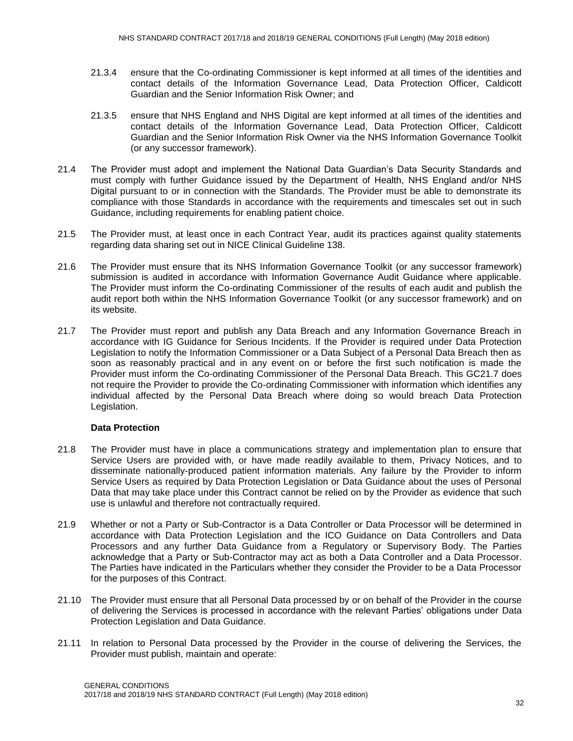21.3.4 ensure that the Co-ordinating Commissioner is kept informed at all times of the identities and contact details of the Information Governance Lead, Data Protection Officer, Caldicott Guardian and the Senior Information Risk Owner; and

21.3.5 ensure that NHS England and NHS Digital are kept informed at all times of the identities and contact details of the Information Governance Lead, Data Protection Officer, Caldicott Guardian and the Senior Information Risk Owner via the NHS Information Governance Toolkit (or any successor framework).

21.4 The Provider must adopt and implement the National Data Guardian's Data Security Standards and must comply with further Guidance issued by the Department of Health, NHS England and/or NHS Digital pursuant to or in connection with the Standards. The Provider must be able to demonstrate its compliance with those Standards in accordance with the requirements and timescales set out in such Guidance, including requirements for enabling patient choice.

21.5 The Provider must, at least once in each Contract Year, audit its practices against quality statements regarding data sharing set out in NICE Clinical Guideline 138.

21.6 The Provider must ensure that its NHS Information Governance Toolkit (or any successor framework) submission is audited in accordance with Information Governance Audit Guidance where applicable. The Provider must inform the Co-ordinating Commissioner of the results of each audit and publish the audit report both within the NHS Information Governance Toolkit (or any successor framework) and on its website.

21.7 The Provider must report and publish any Data Breach and any Information Governance Breach in accordance with IG Guidance for Serious Incidents. If the Provider is required under Data Protection Legislation to notify the Information Commissioner or a Data Subject of a Personal Data Breach then as soon as reasonably practical and in any event on or before the first such notification is made the Provider must inform the Co-ordinating Commissioner of the Personal Data Breach. This GC21.7 does not require the Provider to provide the Co-ordinating Commissioner with information which identifies any individual affected by the Personal Data Breach where doing so would breach Data Protection Legislation.

**Data Protection**

21.8 The Provider must have in place a communications strategy and implementation plan to ensure that Service Users are provided with, or have made readily available to them, Privacy Notices, and to disseminate nationally-produced patient information materials. Any failure by the Provider to inform Service Users as required by Data Protection Legislation or Data Guidance about the uses of Personal Data that may take place under this Contract cannot be relied on by the Provider as evidence that such use is unlawful and therefore not contractually required.

21.9 Whether or not a Party or Sub-Contractor is a Data Controller or Data Processor will be determined in accordance with Data Protection Legislation and the ICO Guidance on Data Controllers and Data Processors and any further Data Guidance from a Regulatory or Supervisory Body. The Parties acknowledge that a Party or Sub-Contractor may act as both a Data Controller and a Data Processor. The Parties have indicated in the Particulars whether they consider the Provider to be a Data Processor for the purposes of this Contract.

21.10 The Provider must ensure that all Personal Data processed by or on behalf of the Provider in the course of delivering the Services is processed in accordance with the relevant Parties' obligations under Data Protection Legislation and Data Guidance.

21.11 In relation to Personal Data processed by the Provider in the course of delivering the Services, the Provider must publish, maintain and operate: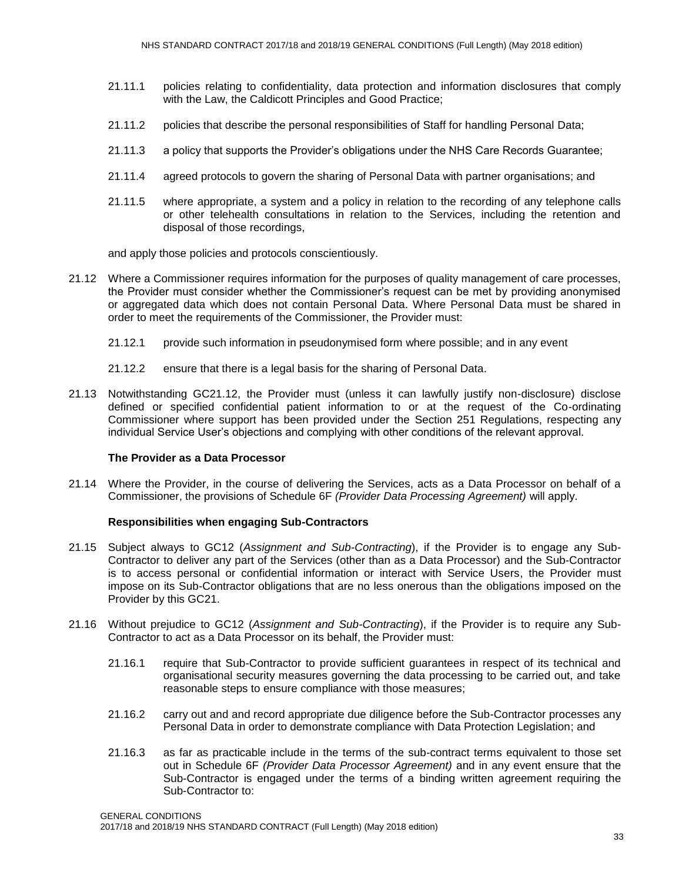21.11.1 policies relating to confidentiality, data protection and information disclosures that comply with the Law, the Caldicott Principles and Good Practice;

21.11.2 policies that describe the personal responsibilities of Staff for handling Personal Data;

21.11.3 a policy that supports the Provider's obligations under the NHS Care Records Guarantee;

21.11.4 agreed protocols to govern the sharing of Personal Data with partner organisations; and

21.11.5 where appropriate, a system and a policy in relation to the recording of any telephone calls or other telehealth consultations in relation to the Services, including the retention and disposal of those recordings,

and apply those policies and protocols conscientiously.

21.12 Where a Commissioner requires information for the purposes of quality management of care processes, the Provider must consider whether the Commissioner's request can be met by providing anonymised or aggregated data which does not contain Personal Data. Where Personal Data must be shared in order to meet the requirements of the Commissioner, the Provider must:

21.12.1 provide such information in pseudonymised form where possible; and in any event

21.12.2 ensure that there is a legal basis for the sharing of Personal Data.

21.13 Notwithstanding GC21.12, the Provider must (unless it can lawfully justify non-disclosure) disclose defined or specified confidential patient information to or at the request of the Co-ordinating Commissioner where support has been provided under the Section 251 Regulations, respecting any individual Service User's objections and complying with other conditions of the relevant approval.

**The Provider as a Data Processor**

21.14 Where the Provider, in the course of delivering the Services, acts as a Data Processor on behalf of a Commissioner, the provisions of Schedule 6F *(Provider Data Processing Agreement)* will apply.

**Responsibilities when engaging Sub-Contractors**

21.15 Subject always to GC12 (*Assignment and Sub-Contracting*), if the Provider is to engage any Sub-Contractor to deliver any part of the Services (other than as a Data Processor) and the Sub-Contractor is to access personal or confidential information or interact with Service Users, the Provider must impose on its Sub-Contractor obligations that are no less onerous than the obligations imposed on the Provider by this GC21.

21.16 Without prejudice to GC12 (*Assignment and Sub-Contracting*), if the Provider is to require any Sub-Contractor to act as a Data Processor on its behalf, the Provider must:

21.16.1 require that Sub-Contractor to provide sufficient guarantees in respect of its technical and organisational security measures governing the data processing to be carried out, and take reasonable steps to ensure compliance with those measures;

21.16.2 carry out and and record appropriate due diligence before the Sub-Contractor processes any Personal Data in order to demonstrate compliance with Data Protection Legislation; and

21.16.3 as far as practicable include in the terms of the sub-contract terms equivalent to those set out in Schedule 6F *(Provider Data Processor Agreement)* and in any event ensure that the Sub-Contractor is engaged under the terms of a binding written agreement requiring the Sub-Contractor to: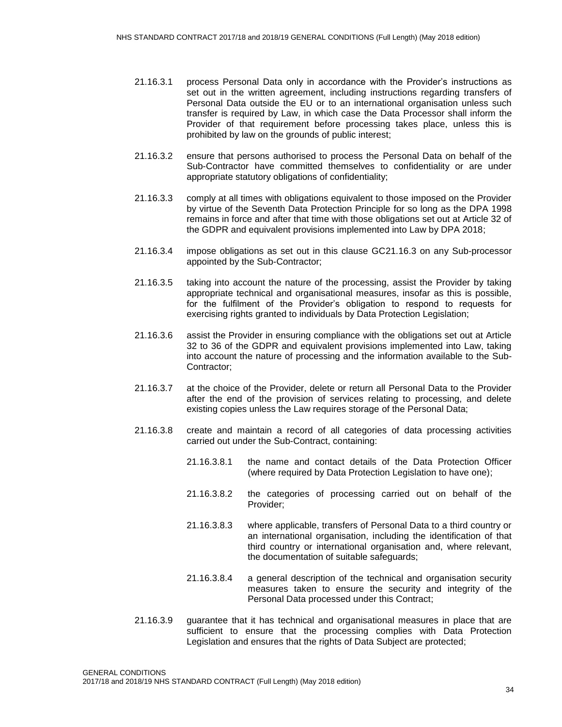21.16.3.1 process Personal Data only in accordance with the Provider's instructions as set out in the written agreement, including instructions regarding transfers of Personal Data outside the EU or to an international organisation unless such transfer is required by Law, in which case the Data Processor shall inform the Provider of that requirement before processing takes place, unless this is prohibited by law on the grounds of public interest;

21.16.3.2 ensure that persons authorised to process the Personal Data on behalf of the Sub-Contractor have committed themselves to confidentiality or are under appropriate statutory obligations of confidentiality;

21.16.3.3 comply at all times with obligations equivalent to those imposed on the Provider by virtue of the Seventh Data Protection Principle for so long as the DPA 1998 remains in force and after that time with those obligations set out at Article 32 of the GDPR and equivalent provisions implemented into Law by DPA 2018;

21.16.3.4 impose obligations as set out in this clause GC21.16.3 on any Sub-processor appointed by the Sub-Contractor;

21.16.3.5 taking into account the nature of the processing, assist the Provider by taking appropriate technical and organisational measures, insofar as this is possible, for the fulfilment of the Provider's obligation to respond to requests for exercising rights granted to individuals by Data Protection Legislation;

21.16.3.6 assist the Provider in ensuring compliance with the obligations set out at Article 32 to 36 of the GDPR and equivalent provisions implemented into Law, taking into account the nature of processing and the information available to the Sub-Contractor;

21.16.3.7 at the choice of the Provider, delete or return all Personal Data to the Provider after the end of the provision of services relating to processing, and delete existing copies unless the Law requires storage of the Personal Data;

21.16.3.8 create and maintain a record of all categories of data processing activities carried out under the Sub-Contract, containing:

21.16.3.8.1 the name and contact details of the Data Protection Officer (where required by Data Protection Legislation to have one);

21.16.3.8.2 the categories of processing carried out on behalf of the Provider;

21.16.3.8.3 where applicable, transfers of Personal Data to a third country or an international organisation, including the identification of that third country or international organisation and, where relevant, the documentation of suitable safeguards;

21.16.3.8.4 a general description of the technical and organisation security measures taken to ensure the security and integrity of the Personal Data processed under this Contract;

21.16.3.9 guarantee that it has technical and organisational measures in place that are sufficient to ensure that the processing complies with Data Protection Legislation and ensures that the rights of Data Subject are protected;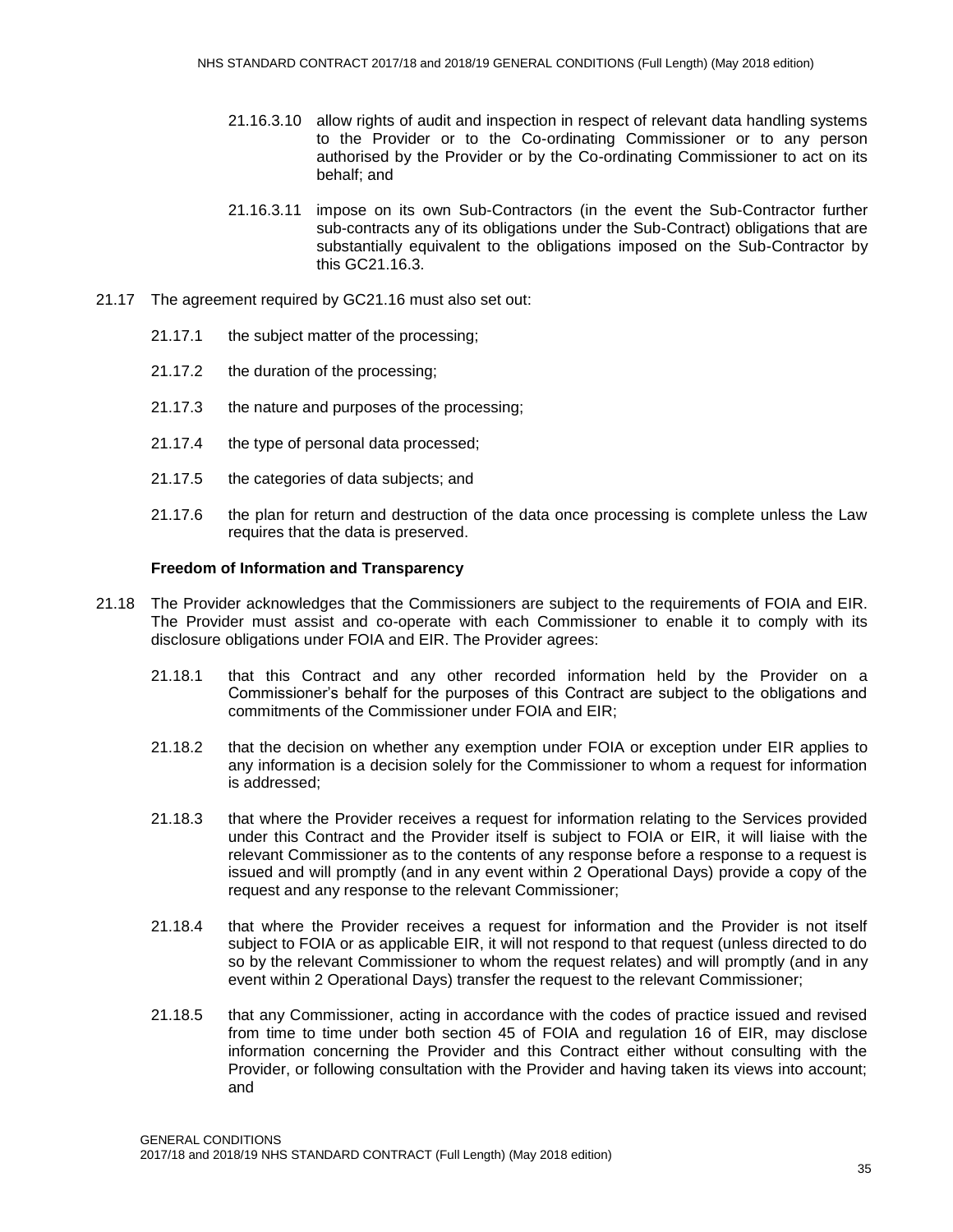21.16.3.10 allow rights of audit and inspection in respect of relevant data handling systems to the Provider or to the Co-ordinating Commissioner or to any person authorised by the Provider or by the Co-ordinating Commissioner to act on its behalf; and

21.16.3.11 impose on its own Sub-Contractors (in the event the Sub-Contractor further sub-contracts any of its obligations under the Sub-Contract) obligations that are substantially equivalent to the obligations imposed on the Sub-Contractor by this GC21.16.3.

21.17 The agreement required by GC21.16 must also set out:

21.17.1 the subject matter of the processing;

21.17.2 the duration of the processing;

21.17.3 the nature and purposes of the processing;

21.17.4 the type of personal data processed;

21.17.5 the categories of data subjects; and

21.17.6 the plan for return and destruction of the data once processing is complete unless the Law requires that the data is preserved.

**Freedom of Information and Transparency**

21.18 The Provider acknowledges that the Commissioners are subject to the requirements of FOIA and EIR. The Provider must assist and co-operate with each Commissioner to enable it to comply with its disclosure obligations under FOIA and EIR. The Provider agrees:

21.18.1 that this Contract and any other recorded information held by the Provider on a Commissioner's behalf for the purposes of this Contract are subject to the obligations and commitments of the Commissioner under FOIA and EIR;

21.18.2 that the decision on whether any exemption under FOIA or exception under EIR applies to any information is a decision solely for the Commissioner to whom a request for information is addressed;

21.18.3 that where the Provider receives a request for information relating to the Services provided under this Contract and the Provider itself is subject to FOIA or EIR, it will liaise with the relevant Commissioner as to the contents of any response before a response to a request is issued and will promptly (and in any event within 2 Operational Days) provide a copy of the request and any response to the relevant Commissioner;

21.18.4 that where the Provider receives a request for information and the Provider is not itself subject to FOIA or as applicable EIR, it will not respond to that request (unless directed to do so by the relevant Commissioner to whom the request relates) and will promptly (and in any event within 2 Operational Days) transfer the request to the relevant Commissioner;

21.18.5 that any Commissioner, acting in accordance with the codes of practice issued and revised from time to time under both section 45 of FOIA and regulation 16 of EIR, may disclose information concerning the Provider and this Contract either without consulting with the Provider, or following consultation with the Provider and having taken its views into account; and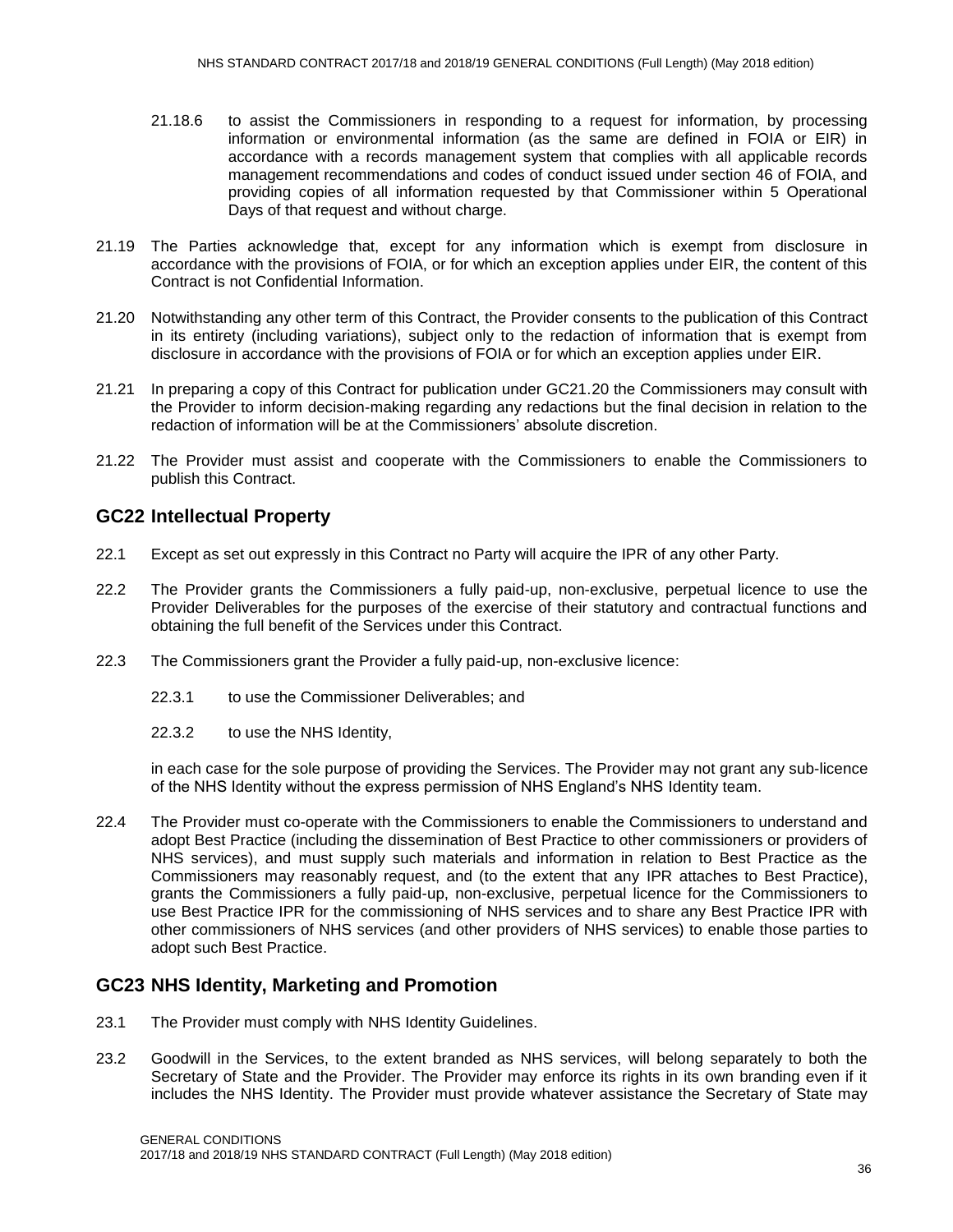21.18.6 to assist the Commissioners in responding to a request for information, by processing information or environmental information (as the same are defined in FOIA or EIR) in accordance with a records management system that complies with all applicable records management recommendations and codes of conduct issued under section 46 of FOIA, and providing copies of all information requested by that Commissioner within 5 Operational Days of that request and without charge.

21.19 The Parties acknowledge that, except for any information which is exempt from disclosure in accordance with the provisions of FOIA, or for which an exception applies under EIR, the content of this Contract is not Confidential Information.

21.20 Notwithstanding any other term of this Contract, the Provider consents to the publication of this Contract in its entirety (including variations), subject only to the redaction of information that is exempt from disclosure in accordance with the provisions of FOIA or for which an exception applies under EIR.

21.21 In preparing a copy of this Contract for publication under GC21.20 the Commissioners may consult with the Provider to inform decision-making regarding any redactions but the final decision in relation to the redaction of information will be at the Commissioners' absolute discretion.

21.22 The Provider must assist and cooperate with the Commissioners to enable the Commissioners to publish this Contract.

## GC22 Intellectual Property

22.1 Except as set out expressly in this Contract no Party will acquire the IPR of any other Party.

22.2 The Provider grants the Commissioners a fully paid-up, non-exclusive, perpetual licence to use the Provider Deliverables for the purposes of the exercise of their statutory and contractual functions and obtaining the full benefit of the Services under this Contract.

22.3 The Commissioners grant the Provider a fully paid-up, non-exclusive licence:

22.3.1 to use the Commissioner Deliverables; and

22.3.2 to use the NHS Identity,

in each case for the sole purpose of providing the Services. The Provider may not grant any sub-licence of the NHS Identity without the express permission of NHS England's NHS Identity team.

22.4 The Provider must co-operate with the Commissioners to enable the Commissioners to understand and adopt Best Practice (including the dissemination of Best Practice to other commissioners or providers of NHS services), and must supply such materials and information in relation to Best Practice as the Commissioners may reasonably request, and (to the extent that any IPR attaches to Best Practice), grants the Commissioners a fully paid-up, non-exclusive, perpetual licence for the Commissioners to use Best Practice IPR for the commissioning of NHS services and to share any Best Practice IPR with other commissioners of NHS services (and other providers of NHS services) to enable those parties to adopt such Best Practice.

## GC23 NHS Identity, Marketing and Promotion

23.1 The Provider must comply with NHS Identity Guidelines.

23.2 Goodwill in the Services, to the extent branded as NHS services, will belong separately to both the Secretary of State and the Provider. The Provider may enforce its rights in its own branding even if it includes the NHS Identity. The Provider must provide whatever assistance the Secretary of State may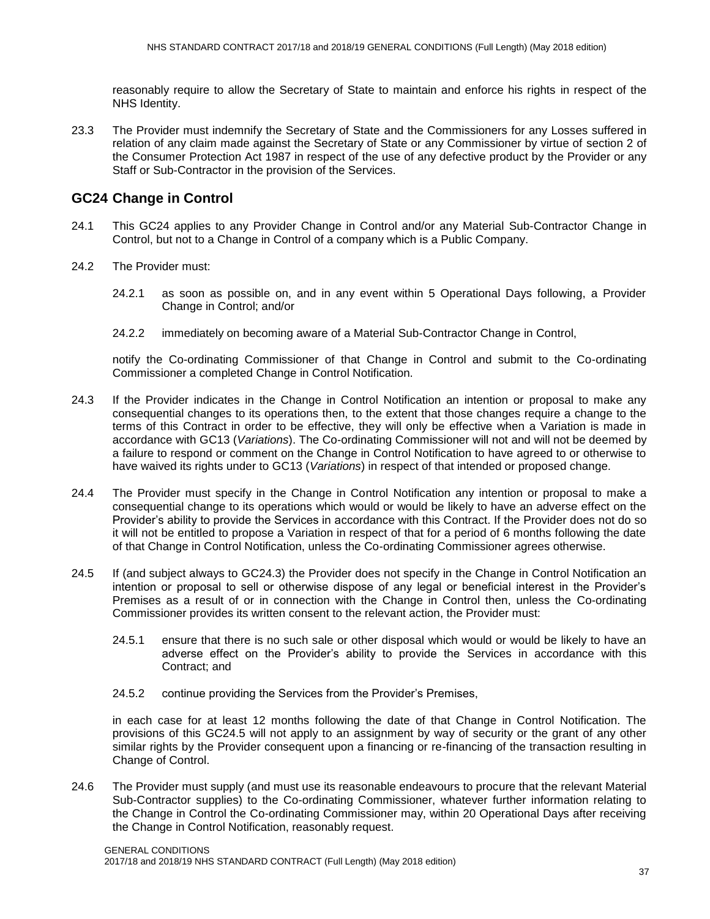reasonably require to allow the Secretary of State to maintain and enforce his rights in respect of the NHS Identity.

23.3 The Provider must indemnify the Secretary of State and the Commissioners for any Losses suffered in relation of any claim made against the Secretary of State or any Commissioner by virtue of section 2 of the Consumer Protection Act 1987 in respect of the use of any defective product by the Provider or any Staff or Sub-Contractor in the provision of the Services.

## GC24 Change in Control

24.1 This GC24 applies to any Provider Change in Control and/or any Material Sub-Contractor Change in Control, but not to a Change in Control of a company which is a Public Company.

24.2 The Provider must:

24.2.1 as soon as possible on, and in any event within 5 Operational Days following, a Provider Change in Control; and/or

24.2.2 immediately on becoming aware of a Material Sub-Contractor Change in Control,

notify the Co-ordinating Commissioner of that Change in Control and submit to the Co-ordinating Commissioner a completed Change in Control Notification.

24.3 If the Provider indicates in the Change in Control Notification an intention or proposal to make any consequential changes to its operations then, to the extent that those changes require a change to the terms of this Contract in order to be effective, they will only be effective when a Variation is made in accordance with GC13 (*Variations*). The Co-ordinating Commissioner will not and will not be deemed by a failure to respond or comment on the Change in Control Notification to have agreed to or otherwise to have waived its rights under to GC13 (*Variations*) in respect of that intended or proposed change.

24.4 The Provider must specify in the Change in Control Notification any intention or proposal to make a consequential change to its operations which would or would be likely to have an adverse effect on the Provider's ability to provide the Services in accordance with this Contract. If the Provider does not do so it will not be entitled to propose a Variation in respect of that for a period of 6 months following the date of that Change in Control Notification, unless the Co-ordinating Commissioner agrees otherwise.

24.5 If (and subject always to GC24.3) the Provider does not specify in the Change in Control Notification an intention or proposal to sell or otherwise dispose of any legal or beneficial interest in the Provider's Premises as a result of or in connection with the Change in Control then, unless the Co-ordinating Commissioner provides its written consent to the relevant action, the Provider must:

24.5.1 ensure that there is no such sale or other disposal which would or would be likely to have an adverse effect on the Provider's ability to provide the Services in accordance with this Contract; and

24.5.2 continue providing the Services from the Provider's Premises,

in each case for at least 12 months following the date of that Change in Control Notification. The provisions of this GC24.5 will not apply to an assignment by way of security or the grant of any other similar rights by the Provider consequent upon a financing or re-financing of the transaction resulting in Change of Control.

24.6 The Provider must supply (and must use its reasonable endeavours to procure that the relevant Material Sub-Contractor supplies) to the Co-ordinating Commissioner, whatever further information relating to the Change in Control the Co-ordinating Commissioner may, within 20 Operational Days after receiving the Change in Control Notification, reasonably request.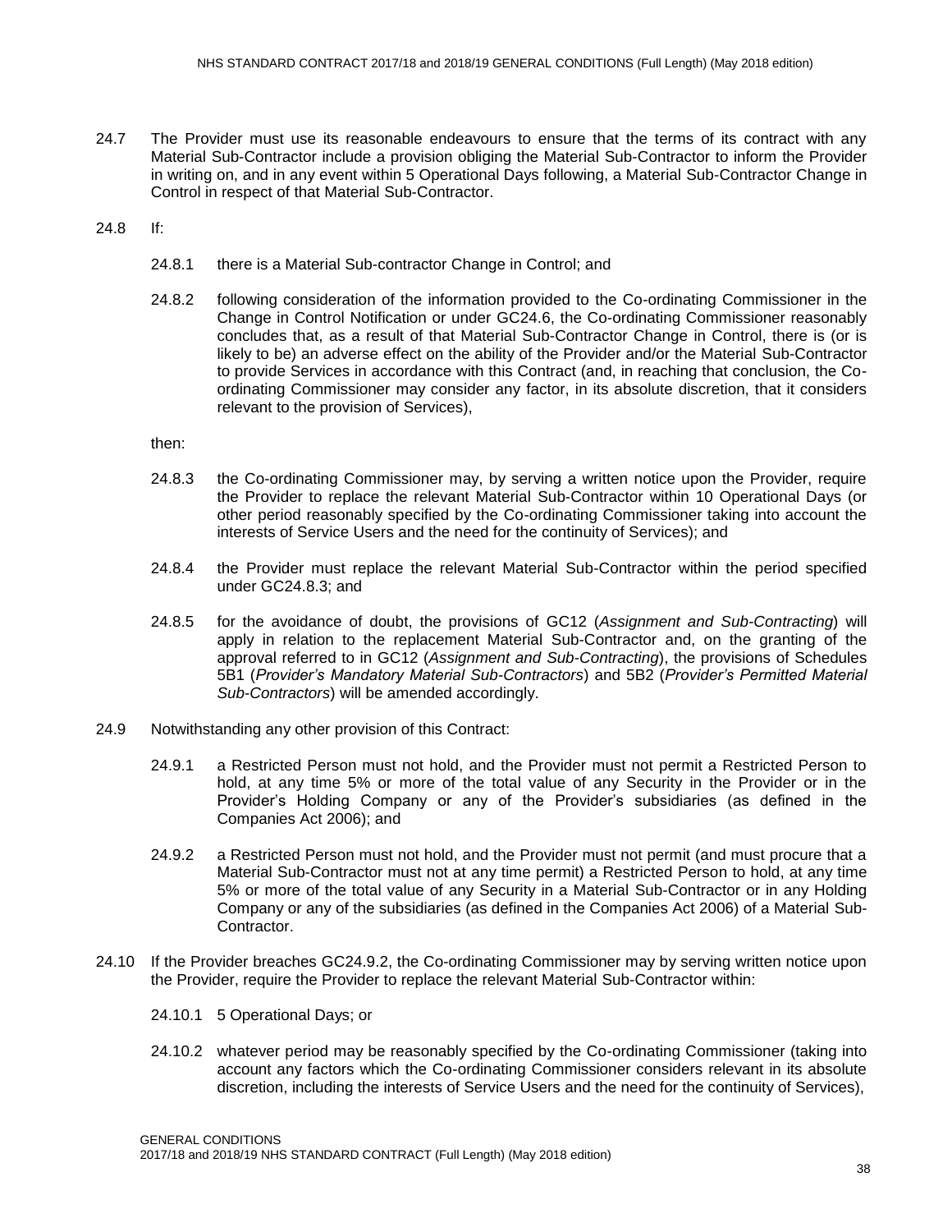24.7 The Provider must use its reasonable endeavours to ensure that the terms of its contract with any Material Sub-Contractor include a provision obliging the Material Sub-Contractor to inform the Provider in writing on, and in any event within 5 Operational Days following, a Material Sub-Contractor Change in Control in respect of that Material Sub-Contractor.

24.8 If:

24.8.1 there is a Material Sub-contractor Change in Control; and

24.8.2 following consideration of the information provided to the Co-ordinating Commissioner in the Change in Control Notification or under GC24.6, the Co-ordinating Commissioner reasonably concludes that, as a result of that Material Sub-Contractor Change in Control, there is (or is likely to be) an adverse effect on the ability of the Provider and/or the Material Sub-Contractor to provide Services in accordance with this Contract (and, in reaching that conclusion, the Co-ordinating Commissioner may consider any factor, in its absolute discretion, that it considers relevant to the provision of Services),

then:

24.8.3 the Co-ordinating Commissioner may, by serving a written notice upon the Provider, require the Provider to replace the relevant Material Sub-Contractor within 10 Operational Days (or other period reasonably specified by the Co-ordinating Commissioner taking into account the interests of Service Users and the need for the continuity of Services); and

24.8.4 the Provider must replace the relevant Material Sub-Contractor within the period specified under GC24.8.3; and

24.8.5 for the avoidance of doubt, the provisions of GC12 (*Assignment and Sub-Contracting*) will apply in relation to the replacement Material Sub-Contractor and, on the granting of the approval referred to in GC12 (*Assignment and Sub-Contracting*), the provisions of Schedules 5B1 (*Provider's Mandatory Material Sub-Contractors*) and 5B2 (*Provider's Permitted Material Sub-Contractors*) will be amended accordingly.

24.9 Notwithstanding any other provision of this Contract:

24.9.1 a Restricted Person must not hold, and the Provider must not permit a Restricted Person to hold, at any time 5% or more of the total value of any Security in the Provider or in the Provider's Holding Company or any of the Provider's subsidiaries (as defined in the Companies Act 2006); and

24.9.2 a Restricted Person must not hold, and the Provider must not permit (and must procure that a Material Sub-Contractor must not at any time permit) a Restricted Person to hold, at any time 5% or more of the total value of any Security in a Material Sub-Contractor or in any Holding Company or any of the subsidiaries (as defined in the Companies Act 2006) of a Material Sub-Contractor.

24.10 If the Provider breaches GC24.9.2, the Co-ordinating Commissioner may by serving written notice upon the Provider, require the Provider to replace the relevant Material Sub-Contractor within:

24.10.1 5 Operational Days; or

24.10.2 whatever period may be reasonably specified by the Co-ordinating Commissioner (taking into account any factors which the Co-ordinating Commissioner considers relevant in its absolute discretion, including the interests of Service Users and the need for the continuity of Services),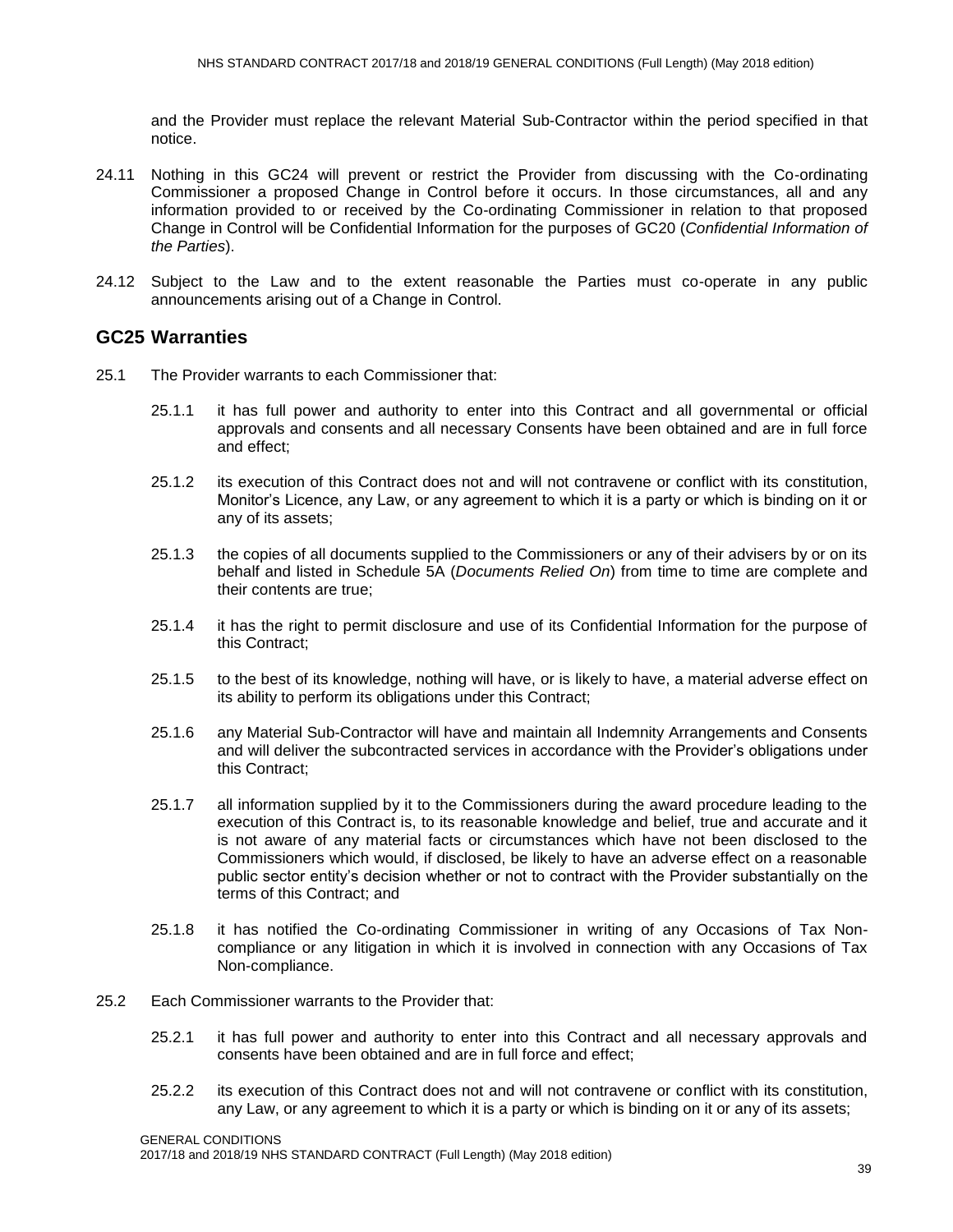and the Provider must replace the relevant Material Sub-Contractor within the period specified in that notice.

24.11 Nothing in this GC24 will prevent or restrict the Provider from discussing with the Co-ordinating Commissioner a proposed Change in Control before it occurs. In those circumstances, all and any information provided to or received by the Co-ordinating Commissioner in relation to that proposed Change in Control will be Confidential Information for the purposes of GC20 (*Confidential Information of the Parties*).

24.12 Subject to the Law and to the extent reasonable the Parties must co-operate in any public announcements arising out of a Change in Control.

## GC25 Warranties

25.1 The Provider warrants to each Commissioner that:

25.1.1 it has full power and authority to enter into this Contract and all governmental or official approvals and consents and all necessary Consents have been obtained and are in full force and effect;

25.1.2 its execution of this Contract does not and will not contravene or conflict with its constitution, Monitor's Licence, any Law, or any agreement to which it is a party or which is binding on it or any of its assets;

25.1.3 the copies of all documents supplied to the Commissioners or any of their advisers by or on its behalf and listed in Schedule 5A (*Documents Relied On*) from time to time are complete and their contents are true;

25.1.4 it has the right to permit disclosure and use of its Confidential Information for the purpose of this Contract;

25.1.5 to the best of its knowledge, nothing will have, or is likely to have, a material adverse effect on its ability to perform its obligations under this Contract;

25.1.6 any Material Sub-Contractor will have and maintain all Indemnity Arrangements and Consents and will deliver the subcontracted services in accordance with the Provider's obligations under this Contract;

25.1.7 all information supplied by it to the Commissioners during the award procedure leading to the execution of this Contract is, to its reasonable knowledge and belief, true and accurate and it is not aware of any material facts or circumstances which have not been disclosed to the Commissioners which would, if disclosed, be likely to have an adverse effect on a reasonable public sector entity's decision whether or not to contract with the Provider substantially on the terms of this Contract; and

25.1.8 it has notified the Co-ordinating Commissioner in writing of any Occasions of Tax Non-compliance or any litigation in which it is involved in connection with any Occasions of Tax Non-compliance.

25.2 Each Commissioner warrants to the Provider that:

25.2.1 it has full power and authority to enter into this Contract and all necessary approvals and consents have been obtained and are in full force and effect;

25.2.2 its execution of this Contract does not and will not contravene or conflict with its constitution, any Law, or any agreement to which it is a party or which is binding on it or any of its assets;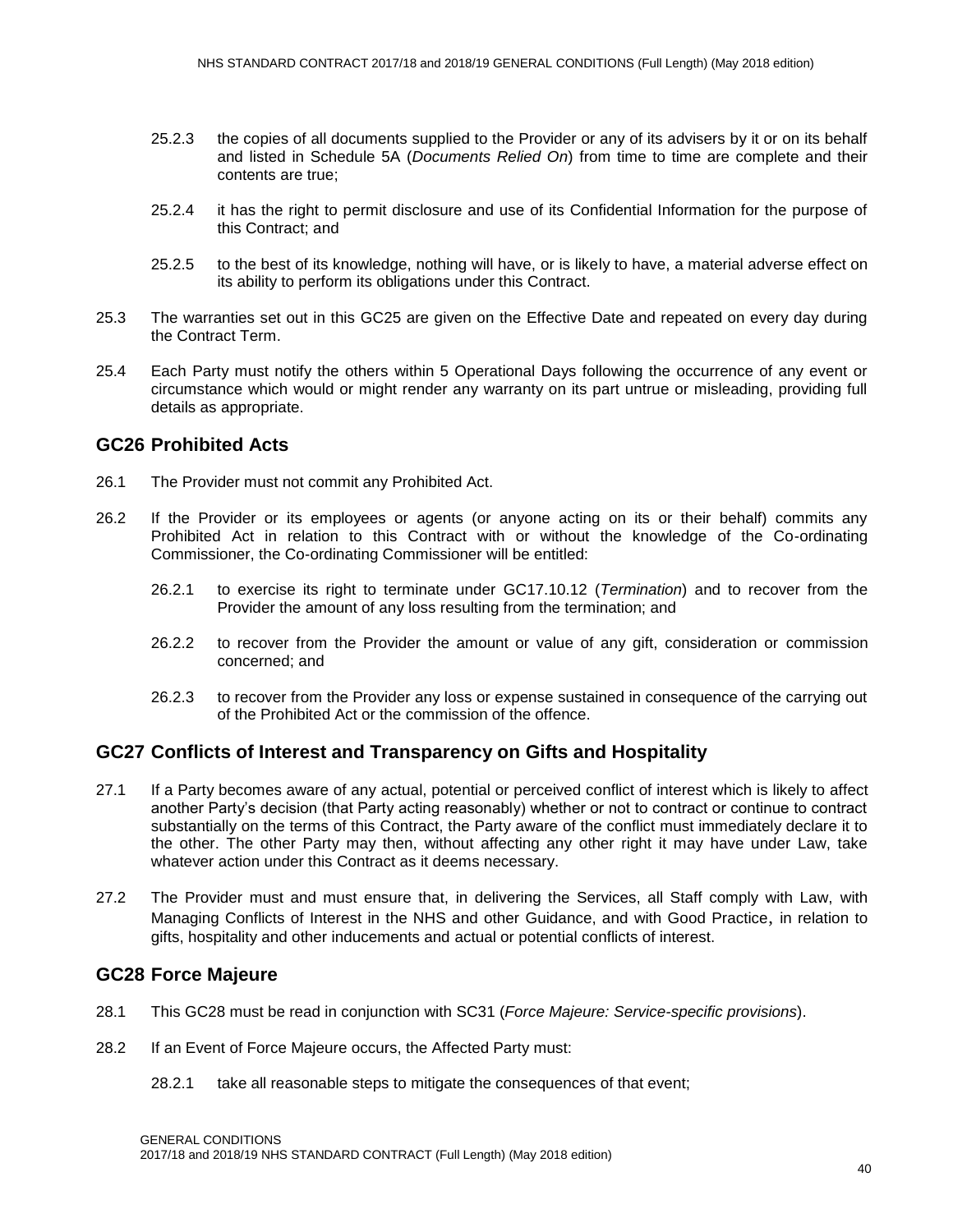25.2.3 the copies of all documents supplied to the Provider or any of its advisers by it or on its behalf and listed in Schedule 5A (*Documents Relied On*) from time to time are complete and their contents are true;

25.2.4 it has the right to permit disclosure and use of its Confidential Information for the purpose of this Contract; and

25.2.5 to the best of its knowledge, nothing will have, or is likely to have, a material adverse effect on its ability to perform its obligations under this Contract.

25.3 The warranties set out in this GC25 are given on the Effective Date and repeated on every day during the Contract Term.

25.4 Each Party must notify the others within 5 Operational Days following the occurrence of any event or circumstance which would or might render any warranty on its part untrue or misleading, providing full details as appropriate.

## GC26 Prohibited Acts

26.1 The Provider must not commit any Prohibited Act.

26.2 If the Provider or its employees or agents (or anyone acting on its or their behalf) commits any Prohibited Act in relation to this Contract with or without the knowledge of the Co-ordinating Commissioner, the Co-ordinating Commissioner will be entitled:

26.2.1 to exercise its right to terminate under GC17.10.12 (*Termination*) and to recover from the Provider the amount of any loss resulting from the termination; and

26.2.2 to recover from the Provider the amount or value of any gift, consideration or commission concerned; and

26.2.3 to recover from the Provider any loss or expense sustained in consequence of the carrying out of the Prohibited Act or the commission of the offence.

## GC27 Conflicts of Interest and Transparency on Gifts and Hospitality

27.1 If a Party becomes aware of any actual, potential or perceived conflict of interest which is likely to affect another Party's decision (that Party acting reasonably) whether or not to contract or continue to contract substantially on the terms of this Contract, the Party aware of the conflict must immediately declare it to the other. The other Party may then, without affecting any other right it may have under Law, take whatever action under this Contract as it deems necessary.

27.2 The Provider must and must ensure that, in delivering the Services, all Staff comply with Law, with Managing Conflicts of Interest in the NHS and other Guidance, and with Good Practice, in relation to gifts, hospitality and other inducements and actual or potential conflicts of interest.

## GC28 Force Majeure

28.1 This GC28 must be read in conjunction with SC31 (*Force Majeure: Service-specific provisions*).

28.2 If an Event of Force Majeure occurs, the Affected Party must:

28.2.1 take all reasonable steps to mitigate the consequences of that event;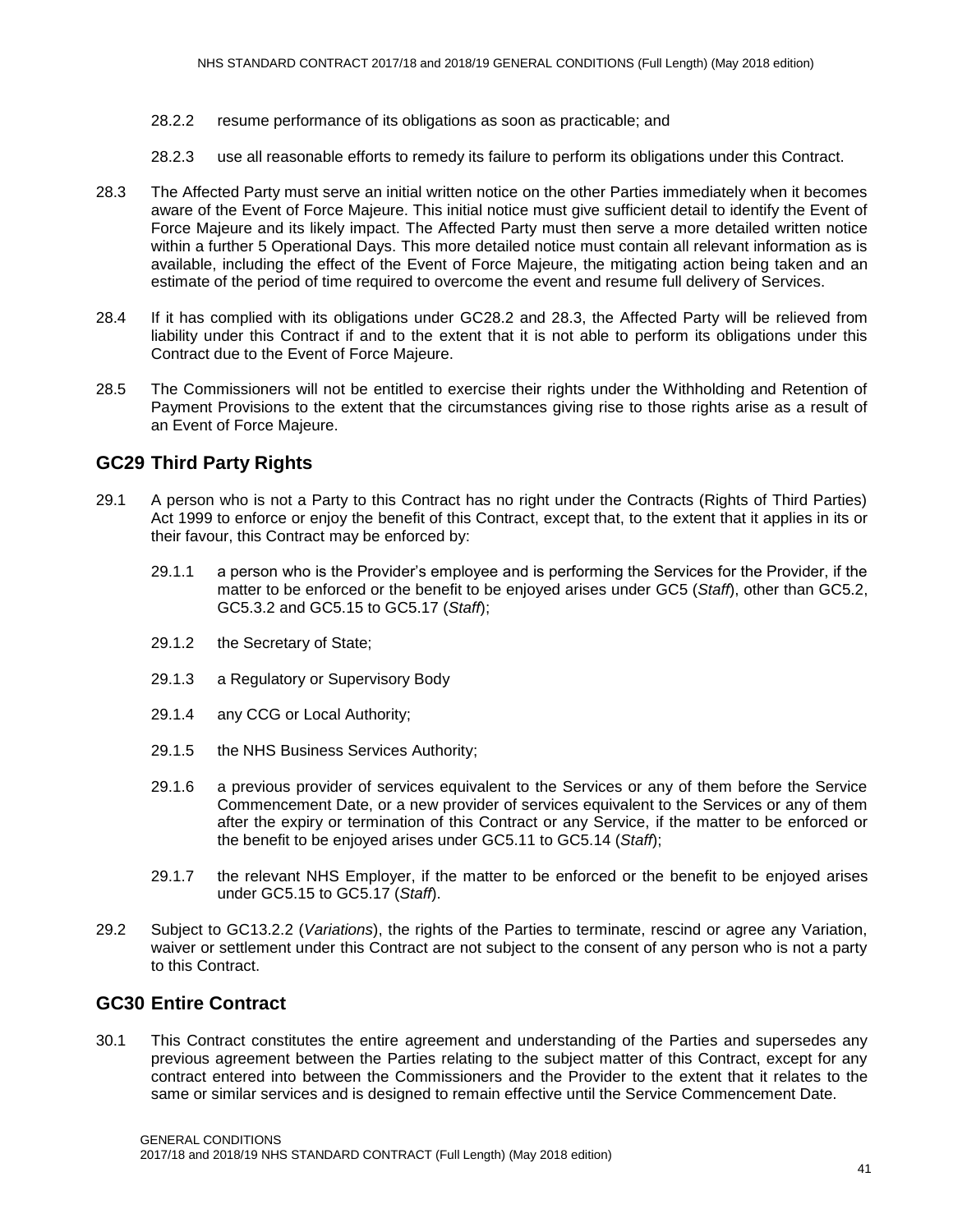28.2.2 resume performance of its obligations as soon as practicable; and

28.2.3 use all reasonable efforts to remedy its failure to perform its obligations under this Contract.

28.3 The Affected Party must serve an initial written notice on the other Parties immediately when it becomes aware of the Event of Force Majeure. This initial notice must give sufficient detail to identify the Event of Force Majeure and its likely impact. The Affected Party must then serve a more detailed written notice within a further 5 Operational Days. This more detailed notice must contain all relevant information as is available, including the effect of the Event of Force Majeure, the mitigating action being taken and an estimate of the period of time required to overcome the event and resume full delivery of Services.

28.4 If it has complied with its obligations under GC28.2 and 28.3, the Affected Party will be relieved from liability under this Contract if and to the extent that it is not able to perform its obligations under this Contract due to the Event of Force Majeure.

28.5 The Commissioners will not be entitled to exercise their rights under the Withholding and Retention of Payment Provisions to the extent that the circumstances giving rise to those rights arise as a result of an Event of Force Majeure.

## GC29 Third Party Rights

29.1 A person who is not a Party to this Contract has no right under the Contracts (Rights of Third Parties) Act 1999 to enforce or enjoy the benefit of this Contract, except that, to the extent that it applies in its or their favour, this Contract may be enforced by:

29.1.1 a person who is the Provider's employee and is performing the Services for the Provider, if the matter to be enforced or the benefit to be enjoyed arises under GC5 (*Staff*), other than GC5.2, GC5.3.2 and GC5.15 to GC5.17 (*Staff*);

29.1.2 the Secretary of State;

29.1.3 a Regulatory or Supervisory Body

29.1.4 any CCG or Local Authority;

29.1.5 the NHS Business Services Authority;

29.1.6 a previous provider of services equivalent to the Services or any of them before the Service Commencement Date, or a new provider of services equivalent to the Services or any of them after the expiry or termination of this Contract or any Service, if the matter to be enforced or the benefit to be enjoyed arises under GC5.11 to GC5.14 (*Staff*);

29.1.7 the relevant NHS Employer, if the matter to be enforced or the benefit to be enjoyed arises under GC5.15 to GC5.17 (*Staff*).

29.2 Subject to GC13.2.2 (*Variations*), the rights of the Parties to terminate, rescind or agree any Variation, waiver or settlement under this Contract are not subject to the consent of any person who is not a party to this Contract.

## GC30 Entire Contract

30.1 This Contract constitutes the entire agreement and understanding of the Parties and supersedes any previous agreement between the Parties relating to the subject matter of this Contract, except for any contract entered into between the Commissioners and the Provider to the extent that it relates to the same or similar services and is designed to remain effective until the Service Commencement Date.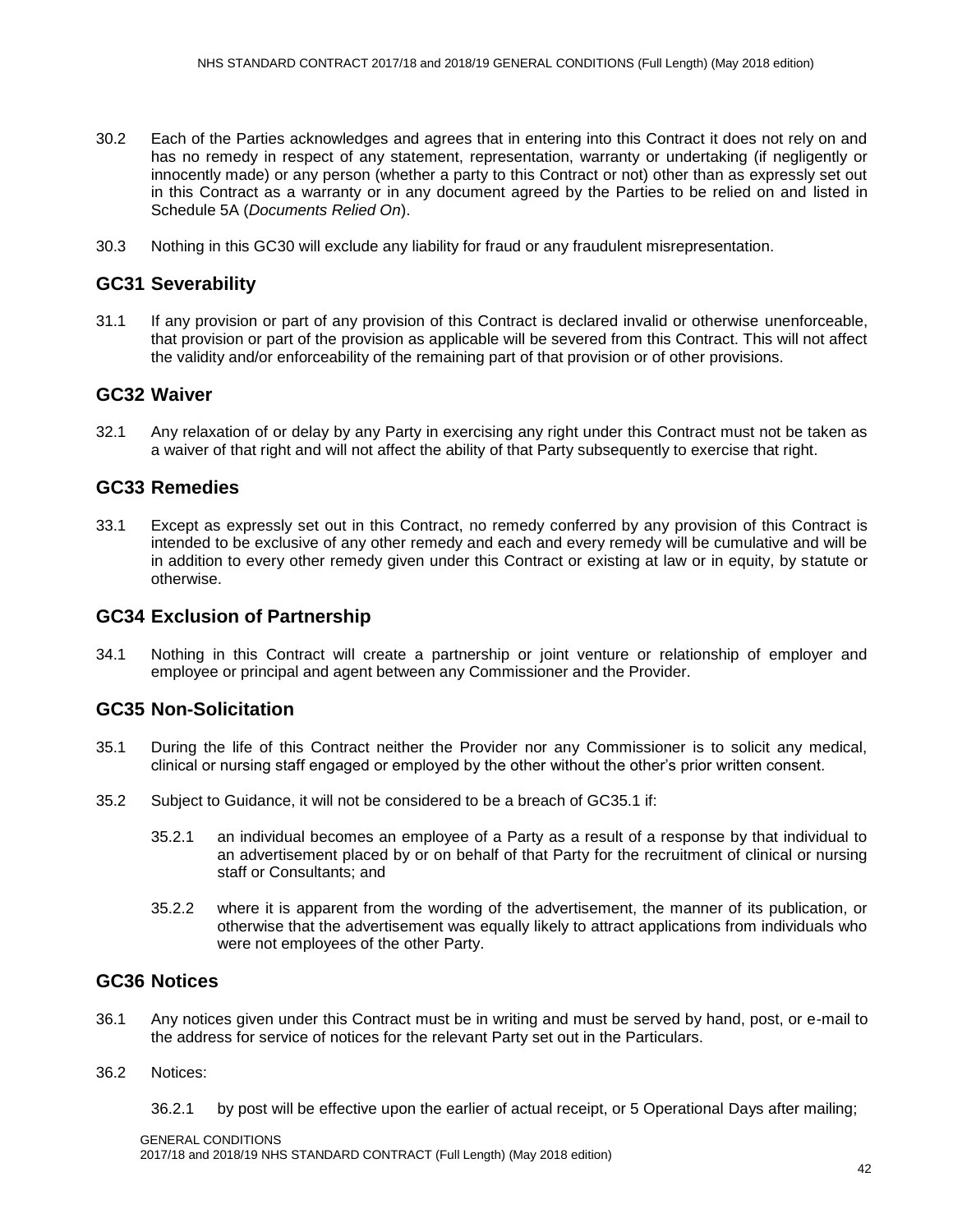30.2 Each of the Parties acknowledges and agrees that in entering into this Contract it does not rely on and has no remedy in respect of any statement, representation, warranty or undertaking (if negligently or innocently made) or any person (whether a party to this Contract or not) other than as expressly set out in this Contract as a warranty or in any document agreed by the Parties to be relied on and listed in Schedule 5A (*Documents Relied On*).

30.3 Nothing in this GC30 will exclude any liability for fraud or any fraudulent misrepresentation.

## GC31 Severability

31.1 If any provision or part of any provision of this Contract is declared invalid or otherwise unenforceable, that provision or part of the provision as applicable will be severed from this Contract. This will not affect the validity and/or enforceability of the remaining part of that provision or of other provisions.

## GC32 Waiver

32.1 Any relaxation of or delay by any Party in exercising any right under this Contract must not be taken as a waiver of that right and will not affect the ability of that Party subsequently to exercise that right.

## GC33 Remedies

33.1 Except as expressly set out in this Contract, no remedy conferred by any provision of this Contract is intended to be exclusive of any other remedy and each and every remedy will be cumulative and will be in addition to every other remedy given under this Contract or existing at law or in equity, by statute or otherwise.

## GC34 Exclusion of Partnership

34.1 Nothing in this Contract will create a partnership or joint venture or relationship of employer and employee or principal and agent between any Commissioner and the Provider.

## GC35 Non-Solicitation

35.1 During the life of this Contract neither the Provider nor any Commissioner is to solicit any medical, clinical or nursing staff engaged or employed by the other without the other's prior written consent.

35.2 Subject to Guidance, it will not be considered to be a breach of GC35.1 if:

35.2.1 an individual becomes an employee of a Party as a result of a response by that individual to an advertisement placed by or on behalf of that Party for the recruitment of clinical or nursing staff or Consultants; and

35.2.2 where it is apparent from the wording of the advertisement, the manner of its publication, or otherwise that the advertisement was equally likely to attract applications from individuals who were not employees of the other Party.

## GC36 Notices

36.1 Any notices given under this Contract must be in writing and must be served by hand, post, or e-mail to the address for service of notices for the relevant Party set out in the Particulars.

36.2 Notices:

36.2.1 by post will be effective upon the earlier of actual receipt, or 5 Operational Days after mailing;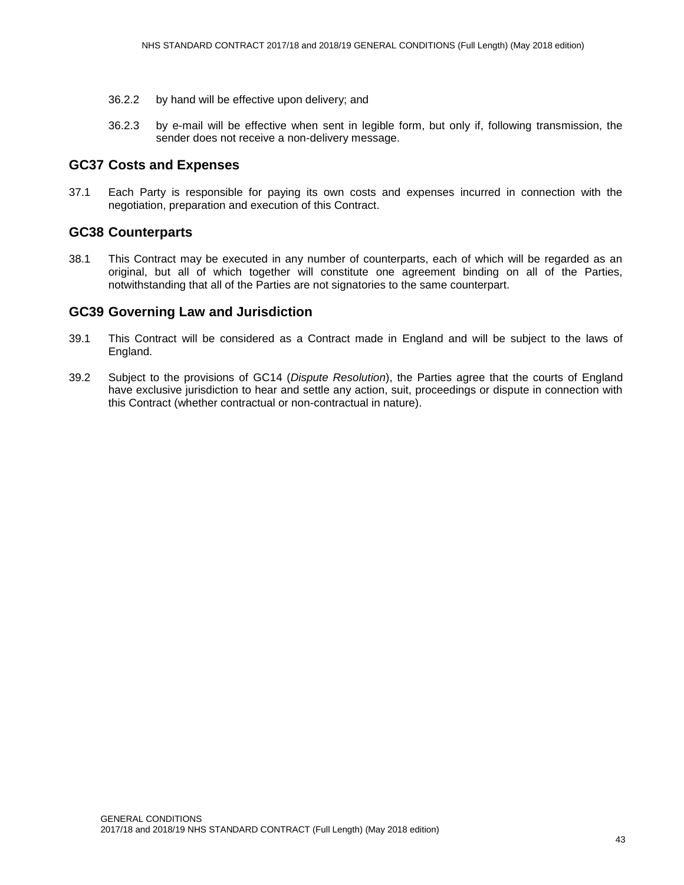36.2.2 by hand will be effective upon delivery; and

36.2.3 by e-mail will be effective when sent in legible form, but only if, following transmission, the sender does not receive a non-delivery message.

## GC37 Costs and Expenses

37.1 Each Party is responsible for paying its own costs and expenses incurred in connection with the negotiation, preparation and execution of this Contract.

## GC38 Counterparts

38.1 This Contract may be executed in any number of counterparts, each of which will be regarded as an original, but all of which together will constitute one agreement binding on all of the Parties, notwithstanding that all of the Parties are not signatories to the same counterpart.

## GC39 Governing Law and Jurisdiction

39.1 This Contract will be considered as a Contract made in England and will be subject to the laws of England.

39.2 Subject to the provisions of GC14 (*Dispute Resolution*), the Parties agree that the courts of England have exclusive jurisdiction to hear and settle any action, suit, proceedings or dispute in connection with this Contract (whether contractual or non-contractual in nature).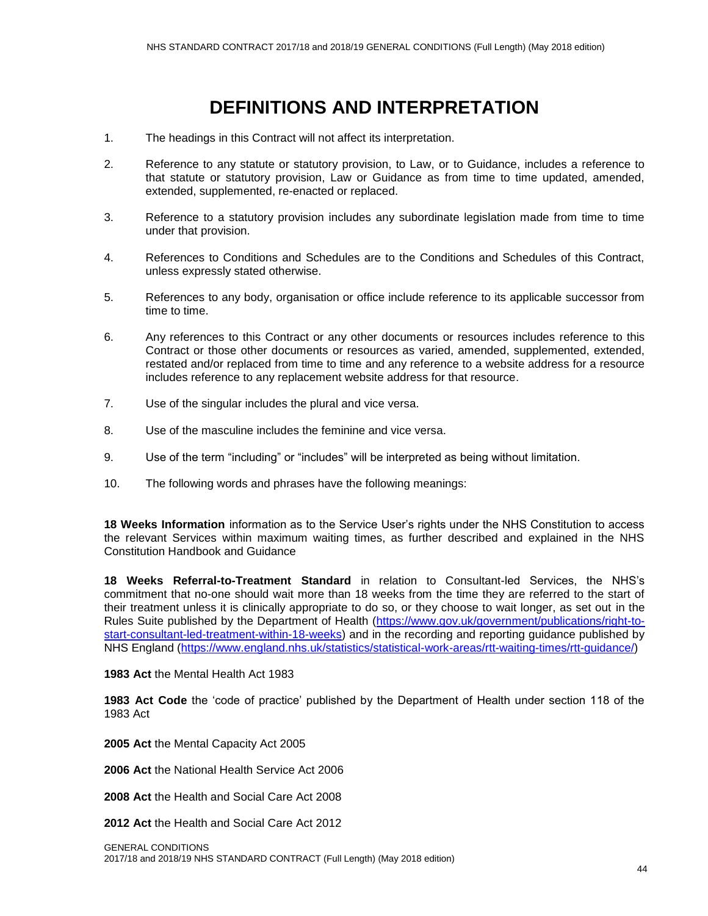# DEFINITIONS AND INTERPRETATION

1. The headings in this Contract will not affect its interpretation.

2. Reference to any statute or statutory provision, to Law, or to Guidance, includes a reference to that statute or statutory provision, Law or Guidance as from time to time updated, amended, extended, supplemented, re-enacted or replaced.

3. Reference to a statutory provision includes any subordinate legislation made from time to time under that provision.

4. References to Conditions and Schedules are to the Conditions and Schedules of this Contract, unless expressly stated otherwise.

5. References to any body, organisation or office include reference to its applicable successor from time to time.

6. Any references to this Contract or any other documents or resources includes reference to this Contract or those other documents or resources as varied, amended, supplemented, extended, restated and/or replaced from time to time and any reference to a website address for a resource includes reference to any replacement website address for that resource.

7. Use of the singular includes the plural and vice versa.

8. Use of the masculine includes the feminine and vice versa.

9. Use of the term "including" or "includes" will be interpreted as being without limitation.

10. The following words and phrases have the following meanings:

**18 Weeks Information** information as to the Service User's rights under the NHS Constitution to access the relevant Services within maximum waiting times, as further described and explained in the NHS Constitution Handbook and Guidance

**18 Weeks Referral-to-Treatment Standard** in relation to Consultant-led Services, the NHS's commitment that no-one should wait more than 18 weeks from the time they are referred to the start of their treatment unless it is clinically appropriate to do so, or they choose to wait longer, as set out in the Rules Suite published by the Department of Health (https://www.gov.uk/government/publications/right-to-start-consultant-led-treatment-within-18-weeks) and in the recording and reporting guidance published by NHS England (https://www.england.nhs.uk/statistics/statistical-work-areas/rtt-waiting-times/rtt-guidance/)

**1983 Act** the Mental Health Act 1983

**1983 Act Code** the 'code of practice' published by the Department of Health under section 118 of the 1983 Act

**2005 Act** the Mental Capacity Act 2005

**2006 Act** the National Health Service Act 2006

**2008 Act** the Health and Social Care Act 2008

**2012 Act** the Health and Social Care Act 2012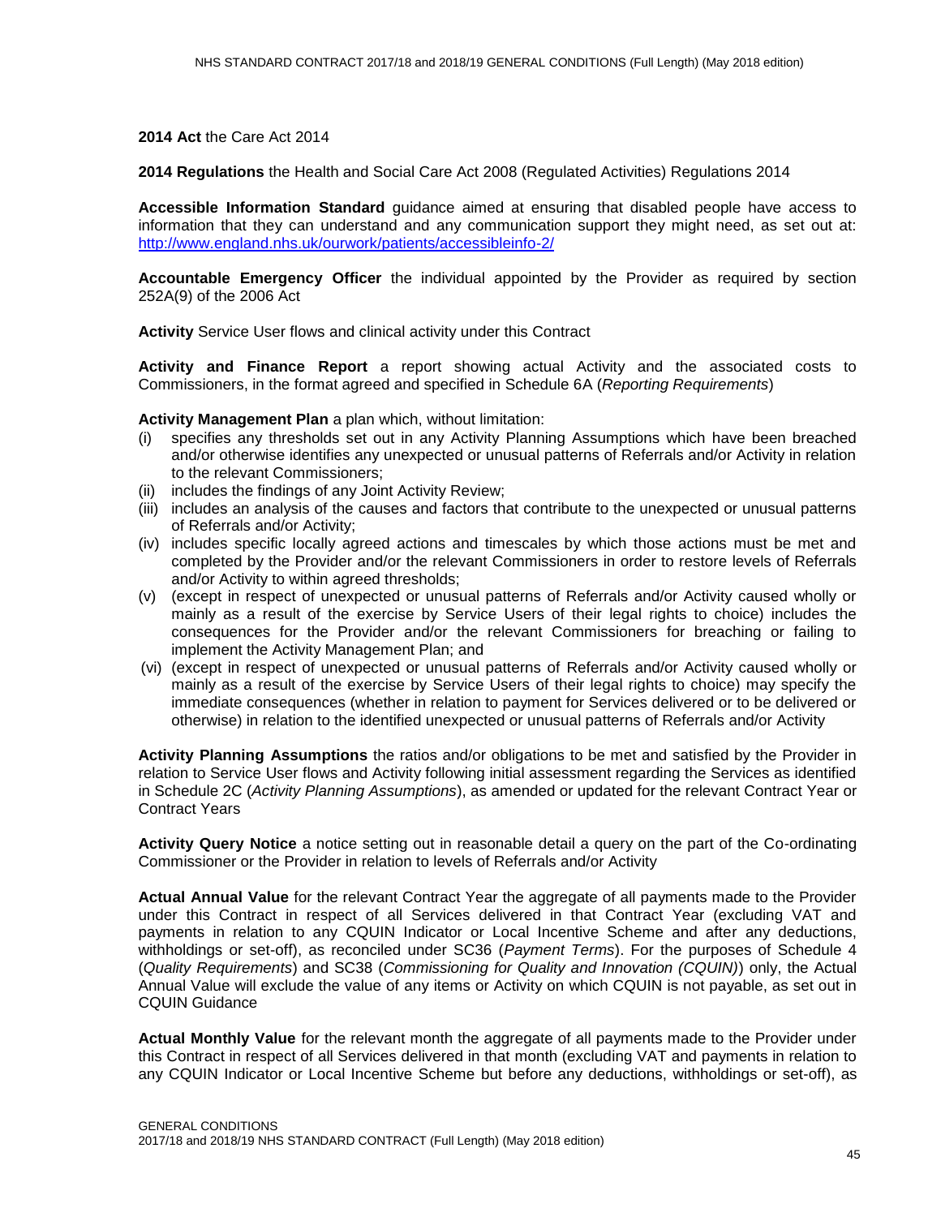**2014 Act** the Care Act 2014

**2014 Regulations** the Health and Social Care Act 2008 (Regulated Activities) Regulations 2014

**Accessible Information Standard** guidance aimed at ensuring that disabled people have access to information that they can understand and any communication support they might need, as set out at: http://www.england.nhs.uk/ourwork/patients/accessibleinfo-2/

**Accountable Emergency Officer** the individual appointed by the Provider as required by section 252A(9) of the 2006 Act

**Activity** Service User flows and clinical activity under this Contract

**Activity and Finance Report** a report showing actual Activity and the associated costs to Commissioners, in the format agreed and specified in Schedule 6A (*Reporting Requirements*)

**Activity Management Plan** a plan which, without limitation:

- (i) specifies any thresholds set out in any Activity Planning Assumptions which have been breached and/or otherwise identifies any unexpected or unusual patterns of Referrals and/or Activity in relation to the relevant Commissioners;
- (ii) includes the findings of any Joint Activity Review;
- (iii) includes an analysis of the causes and factors that contribute to the unexpected or unusual patterns of Referrals and/or Activity;
- (iv) includes specific locally agreed actions and timescales by which those actions must be met and completed by the Provider and/or the relevant Commissioners in order to restore levels of Referrals and/or Activity to within agreed thresholds;
- (v) (except in respect of unexpected or unusual patterns of Referrals and/or Activity caused wholly or mainly as a result of the exercise by Service Users of their legal rights to choice) includes the consequences for the Provider and/or the relevant Commissioners for breaching or failing to implement the Activity Management Plan; and
- (vi) (except in respect of unexpected or unusual patterns of Referrals and/or Activity caused wholly or mainly as a result of the exercise by Service Users of their legal rights to choice) may specify the immediate consequences (whether in relation to payment for Services delivered or to be delivered or otherwise) in relation to the identified unexpected or unusual patterns of Referrals and/or Activity

**Activity Planning Assumptions** the ratios and/or obligations to be met and satisfied by the Provider in relation to Service User flows and Activity following initial assessment regarding the Services as identified in Schedule 2C (*Activity Planning Assumptions*), as amended or updated for the relevant Contract Year or Contract Years

**Activity Query Notice** a notice setting out in reasonable detail a query on the part of the Co-ordinating Commissioner or the Provider in relation to levels of Referrals and/or Activity

**Actual Annual Value** for the relevant Contract Year the aggregate of all payments made to the Provider under this Contract in respect of all Services delivered in that Contract Year (excluding VAT and payments in relation to any CQUIN Indicator or Local Incentive Scheme and after any deductions, withholdings or set-off), as reconciled under SC36 (*Payment Terms*). For the purposes of Schedule 4 (*Quality Requirements*) and SC38 (*Commissioning for Quality and Innovation (CQUIN)*) only, the Actual Annual Value will exclude the value of any items or Activity on which CQUIN is not payable, as set out in CQUIN Guidance

**Actual Monthly Value** for the relevant month the aggregate of all payments made to the Provider under this Contract in respect of all Services delivered in that month (excluding VAT and payments in relation to any CQUIN Indicator or Local Incentive Scheme but before any deductions, withholdings or set-off), as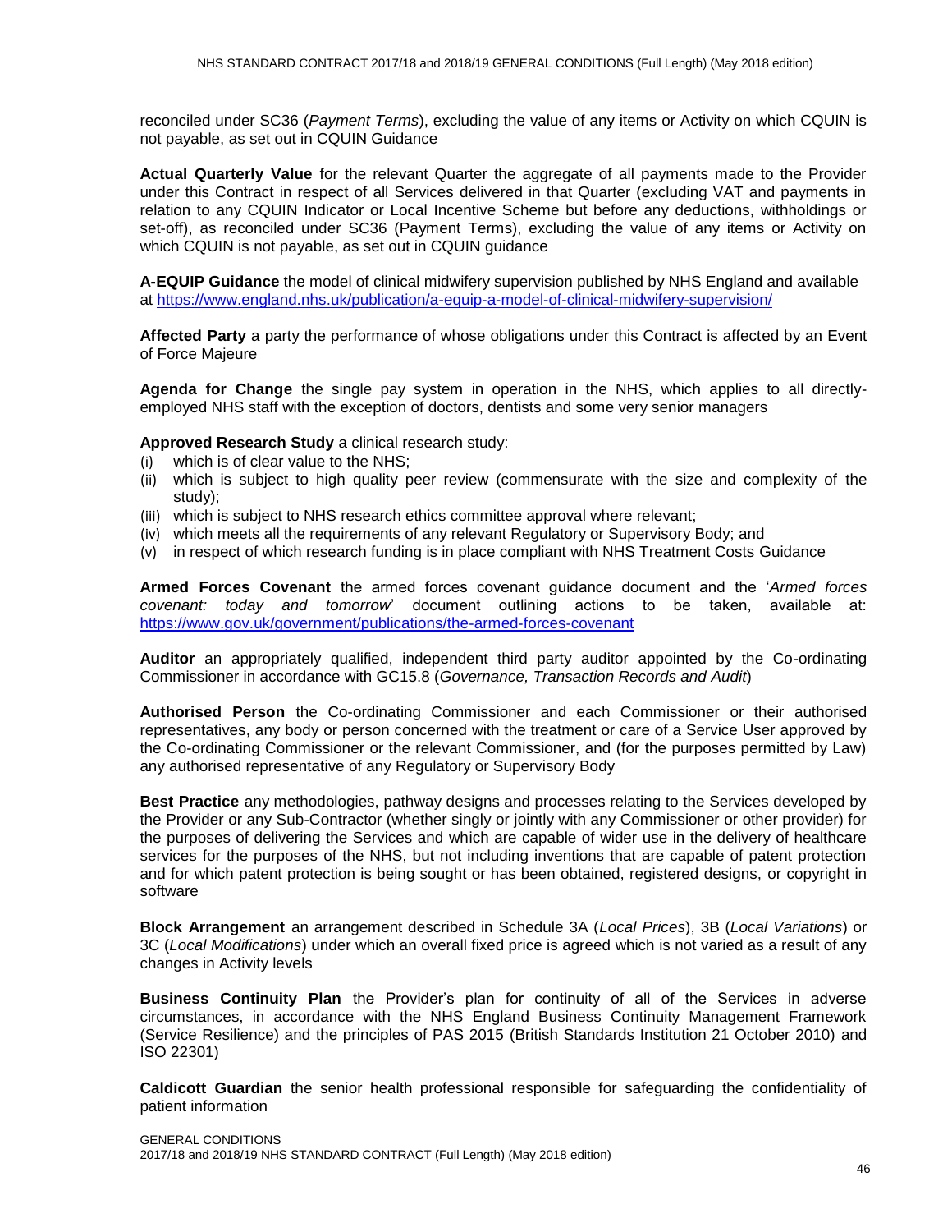reconciled under SC36 (*Payment Terms*), excluding the value of any items or Activity on which CQUIN is not payable, as set out in CQUIN Guidance

**Actual Quarterly Value** for the relevant Quarter the aggregate of all payments made to the Provider under this Contract in respect of all Services delivered in that Quarter (excluding VAT and payments in relation to any CQUIN Indicator or Local Incentive Scheme but before any deductions, withholdings or set-off), as reconciled under SC36 (Payment Terms), excluding the value of any items or Activity on which CQUIN is not payable, as set out in CQUIN guidance

**A-EQUIP Guidance** the model of clinical midwifery supervision published by NHS England and available at https://www.england.nhs.uk/publication/a-equip-a-model-of-clinical-midwifery-supervision/

**Affected Party** a party the performance of whose obligations under this Contract is affected by an Event of Force Majeure

**Agenda for Change** the single pay system in operation in the NHS, which applies to all directly-employed NHS staff with the exception of doctors, dentists and some very senior managers

**Approved Research Study** a clinical research study:

(i) which is of clear value to the NHS;
(ii) which is subject to high quality peer review (commensurate with the size and complexity of the study);
(iii) which is subject to NHS research ethics committee approval where relevant;
(iv) which meets all the requirements of any relevant Regulatory or Supervisory Body; and
(v) in respect of which research funding is in place compliant with NHS Treatment Costs Guidance

**Armed Forces Covenant** the armed forces covenant guidance document and the '*Armed forces covenant: today and tomorrow*' document outlining actions to be taken, available at: https://www.gov.uk/government/publications/the-armed-forces-covenant

**Auditor** an appropriately qualified, independent third party auditor appointed by the Co-ordinating Commissioner in accordance with GC15.8 (*Governance, Transaction Records and Audit*)

**Authorised Person** the Co-ordinating Commissioner and each Commissioner or their authorised representatives, any body or person concerned with the treatment or care of a Service User approved by the Co-ordinating Commissioner or the relevant Commissioner, and (for the purposes permitted by Law) any authorised representative of any Regulatory or Supervisory Body

**Best Practice** any methodologies, pathway designs and processes relating to the Services developed by the Provider or any Sub-Contractor (whether singly or jointly with any Commissioner or other provider) for the purposes of delivering the Services and which are capable of wider use in the delivery of healthcare services for the purposes of the NHS, but not including inventions that are capable of patent protection and for which patent protection is being sought or has been obtained, registered designs, or copyright in software

**Block Arrangement** an arrangement described in Schedule 3A (*Local Prices*), 3B (*Local Variations*) or 3C (*Local Modifications*) under which an overall fixed price is agreed which is not varied as a result of any changes in Activity levels

**Business Continuity Plan** the Provider's plan for continuity of all of the Services in adverse circumstances, in accordance with the NHS England Business Continuity Management Framework (Service Resilience) and the principles of PAS 2015 (British Standards Institution 21 October 2010) and ISO 22301)

**Caldicott Guardian** the senior health professional responsible for safeguarding the confidentiality of patient information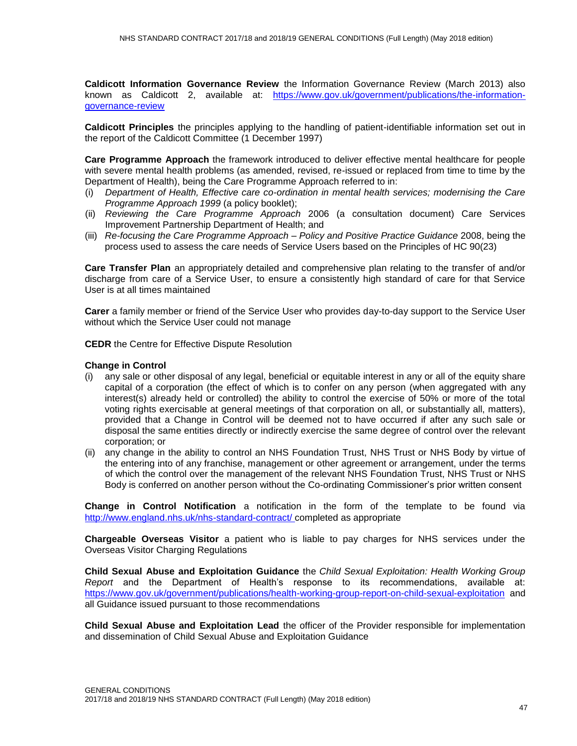**Caldicott Information Governance Review** the Information Governance Review (March 2013) also known as Caldicott 2, available at: https://www.gov.uk/government/publications/the-information-governance-review

**Caldicott Principles** the principles applying to the handling of patient-identifiable information set out in the report of the Caldicott Committee (1 December 1997)

**Care Programme Approach** the framework introduced to deliver effective mental healthcare for people with severe mental health problems (as amended, revised, re-issued or replaced from time to time by the Department of Health), being the Care Programme Approach referred to in:

(i) *Department of Health, Effective care co-ordination in mental health services; modernising the Care Programme Approach 1999* (a policy booklet);
(ii) *Reviewing the Care Programme Approach* 2006 (a consultation document) Care Services Improvement Partnership Department of Health; and
(iii) *Re-focusing the Care Programme Approach – Policy and Positive Practice Guidance* 2008, being the process used to assess the care needs of Service Users based on the Principles of HC 90(23)

**Care Transfer Plan** an appropriately detailed and comprehensive plan relating to the transfer of and/or discharge from care of a Service User, to ensure a consistently high standard of care for that Service User is at all times maintained

**Carer** a family member or friend of the Service User who provides day-to-day support to the Service User without which the Service User could not manage

**CEDR** the Centre for Effective Dispute Resolution

**Change in Control**

(i) any sale or other disposal of any legal, beneficial or equitable interest in any or all of the equity share capital of a corporation (the effect of which is to confer on any person (when aggregated with any interest(s) already held or controlled) the ability to control the exercise of 50% or more of the total voting rights exercisable at general meetings of that corporation on all, or substantially all, matters), provided that a Change in Control will be deemed not to have occurred if after any such sale or disposal the same entities directly or indirectly exercise the same degree of control over the relevant corporation; or
(ii) any change in the ability to control an NHS Foundation Trust, NHS Trust or NHS Body by virtue of the entering into of any franchise, management or other agreement or arrangement, under the terms of which the control over the management of the relevant NHS Foundation Trust, NHS Trust or NHS Body is conferred on another person without the Co-ordinating Commissioner's prior written consent

**Change in Control Notification** a notification in the form of the template to be found via http://www.england.nhs.uk/nhs-standard-contract/ completed as appropriate

**Chargeable Overseas Visitor** a patient who is liable to pay charges for NHS services under the Overseas Visitor Charging Regulations

**Child Sexual Abuse and Exploitation Guidance** the *Child Sexual Exploitation: Health Working Group Report* and the Department of Health's response to its recommendations, available at: https://www.gov.uk/government/publications/health-working-group-report-on-child-sexual-exploitation and all Guidance issued pursuant to those recommendations

**Child Sexual Abuse and Exploitation Lead** the officer of the Provider responsible for implementation and dissemination of Child Sexual Abuse and Exploitation Guidance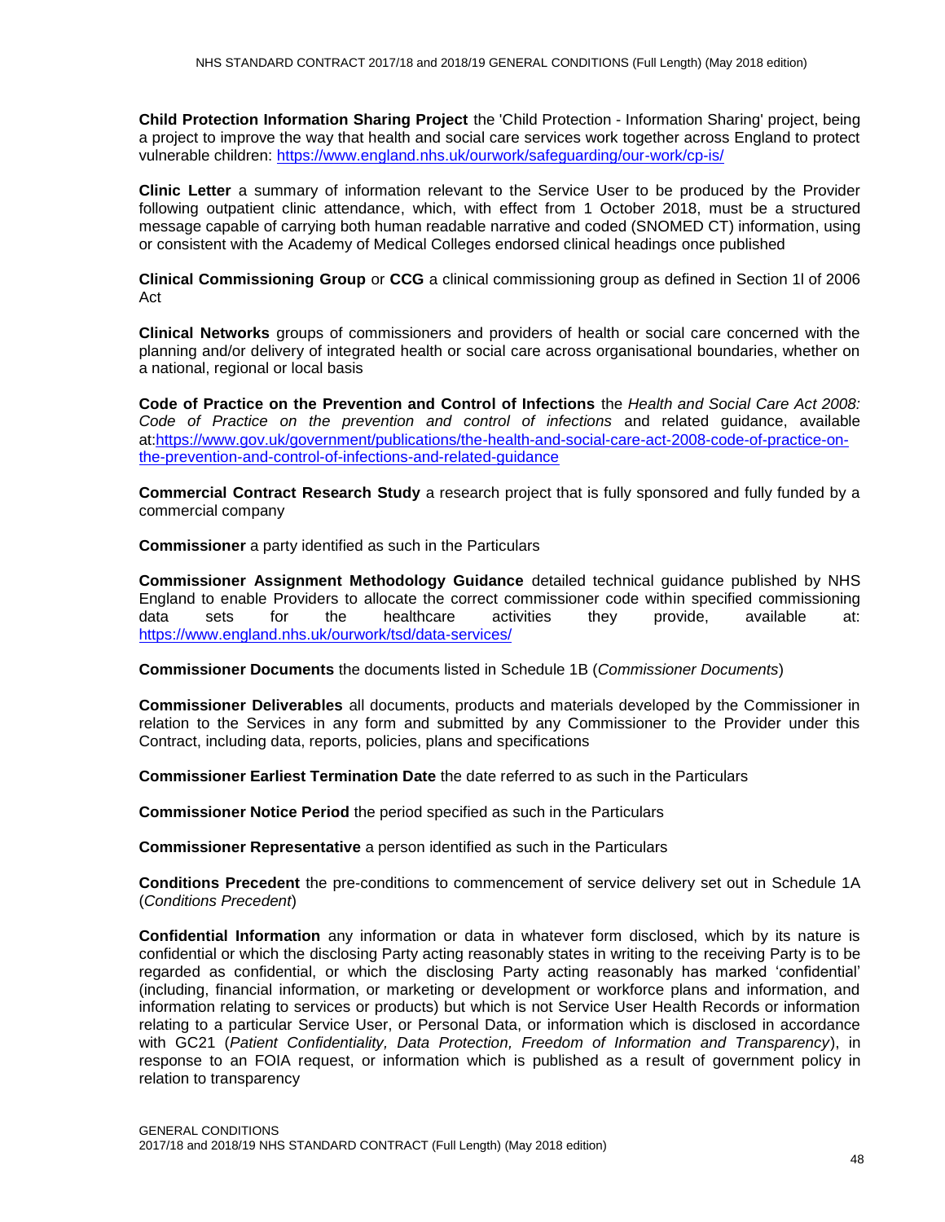**Child Protection Information Sharing Project** the 'Child Protection - Information Sharing' project, being a project to improve the way that health and social care services work together across England to protect vulnerable children: https://www.england.nhs.uk/ourwork/safeguarding/our-work/cp-is/

**Clinic Letter** a summary of information relevant to the Service User to be produced by the Provider following outpatient clinic attendance, which, with effect from 1 October 2018, must be a structured message capable of carrying both human readable narrative and coded (SNOMED CT) information, using or consistent with the Academy of Medical Colleges endorsed clinical headings once published

**Clinical Commissioning Group** or **CCG** a clinical commissioning group as defined in Section 1l of 2006 Act

**Clinical Networks** groups of commissioners and providers of health or social care concerned with the planning and/or delivery of integrated health or social care across organisational boundaries, whether on a national, regional or local basis

**Code of Practice on the Prevention and Control of Infections** the *Health and Social Care Act 2008: Code of Practice on the prevention and control of infections* and related guidance, available at:https://www.gov.uk/government/publications/the-health-and-social-care-act-2008-code-of-practice-on-the-prevention-and-control-of-infections-and-related-guidance

**Commercial Contract Research Study** a research project that is fully sponsored and fully funded by a commercial company

**Commissioner** a party identified as such in the Particulars

**Commissioner Assignment Methodology Guidance** detailed technical guidance published by NHS England to enable Providers to allocate the correct commissioner code within specified commissioning data sets for the healthcare activities they provide, available at: https://www.england.nhs.uk/ourwork/tsd/data-services/

**Commissioner Documents** the documents listed in Schedule 1B (*Commissioner Documents*)

**Commissioner Deliverables** all documents, products and materials developed by the Commissioner in relation to the Services in any form and submitted by any Commissioner to the Provider under this Contract, including data, reports, policies, plans and specifications

**Commissioner Earliest Termination Date** the date referred to as such in the Particulars

**Commissioner Notice Period** the period specified as such in the Particulars

**Commissioner Representative** a person identified as such in the Particulars

**Conditions Precedent** the pre-conditions to commencement of service delivery set out in Schedule 1A (*Conditions Precedent*)

**Confidential Information** any information or data in whatever form disclosed, which by its nature is confidential or which the disclosing Party acting reasonably states in writing to the receiving Party is to be regarded as confidential, or which the disclosing Party acting reasonably has marked 'confidential' (including, financial information, or marketing or development or workforce plans and information, and information relating to services or products) but which is not Service User Health Records or information relating to a particular Service User, or Personal Data, or information which is disclosed in accordance with GC21 (*Patient Confidentiality, Data Protection, Freedom of Information and Transparency*), in response to an FOIA request, or information which is published as a result of government policy in relation to transparency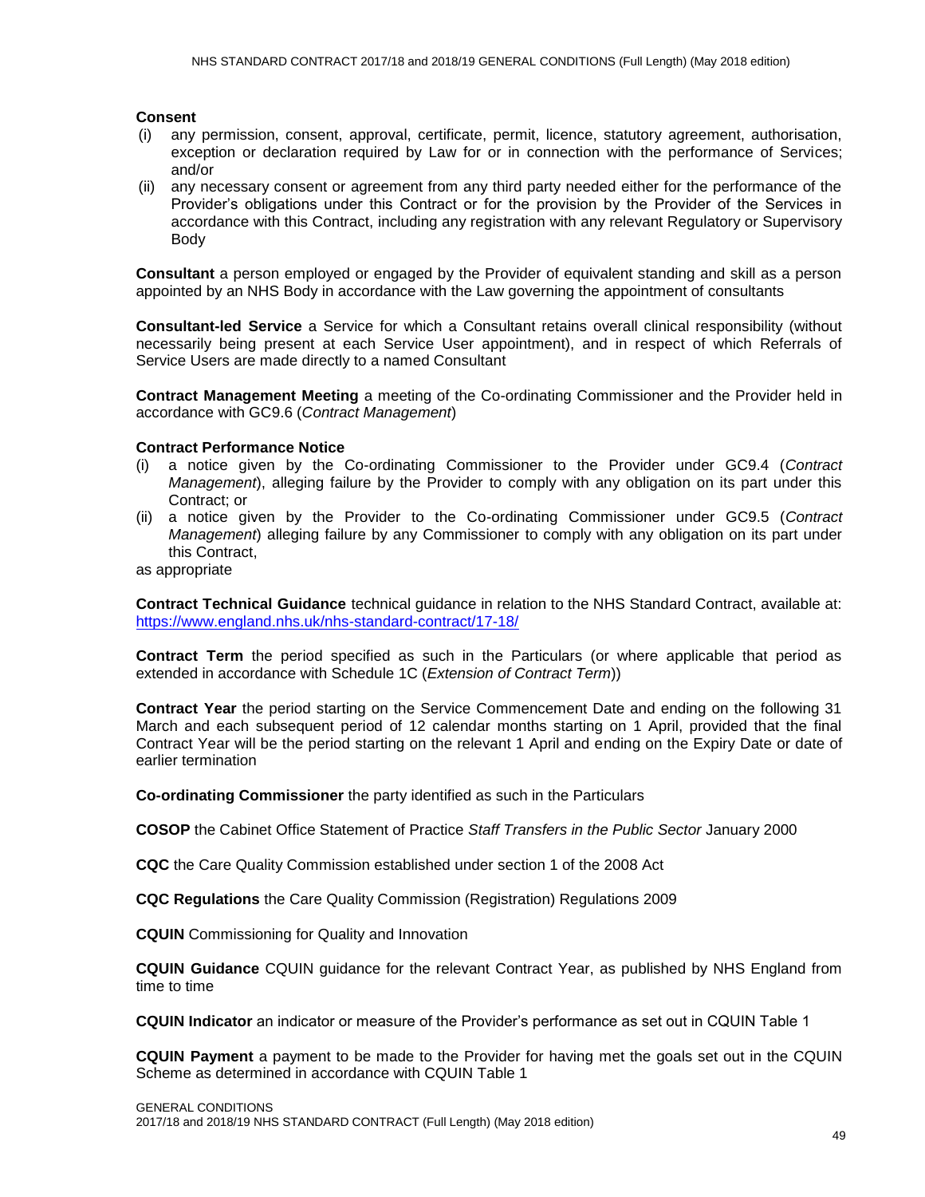**Consent**

(i) any permission, consent, approval, certificate, permit, licence, statutory agreement, authorisation, exception or declaration required by Law for or in connection with the performance of Services; and/or

(ii) any necessary consent or agreement from any third party needed either for the performance of the Provider's obligations under this Contract or for the provision by the Provider of the Services in accordance with this Contract, including any registration with any relevant Regulatory or Supervisory Body

**Consultant** a person employed or engaged by the Provider of equivalent standing and skill as a person appointed by an NHS Body in accordance with the Law governing the appointment of consultants

**Consultant-led Service** a Service for which a Consultant retains overall clinical responsibility (without necessarily being present at each Service User appointment), and in respect of which Referrals of Service Users are made directly to a named Consultant

**Contract Management Meeting** a meeting of the Co-ordinating Commissioner and the Provider held in accordance with GC9.6 (*Contract Management*)

**Contract Performance Notice**

(i) a notice given by the Co-ordinating Commissioner to the Provider under GC9.4 (*Contract Management*), alleging failure by the Provider to comply with any obligation on its part under this Contract; or

(ii) a notice given by the Provider to the Co-ordinating Commissioner under GC9.5 (*Contract Management*) alleging failure by any Commissioner to comply with any obligation on its part under this Contract,

as appropriate

**Contract Technical Guidance** technical guidance in relation to the NHS Standard Contract, available at: https://www.england.nhs.uk/nhs-standard-contract/17-18/

**Contract Term** the period specified as such in the Particulars (or where applicable that period as extended in accordance with Schedule 1C (*Extension of Contract Term*))

**Contract Year** the period starting on the Service Commencement Date and ending on the following 31 March and each subsequent period of 12 calendar months starting on 1 April, provided that the final Contract Year will be the period starting on the relevant 1 April and ending on the Expiry Date or date of earlier termination

**Co-ordinating Commissioner** the party identified as such in the Particulars

**COSOP** the Cabinet Office Statement of Practice *Staff Transfers in the Public Sector* January 2000

**CQC** the Care Quality Commission established under section 1 of the 2008 Act

**CQC Regulations** the Care Quality Commission (Registration) Regulations 2009

**CQUIN** Commissioning for Quality and Innovation

**CQUIN Guidance** CQUIN guidance for the relevant Contract Year, as published by NHS England from time to time

**CQUIN Indicator** an indicator or measure of the Provider's performance as set out in CQUIN Table 1

**CQUIN Payment** a payment to be made to the Provider for having met the goals set out in the CQUIN Scheme as determined in accordance with CQUIN Table 1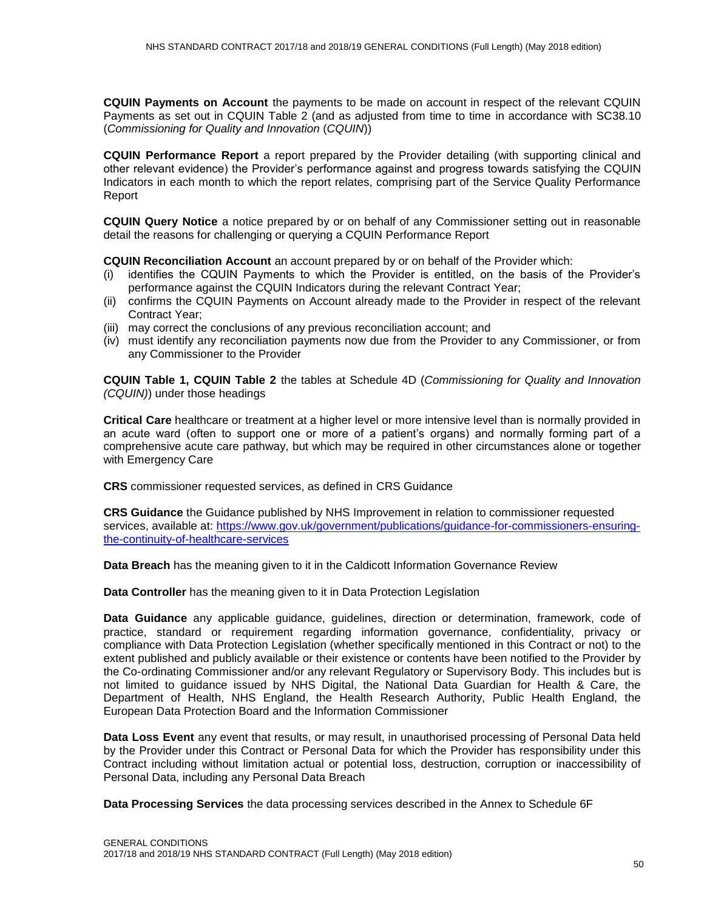**CQUIN Payments on Account** the payments to be made on account in respect of the relevant CQUIN Payments as set out in CQUIN Table 2 (and as adjusted from time to time in accordance with SC38.10 (*Commissioning for Quality and Innovation* (*CQUIN*))

**CQUIN Performance Report** a report prepared by the Provider detailing (with supporting clinical and other relevant evidence) the Provider's performance against and progress towards satisfying the CQUIN Indicators in each month to which the report relates, comprising part of the Service Quality Performance Report

**CQUIN Query Notice** a notice prepared by or on behalf of any Commissioner setting out in reasonable detail the reasons for challenging or querying a CQUIN Performance Report

**CQUIN Reconciliation Account** an account prepared by or on behalf of the Provider which:

- (i) identifies the CQUIN Payments to which the Provider is entitled, on the basis of the Provider's performance against the CQUIN Indicators during the relevant Contract Year;
- (ii) confirms the CQUIN Payments on Account already made to the Provider in respect of the relevant Contract Year;
- (iii) may correct the conclusions of any previous reconciliation account; and
- (iv) must identify any reconciliation payments now due from the Provider to any Commissioner, or from any Commissioner to the Provider

**CQUIN Table 1, CQUIN Table 2** the tables at Schedule 4D (*Commissioning for Quality and Innovation (CQUIN)*) under those headings

**Critical Care** healthcare or treatment at a higher level or more intensive level than is normally provided in an acute ward (often to support one or more of a patient's organs) and normally forming part of a comprehensive acute care pathway, but which may be required in other circumstances alone or together with Emergency Care

**CRS** commissioner requested services, as defined in CRS Guidance

**CRS Guidance** the Guidance published by NHS Improvement in relation to commissioner requested services, available at: https://www.gov.uk/government/publications/guidance-for-commissioners-ensuring-the-continuity-of-healthcare-services

**Data Breach** has the meaning given to it in the Caldicott Information Governance Review

**Data Controller** has the meaning given to it in Data Protection Legislation

**Data Guidance** any applicable guidance, guidelines, direction or determination, framework, code of practice, standard or requirement regarding information governance, confidentiality, privacy or compliance with Data Protection Legislation (whether specifically mentioned in this Contract or not) to the extent published and publicly available or their existence or contents have been notified to the Provider by the Co-ordinating Commissioner and/or any relevant Regulatory or Supervisory Body. This includes but is not limited to guidance issued by NHS Digital, the National Data Guardian for Health & Care, the Department of Health, NHS England, the Health Research Authority, Public Health England, the European Data Protection Board and the Information Commissioner

**Data Loss Event** any event that results, or may result, in unauthorised processing of Personal Data held by the Provider under this Contract or Personal Data for which the Provider has responsibility under this Contract including without limitation actual or potential loss, destruction, corruption or inaccessibility of Personal Data, including any Personal Data Breach

**Data Processing Services** the data processing services described in the Annex to Schedule 6F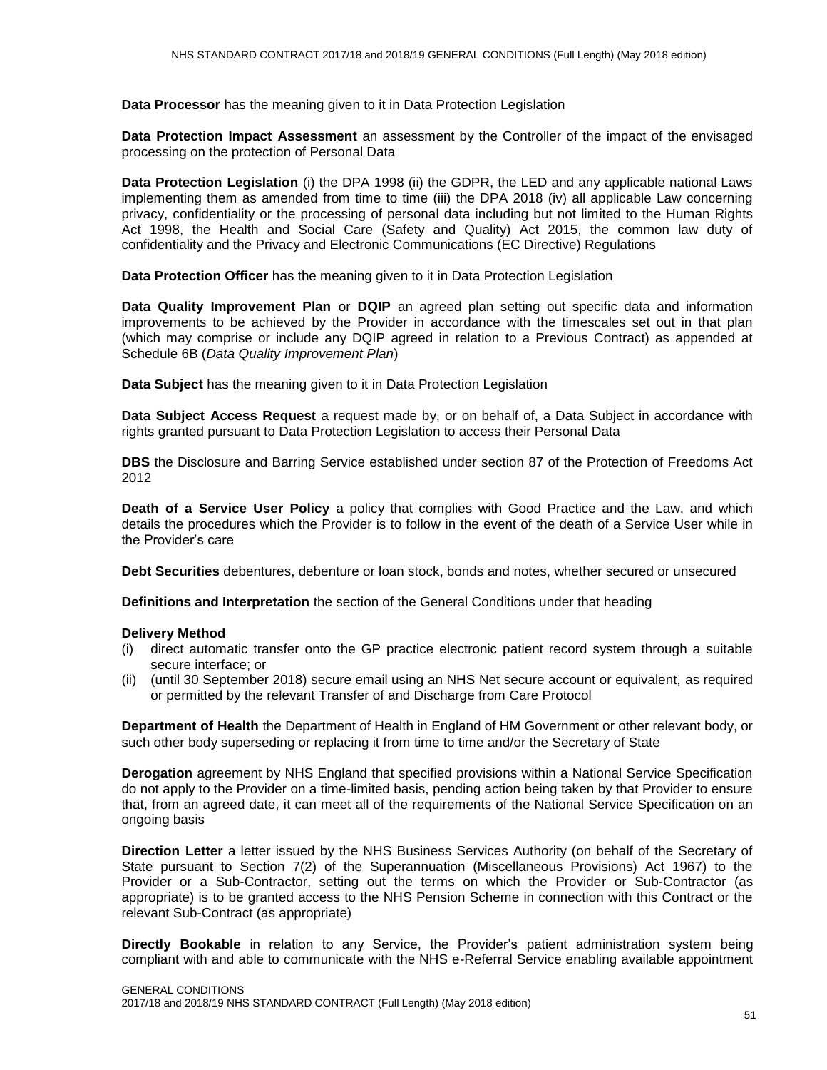**Data Processor** has the meaning given to it in Data Protection Legislation

**Data Protection Impact Assessment** an assessment by the Controller of the impact of the envisaged processing on the protection of Personal Data

**Data Protection Legislation** (i) the DPA 1998 (ii) the GDPR, the LED and any applicable national Laws implementing them as amended from time to time (iii) the DPA 2018 (iv) all applicable Law concerning privacy, confidentiality or the processing of personal data including but not limited to the Human Rights Act 1998, the Health and Social Care (Safety and Quality) Act 2015, the common law duty of confidentiality and the Privacy and Electronic Communications (EC Directive) Regulations

**Data Protection Officer** has the meaning given to it in Data Protection Legislation

**Data Quality Improvement Plan** or **DQIP** an agreed plan setting out specific data and information improvements to be achieved by the Provider in accordance with the timescales set out in that plan (which may comprise or include any DQIP agreed in relation to a Previous Contract) as appended at Schedule 6B (*Data Quality Improvement Plan*)

**Data Subject** has the meaning given to it in Data Protection Legislation

**Data Subject Access Request** a request made by, or on behalf of, a Data Subject in accordance with rights granted pursuant to Data Protection Legislation to access their Personal Data

**DBS** the Disclosure and Barring Service established under section 87 of the Protection of Freedoms Act 2012

**Death of a Service User Policy** a policy that complies with Good Practice and the Law, and which details the procedures which the Provider is to follow in the event of the death of a Service User while in the Provider's care

**Debt Securities** debentures, debenture or loan stock, bonds and notes, whether secured or unsecured

**Definitions and Interpretation** the section of the General Conditions under that heading

**Delivery Method**

(i) direct automatic transfer onto the GP practice electronic patient record system through a suitable secure interface; or
(ii) (until 30 September 2018) secure email using an NHS Net secure account or equivalent, as required or permitted by the relevant Transfer of and Discharge from Care Protocol

**Department of Health** the Department of Health in England of HM Government or other relevant body, or such other body superseding or replacing it from time to time and/or the Secretary of State

**Derogation** agreement by NHS England that specified provisions within a National Service Specification do not apply to the Provider on a time-limited basis, pending action being taken by that Provider to ensure that, from an agreed date, it can meet all of the requirements of the National Service Specification on an ongoing basis

**Direction Letter** a letter issued by the NHS Business Services Authority (on behalf of the Secretary of State pursuant to Section 7(2) of the Superannuation (Miscellaneous Provisions) Act 1967) to the Provider or a Sub-Contractor, setting out the terms on which the Provider or Sub-Contractor (as appropriate) is to be granted access to the NHS Pension Scheme in connection with this Contract or the relevant Sub-Contract (as appropriate)

**Directly Bookable** in relation to any Service, the Provider's patient administration system being compliant with and able to communicate with the NHS e-Referral Service enabling available appointment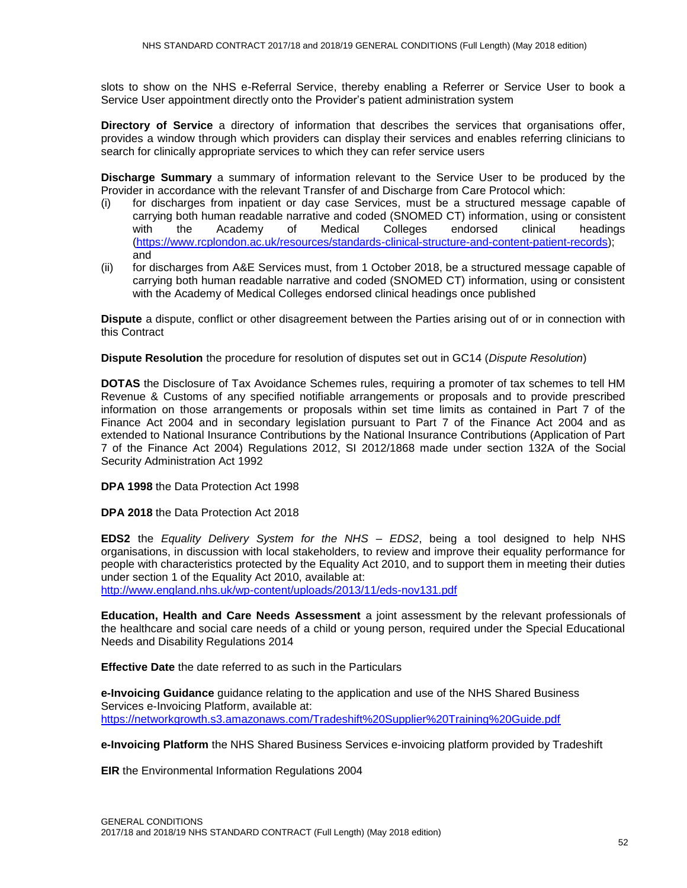slots to show on the NHS e-Referral Service, thereby enabling a Referrer or Service User to book a Service User appointment directly onto the Provider's patient administration system

**Directory of Service** a directory of information that describes the services that organisations offer, provides a window through which providers can display their services and enables referring clinicians to search for clinically appropriate services to which they can refer service users

**Discharge Summary** a summary of information relevant to the Service User to be produced by the Provider in accordance with the relevant Transfer of and Discharge from Care Protocol which:

(i) for discharges from inpatient or day case Services, must be a structured message capable of carrying both human readable narrative and coded (SNOMED CT) information, using or consistent with the Academy of Medical Colleges endorsed clinical headings (https://www.rcplondon.ac.uk/resources/standards-clinical-structure-and-content-patient-records); and

(ii) for discharges from A&E Services must, from 1 October 2018, be a structured message capable of carrying both human readable narrative and coded (SNOMED CT) information, using or consistent with the Academy of Medical Colleges endorsed clinical headings once published

**Dispute** a dispute, conflict or other disagreement between the Parties arising out of or in connection with this Contract

**Dispute Resolution** the procedure for resolution of disputes set out in GC14 (*Dispute Resolution*)

**DOTAS** the Disclosure of Tax Avoidance Schemes rules, requiring a promoter of tax schemes to tell HM Revenue & Customs of any specified notifiable arrangements or proposals and to provide prescribed information on those arrangements or proposals within set time limits as contained in Part 7 of the Finance Act 2004 and in secondary legislation pursuant to Part 7 of the Finance Act 2004 and as extended to National Insurance Contributions by the National Insurance Contributions (Application of Part 7 of the Finance Act 2004) Regulations 2012, SI 2012/1868 made under section 132A of the Social Security Administration Act 1992

**DPA 1998** the Data Protection Act 1998

**DPA 2018** the Data Protection Act 2018

**EDS2** the *Equality Delivery System for the NHS – EDS2*, being a tool designed to help NHS organisations, in discussion with local stakeholders, to review and improve their equality performance for people with characteristics protected by the Equality Act 2010, and to support them in meeting their duties under section 1 of the Equality Act 2010, available at: http://www.england.nhs.uk/wp-content/uploads/2013/11/eds-nov131.pdf

**Education, Health and Care Needs Assessment** a joint assessment by the relevant professionals of the healthcare and social care needs of a child or young person, required under the Special Educational Needs and Disability Regulations 2014

**Effective Date** the date referred to as such in the Particulars

**e-Invoicing Guidance** guidance relating to the application and use of the NHS Shared Business Services e-Invoicing Platform, available at: https://networkgrowth.s3.amazonaws.com/Tradeshift%20Supplier%20Training%20Guide.pdf

**e-Invoicing Platform** the NHS Shared Business Services e-invoicing platform provided by Tradeshift

**EIR** the Environmental Information Regulations 2004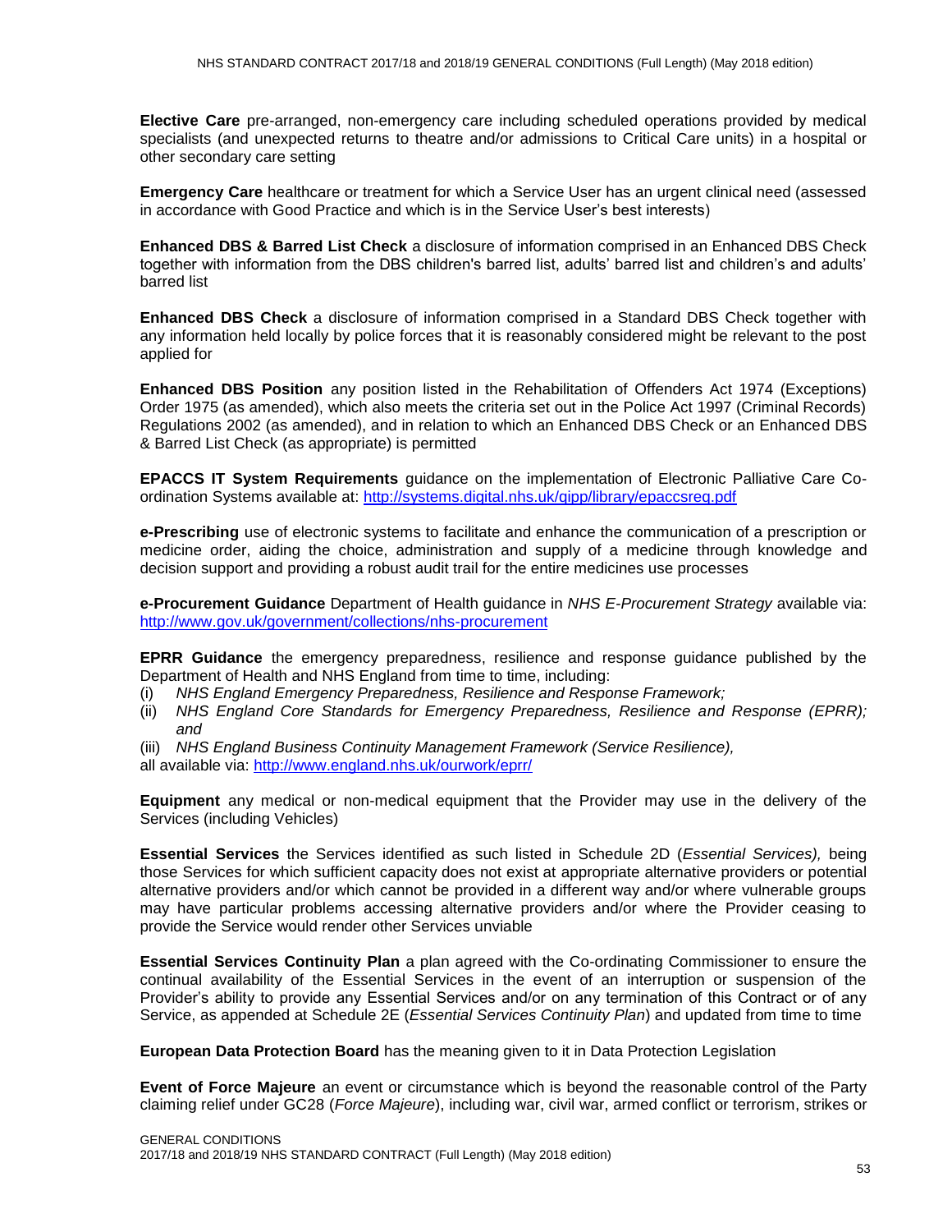**Elective Care** pre-arranged, non-emergency care including scheduled operations provided by medical specialists (and unexpected returns to theatre and/or admissions to Critical Care units) in a hospital or other secondary care setting

**Emergency Care** healthcare or treatment for which a Service User has an urgent clinical need (assessed in accordance with Good Practice and which is in the Service User's best interests)

**Enhanced DBS & Barred List Check** a disclosure of information comprised in an Enhanced DBS Check together with information from the DBS children's barred list, adults' barred list and children's and adults' barred list

**Enhanced DBS Check** a disclosure of information comprised in a Standard DBS Check together with any information held locally by police forces that it is reasonably considered might be relevant to the post applied for

**Enhanced DBS Position** any position listed in the Rehabilitation of Offenders Act 1974 (Exceptions) Order 1975 (as amended), which also meets the criteria set out in the Police Act 1997 (Criminal Records) Regulations 2002 (as amended), and in relation to which an Enhanced DBS Check or an Enhanced DBS & Barred List Check (as appropriate) is permitted

**EPACCS IT System Requirements** guidance on the implementation of Electronic Palliative Care Co-ordination Systems available at: http://systems.digital.nhs.uk/qipp/library/epaccsreq.pdf

**e-Prescribing** use of electronic systems to facilitate and enhance the communication of a prescription or medicine order, aiding the choice, administration and supply of a medicine through knowledge and decision support and providing a robust audit trail for the entire medicines use processes

**e-Procurement Guidance** Department of Health guidance in *NHS E-Procurement Strategy* available via: http://www.gov.uk/government/collections/nhs-procurement

**EPRR Guidance** the emergency preparedness, resilience and response guidance published by the Department of Health and NHS England from time to time, including:

(i) *NHS England Emergency Preparedness, Resilience and Response Framework;*
(ii) *NHS England Core Standards for Emergency Preparedness, Resilience and Response (EPRR); and*
(iii) *NHS England Business Continuity Management Framework (Service Resilience),*

all available via: http://www.england.nhs.uk/ourwork/eprr/

**Equipment** any medical or non-medical equipment that the Provider may use in the delivery of the Services (including Vehicles)

**Essential Services** the Services identified as such listed in Schedule 2D (*Essential Services),* being those Services for which sufficient capacity does not exist at appropriate alternative providers or potential alternative providers and/or which cannot be provided in a different way and/or where vulnerable groups may have particular problems accessing alternative providers and/or where the Provider ceasing to provide the Service would render other Services unviable

**Essential Services Continuity Plan** a plan agreed with the Co-ordinating Commissioner to ensure the continual availability of the Essential Services in the event of an interruption or suspension of the Provider's ability to provide any Essential Services and/or on any termination of this Contract or of any Service, as appended at Schedule 2E (*Essential Services Continuity Plan*) and updated from time to time

**European Data Protection Board** has the meaning given to it in Data Protection Legislation

**Event of Force Majeure** an event or circumstance which is beyond the reasonable control of the Party claiming relief under GC28 (*Force Majeure*), including war, civil war, armed conflict or terrorism, strikes or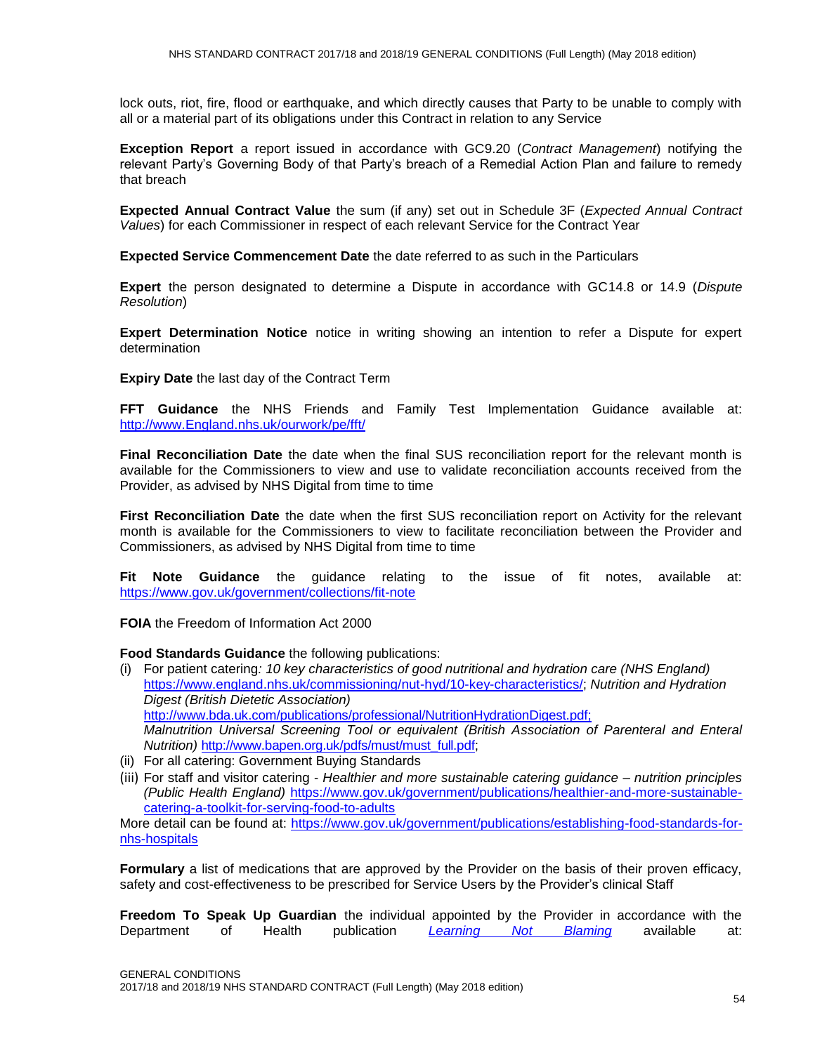lock outs, riot, fire, flood or earthquake, and which directly causes that Party to be unable to comply with all or a material part of its obligations under this Contract in relation to any Service

**Exception Report** a report issued in accordance with GC9.20 (*Contract Management*) notifying the relevant Party's Governing Body of that Party's breach of a Remedial Action Plan and failure to remedy that breach

**Expected Annual Contract Value** the sum (if any) set out in Schedule 3F (*Expected Annual Contract Values*) for each Commissioner in respect of each relevant Service for the Contract Year

**Expected Service Commencement Date** the date referred to as such in the Particulars

**Expert** the person designated to determine a Dispute in accordance with GC14.8 or 14.9 (*Dispute Resolution*)

**Expert Determination Notice** notice in writing showing an intention to refer a Dispute for expert determination

**Expiry Date** the last day of the Contract Term

**FFT Guidance** the NHS Friends and Family Test Implementation Guidance available at: http://www.England.nhs.uk/ourwork/pe/fft/

**Final Reconciliation Date** the date when the final SUS reconciliation report for the relevant month is available for the Commissioners to view and use to validate reconciliation accounts received from the Provider, as advised by NHS Digital from time to time

**First Reconciliation Date** the date when the first SUS reconciliation report on Activity for the relevant month is available for the Commissioners to view to facilitate reconciliation between the Provider and Commissioners, as advised by NHS Digital from time to time

**Fit Note Guidance** the guidance relating to the issue of fit notes, available at: https://www.gov.uk/government/collections/fit-note

**FOIA** the Freedom of Information Act 2000

**Food Standards Guidance** the following publications:

(i) For patient catering*: 10 key characteristics of good nutritional and hydration care (NHS England)* https://www.england.nhs.uk/commissioning/nut-hyd/10-key-characteristics/; *Nutrition and Hydration Digest (British Dietetic Association)* http://www.bda.uk.com/publications/professional/NutritionHydrationDigest.pdf; *Malnutrition Universal Screening Tool or equivalent (British Association of Parenteral and Enteral Nutrition)* http://www.bapen.org.uk/pdfs/must/must_full.pdf;

(ii) For all catering: Government Buying Standards

(iii) For staff and visitor catering - *Healthier and more sustainable catering guidance – nutrition principles (Public Health England)* https://www.gov.uk/government/publications/healthier-and-more-sustainable-catering-a-toolkit-for-serving-food-to-adults

More detail can be found at: https://www.gov.uk/government/publications/establishing-food-standards-for-nhs-hospitals

**Formulary** a list of medications that are approved by the Provider on the basis of their proven efficacy, safety and cost-effectiveness to be prescribed for Service Users by the Provider's clinical Staff

**Freedom To Speak Up Guardian** the individual appointed by the Provider in accordance with the Department of Health publication *Learning Not Blaming* available at: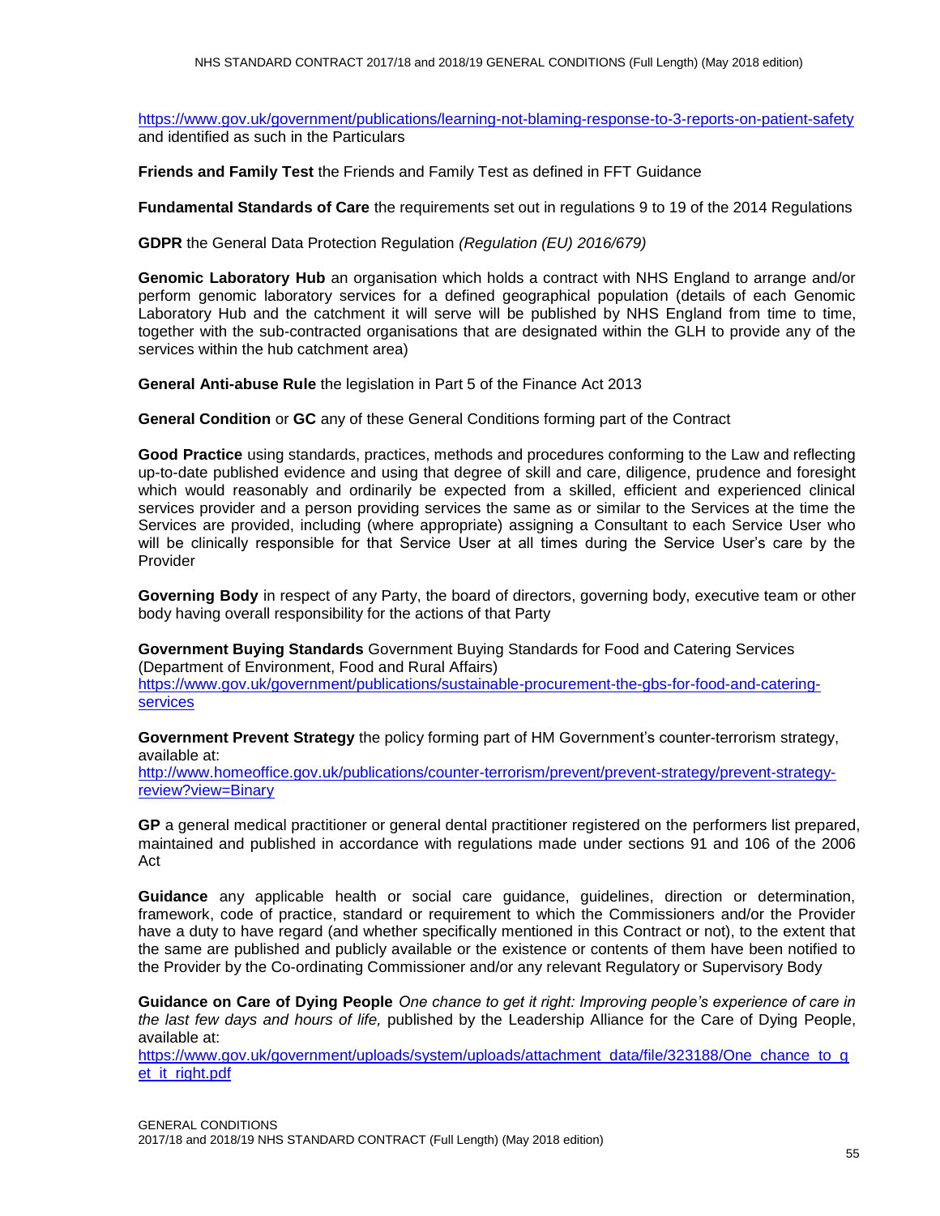https://www.gov.uk/government/publications/learning-not-blaming-response-to-3-reports-on-patient-safety and identified as such in the Particulars

**Friends and Family Test** the Friends and Family Test as defined in FFT Guidance

**Fundamental Standards of Care** the requirements set out in regulations 9 to 19 of the 2014 Regulations

**GDPR** the General Data Protection Regulation *(Regulation (EU) 2016/679)*

**Genomic Laboratory Hub** an organisation which holds a contract with NHS England to arrange and/or perform genomic laboratory services for a defined geographical population (details of each Genomic Laboratory Hub and the catchment it will serve will be published by NHS England from time to time, together with the sub-contracted organisations that are designated within the GLH to provide any of the services within the hub catchment area)

**General Anti-abuse Rule** the legislation in Part 5 of the Finance Act 2013

**General Condition** or **GC** any of these General Conditions forming part of the Contract

**Good Practice** using standards, practices, methods and procedures conforming to the Law and reflecting up-to-date published evidence and using that degree of skill and care, diligence, prudence and foresight which would reasonably and ordinarily be expected from a skilled, efficient and experienced clinical services provider and a person providing services the same as or similar to the Services at the time the Services are provided, including (where appropriate) assigning a Consultant to each Service User who will be clinically responsible for that Service User at all times during the Service User's care by the Provider

**Governing Body** in respect of any Party, the board of directors, governing body, executive team or other body having overall responsibility for the actions of that Party

**Government Buying Standards** Government Buying Standards for Food and Catering Services (Department of Environment, Food and Rural Affairs)
https://www.gov.uk/government/publications/sustainable-procurement-the-gbs-for-food-and-catering-services

**Government Prevent Strategy** the policy forming part of HM Government's counter-terrorism strategy, available at:
http://www.homeoffice.gov.uk/publications/counter-terrorism/prevent/prevent-strategy/prevent-strategy-review?view=Binary

**GP** a general medical practitioner or general dental practitioner registered on the performers list prepared, maintained and published in accordance with regulations made under sections 91 and 106 of the 2006 Act

**Guidance** any applicable health or social care guidance, guidelines, direction or determination, framework, code of practice, standard or requirement to which the Commissioners and/or the Provider have a duty to have regard (and whether specifically mentioned in this Contract or not), to the extent that the same are published and publicly available or the existence or contents of them have been notified to the Provider by the Co-ordinating Commissioner and/or any relevant Regulatory or Supervisory Body

**Guidance on Care of Dying People** *One chance to get it right: Improving people's experience of care in the last few days and hours of life,* published by the Leadership Alliance for the Care of Dying People, available at:
https://www.gov.uk/government/uploads/system/uploads/attachment_data/file/323188/One_chance_to_get_it_right.pdf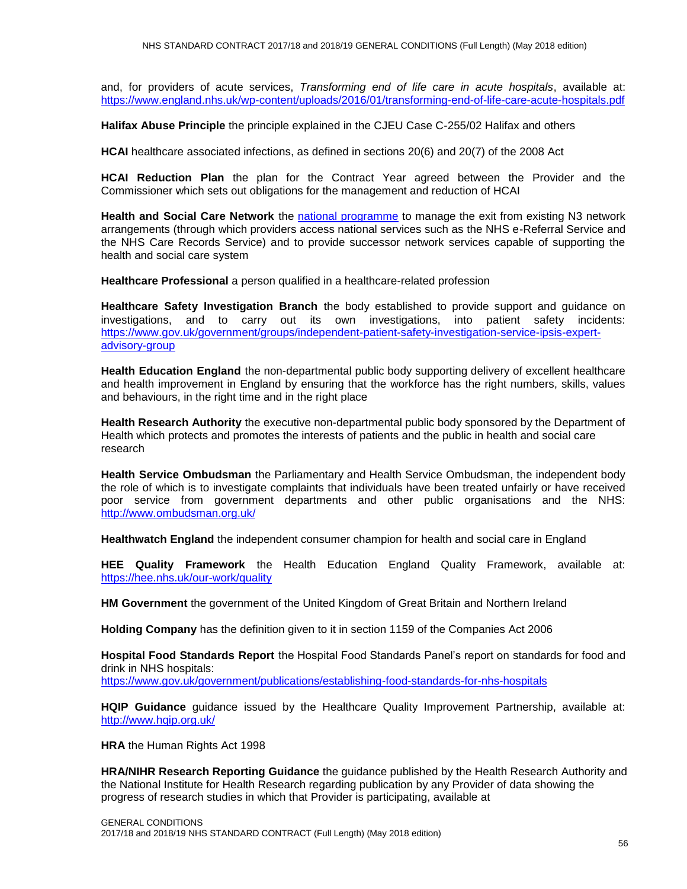and, for providers of acute services, *Transforming end of life care in acute hospitals*, available at: https://www.england.nhs.uk/wp-content/uploads/2016/01/transforming-end-of-life-care-acute-hospitals.pdf

**Halifax Abuse Principle** the principle explained in the CJEU Case C-255/02 Halifax and others

**HCAI** healthcare associated infections, as defined in sections 20(6) and 20(7) of the 2008 Act

**HCAI Reduction Plan** the plan for the Contract Year agreed between the Provider and the Commissioner which sets out obligations for the management and reduction of HCAI

**Health and Social Care Network** the national programme to manage the exit from existing N3 network arrangements (through which providers access national services such as the NHS e-Referral Service and the NHS Care Records Service) and to provide successor network services capable of supporting the health and social care system

**Healthcare Professional** a person qualified in a healthcare-related profession

**Healthcare Safety Investigation Branch** the body established to provide support and guidance on investigations, and to carry out its own investigations, into patient safety incidents: https://www.gov.uk/government/groups/independent-patient-safety-investigation-service-ipsis-expert-advisory-group

**Health Education England** the non-departmental public body supporting delivery of excellent healthcare and health improvement in England by ensuring that the workforce has the right numbers, skills, values and behaviours, in the right time and in the right place

**Health Research Authority** the executive non-departmental public body sponsored by the Department of Health which protects and promotes the interests of patients and the public in health and social care research

**Health Service Ombudsman** the Parliamentary and Health Service Ombudsman, the independent body the role of which is to investigate complaints that individuals have been treated unfairly or have received poor service from government departments and other public organisations and the NHS: http://www.ombudsman.org.uk/

**Healthwatch England** the independent consumer champion for health and social care in England

**HEE Quality Framework** the Health Education England Quality Framework, available at: https://hee.nhs.uk/our-work/quality

**HM Government** the government of the United Kingdom of Great Britain and Northern Ireland

**Holding Company** has the definition given to it in section 1159 of the Companies Act 2006

**Hospital Food Standards Report** the Hospital Food Standards Panel's report on standards for food and drink in NHS hospitals:
https://www.gov.uk/government/publications/establishing-food-standards-for-nhs-hospitals

**HQIP Guidance** guidance issued by the Healthcare Quality Improvement Partnership, available at: http://www.hqip.org.uk/

**HRA** the Human Rights Act 1998

**HRA/NIHR Research Reporting Guidance** the guidance published by the Health Research Authority and the National Institute for Health Research regarding publication by any Provider of data showing the progress of research studies in which that Provider is participating, available at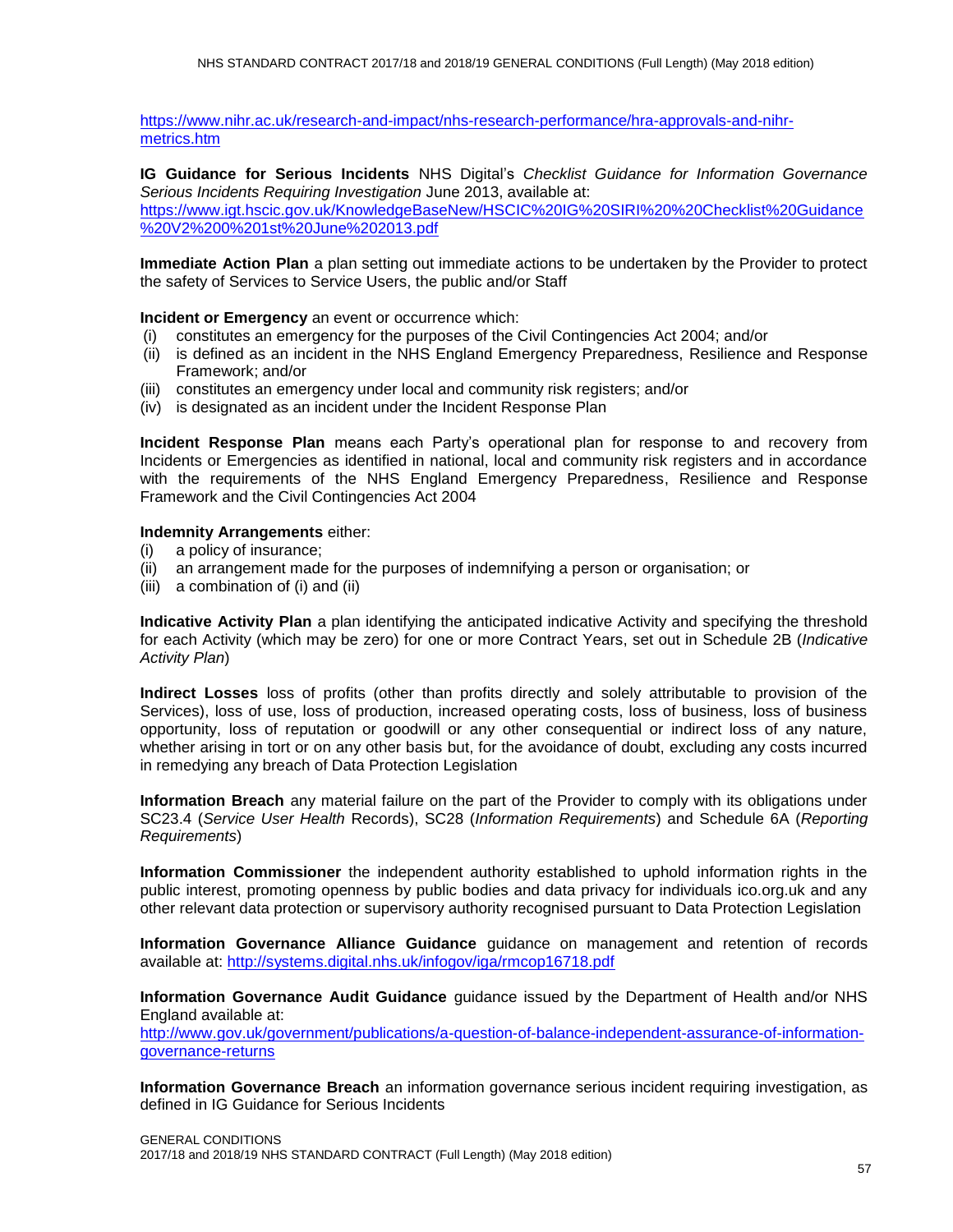https://www.nihr.ac.uk/research-and-impact/nhs-research-performance/hra-approvals-and-nihr-metrics.htm

**IG Guidance for Serious Incidents** NHS Digital's *Checklist Guidance for Information Governance Serious Incidents Requiring Investigation* June 2013, available at: https://www.igt.hscic.gov.uk/KnowledgeBaseNew/HSCIC%20IG%20SIRI%20%20Checklist%20Guidance%20V2%200%201st%20June%202013.pdf

**Immediate Action Plan** a plan setting out immediate actions to be undertaken by the Provider to protect the safety of Services to Service Users, the public and/or Staff

**Incident or Emergency** an event or occurrence which:

(i) constitutes an emergency for the purposes of the Civil Contingencies Act 2004; and/or
(ii) is defined as an incident in the NHS England Emergency Preparedness, Resilience and Response Framework; and/or
(iii) constitutes an emergency under local and community risk registers; and/or
(iv) is designated as an incident under the Incident Response Plan

**Incident Response Plan** means each Party's operational plan for response to and recovery from Incidents or Emergencies as identified in national, local and community risk registers and in accordance with the requirements of the NHS England Emergency Preparedness, Resilience and Response Framework and the Civil Contingencies Act 2004

**Indemnity Arrangements** either:

(i) a policy of insurance;
(ii) an arrangement made for the purposes of indemnifying a person or organisation; or
(iii) a combination of (i) and (ii)

**Indicative Activity Plan** a plan identifying the anticipated indicative Activity and specifying the threshold for each Activity (which may be zero) for one or more Contract Years, set out in Schedule 2B (*Indicative Activity Plan*)

**Indirect Losses** loss of profits (other than profits directly and solely attributable to provision of the Services), loss of use, loss of production, increased operating costs, loss of business, loss of business opportunity, loss of reputation or goodwill or any other consequential or indirect loss of any nature, whether arising in tort or on any other basis but, for the avoidance of doubt, excluding any costs incurred in remedying any breach of Data Protection Legislation

**Information Breach** any material failure on the part of the Provider to comply with its obligations under SC23.4 (*Service User Health* Records), SC28 (*Information Requirements*) and Schedule 6A (*Reporting Requirements*)

**Information Commissioner** the independent authority established to uphold information rights in the public interest, promoting openness by public bodies and data privacy for individuals ico.org.uk and any other relevant data protection or supervisory authority recognised pursuant to Data Protection Legislation

**Information Governance Alliance Guidance** guidance on management and retention of records available at: http://systems.digital.nhs.uk/infogov/iga/rmcop16718.pdf

**Information Governance Audit Guidance** guidance issued by the Department of Health and/or NHS England available at: http://www.gov.uk/government/publications/a-question-of-balance-independent-assurance-of-information-governance-returns

**Information Governance Breach** an information governance serious incident requiring investigation, as defined in IG Guidance for Serious Incidents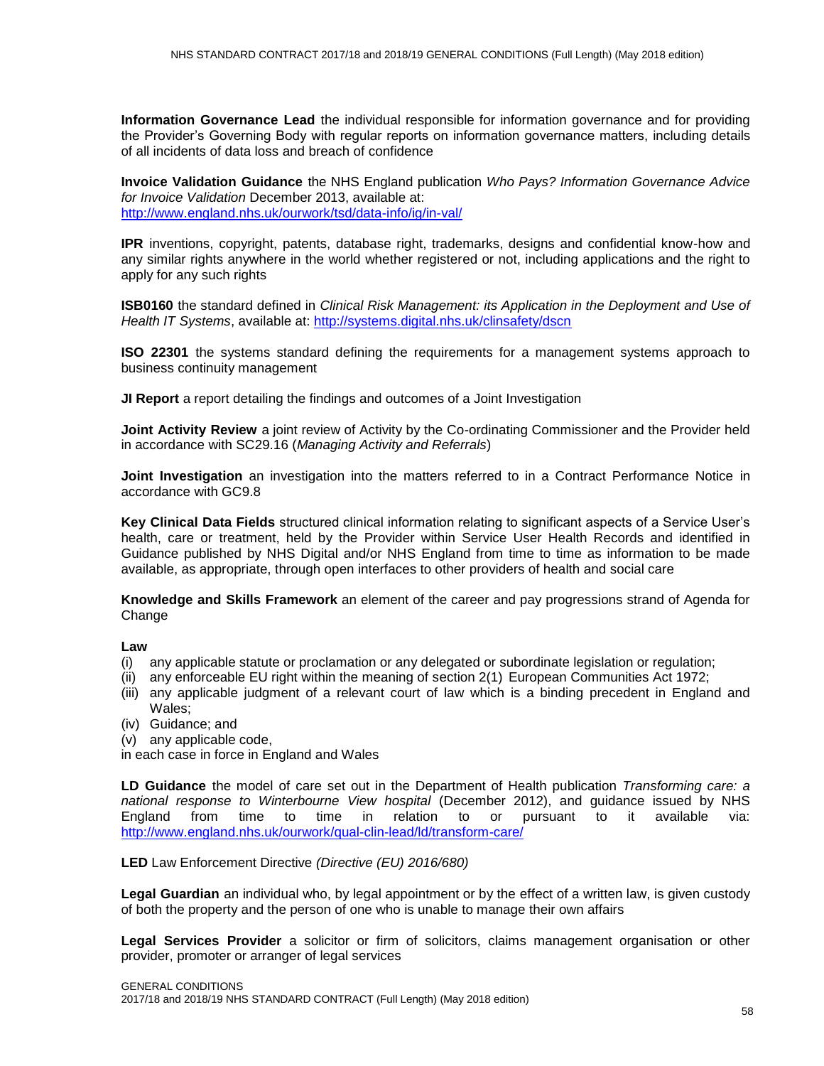**Information Governance Lead** the individual responsible for information governance and for providing the Provider's Governing Body with regular reports on information governance matters, including details of all incidents of data loss and breach of confidence

**Invoice Validation Guidance** the NHS England publication *Who Pays? Information Governance Advice for Invoice Validation* December 2013, available at: http://www.england.nhs.uk/ourwork/tsd/data-info/ig/in-val/

**IPR** inventions, copyright, patents, database right, trademarks, designs and confidential know-how and any similar rights anywhere in the world whether registered or not, including applications and the right to apply for any such rights

**ISB0160** the standard defined in *Clinical Risk Management: its Application in the Deployment and Use of Health IT Systems*, available at: http://systems.digital.nhs.uk/clinsafety/dscn

**ISO 22301** the systems standard defining the requirements for a management systems approach to business continuity management

**JI Report** a report detailing the findings and outcomes of a Joint Investigation

**Joint Activity Review** a joint review of Activity by the Co-ordinating Commissioner and the Provider held in accordance with SC29.16 (*Managing Activity and Referrals*)

**Joint Investigation** an investigation into the matters referred to in a Contract Performance Notice in accordance with GC9.8

**Key Clinical Data Fields** structured clinical information relating to significant aspects of a Service User's health, care or treatment, held by the Provider within Service User Health Records and identified in Guidance published by NHS Digital and/or NHS England from time to time as information to be made available, as appropriate, through open interfaces to other providers of health and social care

**Knowledge and Skills Framework** an element of the career and pay progressions strand of Agenda for Change

**Law**
- (i) any applicable statute or proclamation or any delegated or subordinate legislation or regulation;
- (ii) any enforceable EU right within the meaning of section 2(1) European Communities Act 1972;
- (iii) any applicable judgment of a relevant court of law which is a binding precedent in England and Wales;
- (iv) Guidance; and
- (v) any applicable code,

in each case in force in England and Wales

**LD Guidance** the model of care set out in the Department of Health publication *Transforming care: a national response to Winterbourne View hospital* (December 2012), and guidance issued by NHS England from time to time in relation to or pursuant to it available via: http://www.england.nhs.uk/ourwork/qual-clin-lead/ld/transform-care/

**LED** Law Enforcement Directive *(Directive (EU) 2016/680)*

**Legal Guardian** an individual who, by legal appointment or by the effect of a written law, is given custody of both the property and the person of one who is unable to manage their own affairs

**Legal Services Provider** a solicitor or firm of solicitors, claims management organisation or other provider, promoter or arranger of legal services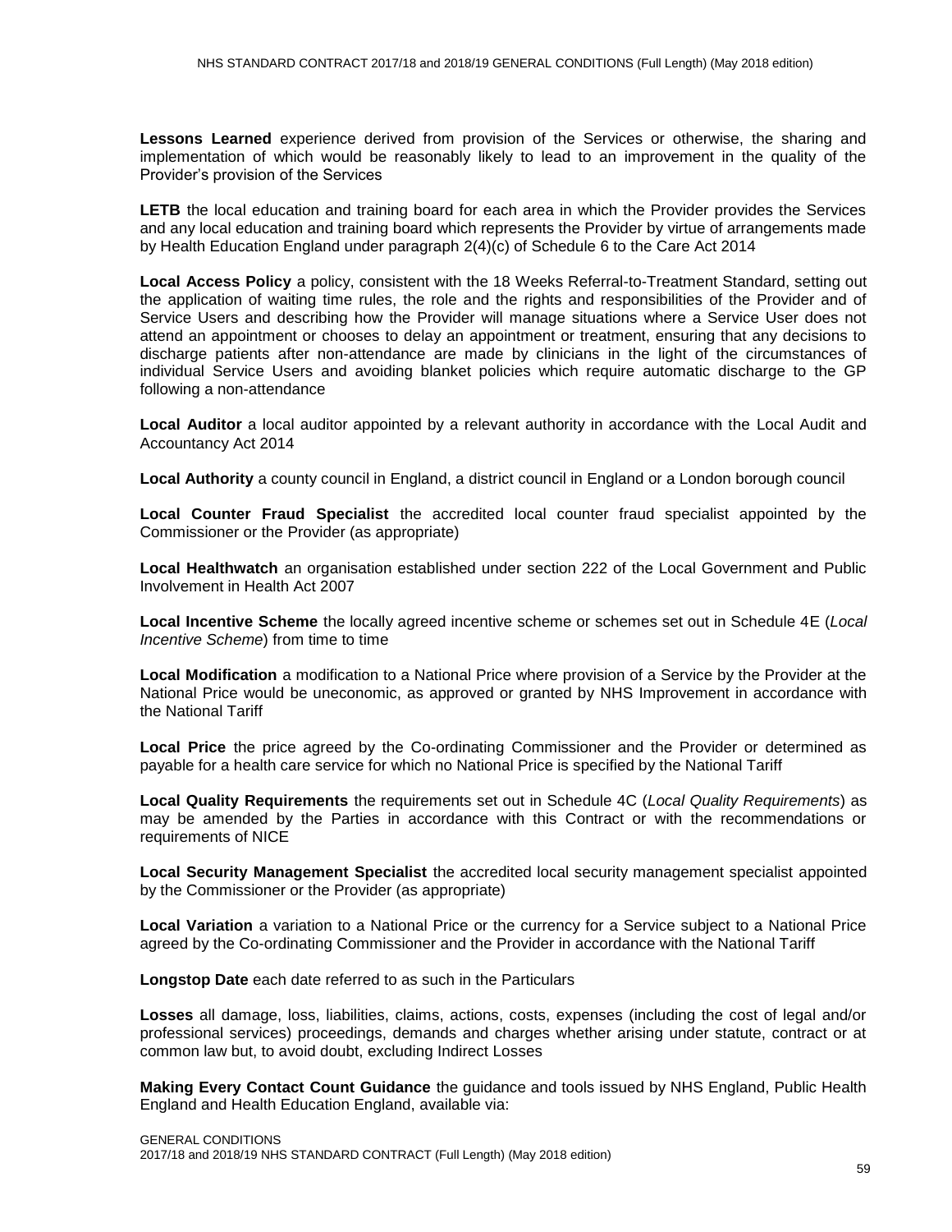**Lessons Learned** experience derived from provision of the Services or otherwise, the sharing and implementation of which would be reasonably likely to lead to an improvement in the quality of the Provider's provision of the Services

**LETB** the local education and training board for each area in which the Provider provides the Services and any local education and training board which represents the Provider by virtue of arrangements made by Health Education England under paragraph 2(4)(c) of Schedule 6 to the Care Act 2014

**Local Access Policy** a policy, consistent with the 18 Weeks Referral-to-Treatment Standard, setting out the application of waiting time rules, the role and the rights and responsibilities of the Provider and of Service Users and describing how the Provider will manage situations where a Service User does not attend an appointment or chooses to delay an appointment or treatment, ensuring that any decisions to discharge patients after non-attendance are made by clinicians in the light of the circumstances of individual Service Users and avoiding blanket policies which require automatic discharge to the GP following a non-attendance

**Local Auditor** a local auditor appointed by a relevant authority in accordance with the Local Audit and Accountancy Act 2014

**Local Authority** a county council in England, a district council in England or a London borough council

**Local Counter Fraud Specialist** the accredited local counter fraud specialist appointed by the Commissioner or the Provider (as appropriate)

**Local Healthwatch** an organisation established under section 222 of the Local Government and Public Involvement in Health Act 2007

**Local Incentive Scheme** the locally agreed incentive scheme or schemes set out in Schedule 4E (*Local Incentive Scheme*) from time to time

**Local Modification** a modification to a National Price where provision of a Service by the Provider at the National Price would be uneconomic, as approved or granted by NHS Improvement in accordance with the National Tariff

**Local Price** the price agreed by the Co-ordinating Commissioner and the Provider or determined as payable for a health care service for which no National Price is specified by the National Tariff

**Local Quality Requirements** the requirements set out in Schedule 4C (*Local Quality Requirements*) as may be amended by the Parties in accordance with this Contract or with the recommendations or requirements of NICE

**Local Security Management Specialist** the accredited local security management specialist appointed by the Commissioner or the Provider (as appropriate)

**Local Variation** a variation to a National Price or the currency for a Service subject to a National Price agreed by the Co-ordinating Commissioner and the Provider in accordance with the National Tariff

**Longstop Date** each date referred to as such in the Particulars

**Losses** all damage, loss, liabilities, claims, actions, costs, expenses (including the cost of legal and/or professional services) proceedings, demands and charges whether arising under statute, contract or at common law but, to avoid doubt, excluding Indirect Losses

**Making Every Contact Count Guidance** the guidance and tools issued by NHS England, Public Health England and Health Education England, available via: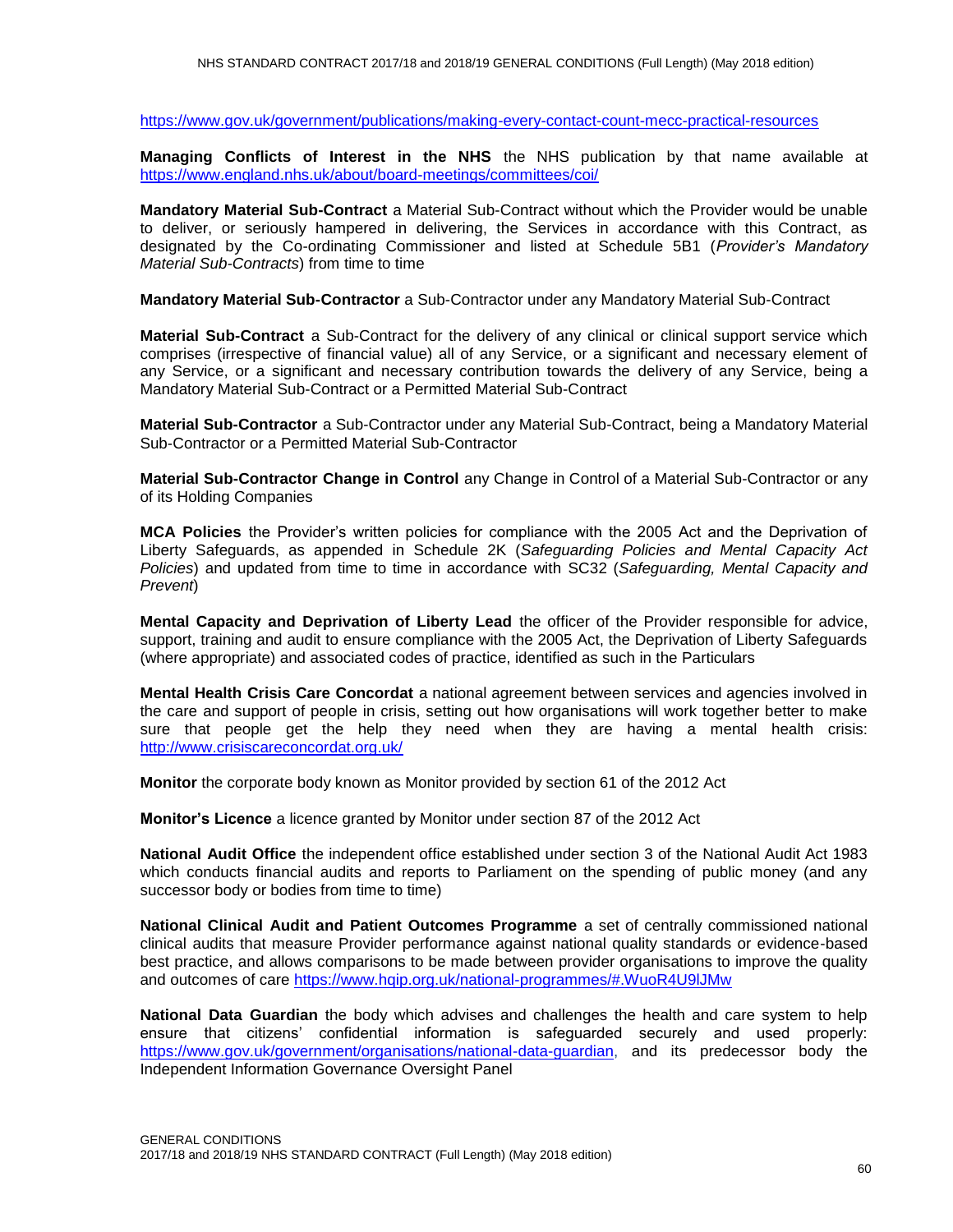https://www.gov.uk/government/publications/making-every-contact-count-mecc-practical-resources

**Managing Conflicts of Interest in the NHS** the NHS publication by that name available at https://www.england.nhs.uk/about/board-meetings/committees/coi/

**Mandatory Material Sub-Contract** a Material Sub-Contract without which the Provider would be unable to deliver, or seriously hampered in delivering, the Services in accordance with this Contract, as designated by the Co-ordinating Commissioner and listed at Schedule 5B1 (*Provider's Mandatory Material Sub-Contracts*) from time to time

**Mandatory Material Sub-Contractor** a Sub-Contractor under any Mandatory Material Sub-Contract

**Material Sub-Contract** a Sub-Contract for the delivery of any clinical or clinical support service which comprises (irrespective of financial value) all of any Service, or a significant and necessary element of any Service, or a significant and necessary contribution towards the delivery of any Service, being a Mandatory Material Sub-Contract or a Permitted Material Sub-Contract

**Material Sub-Contractor** a Sub-Contractor under any Material Sub-Contract, being a Mandatory Material Sub-Contractor or a Permitted Material Sub-Contractor

**Material Sub-Contractor Change in Control** any Change in Control of a Material Sub-Contractor or any of its Holding Companies

**MCA Policies** the Provider's written policies for compliance with the 2005 Act and the Deprivation of Liberty Safeguards, as appended in Schedule 2K (*Safeguarding Policies and Mental Capacity Act Policies*) and updated from time to time in accordance with SC32 (*Safeguarding, Mental Capacity and Prevent*)

**Mental Capacity and Deprivation of Liberty Lead** the officer of the Provider responsible for advice, support, training and audit to ensure compliance with the 2005 Act, the Deprivation of Liberty Safeguards (where appropriate) and associated codes of practice, identified as such in the Particulars

**Mental Health Crisis Care Concordat** a national agreement between services and agencies involved in the care and support of people in crisis, setting out how organisations will work together better to make sure that people get the help they need when they are having a mental health crisis: http://www.crisiscareconcordat.org.uk/

**Monitor** the corporate body known as Monitor provided by section 61 of the 2012 Act

**Monitor's Licence** a licence granted by Monitor under section 87 of the 2012 Act

**National Audit Office** the independent office established under section 3 of the National Audit Act 1983 which conducts financial audits and reports to Parliament on the spending of public money (and any successor body or bodies from time to time)

**National Clinical Audit and Patient Outcomes Programme** a set of centrally commissioned national clinical audits that measure Provider performance against national quality standards or evidence-based best practice, and allows comparisons to be made between provider organisations to improve the quality and outcomes of care https://www.hqip.org.uk/national-programmes/#.WuoR4U9lJMw

**National Data Guardian** the body which advises and challenges the health and care system to help ensure that citizens' confidential information is safeguarded securely and used properly: https://www.gov.uk/government/organisations/national-data-guardian, and its predecessor body the Independent Information Governance Oversight Panel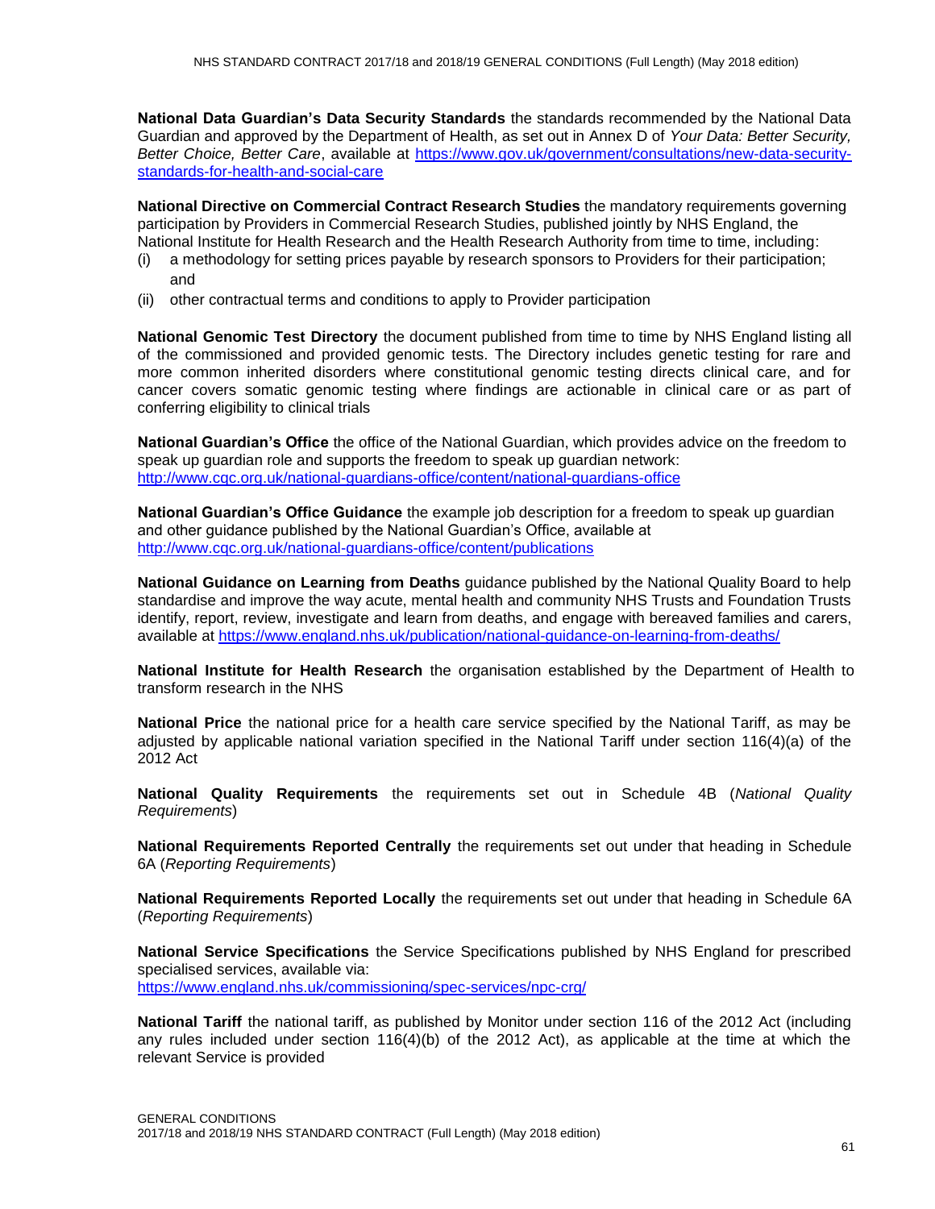**National Data Guardian's Data Security Standards** the standards recommended by the National Data Guardian and approved by the Department of Health, as set out in Annex D of *Your Data: Better Security, Better Choice, Better Care*, available at https://www.gov.uk/government/consultations/new-data-security-standards-for-health-and-social-care

**National Directive on Commercial Contract Research Studies** the mandatory requirements governing participation by Providers in Commercial Research Studies, published jointly by NHS England, the National Institute for Health Research and the Health Research Authority from time to time, including:

(i) a methodology for setting prices payable by research sponsors to Providers for their participation; and
(ii) other contractual terms and conditions to apply to Provider participation

**National Genomic Test Directory** the document published from time to time by NHS England listing all of the commissioned and provided genomic tests. The Directory includes genetic testing for rare and more common inherited disorders where constitutional genomic testing directs clinical care, and for cancer covers somatic genomic testing where findings are actionable in clinical care or as part of conferring eligibility to clinical trials

**National Guardian's Office** the office of the National Guardian, which provides advice on the freedom to speak up guardian role and supports the freedom to speak up guardian network: http://www.cqc.org.uk/national-guardians-office/content/national-guardians-office

**National Guardian's Office Guidance** the example job description for a freedom to speak up guardian and other guidance published by the National Guardian's Office, available at http://www.cqc.org.uk/national-guardians-office/content/publications

**National Guidance on Learning from Deaths** guidance published by the National Quality Board to help standardise and improve the way acute, mental health and community NHS Trusts and Foundation Trusts identify, report, review, investigate and learn from deaths, and engage with bereaved families and carers, available at https://www.england.nhs.uk/publication/national-guidance-on-learning-from-deaths/

**National Institute for Health Research** the organisation established by the Department of Health to transform research in the NHS

**National Price** the national price for a health care service specified by the National Tariff, as may be adjusted by applicable national variation specified in the National Tariff under section 116(4)(a) of the 2012 Act

**National Quality Requirements** the requirements set out in Schedule 4B (*National Quality Requirements*)

**National Requirements Reported Centrally** the requirements set out under that heading in Schedule 6A (*Reporting Requirements*)

**National Requirements Reported Locally** the requirements set out under that heading in Schedule 6A (*Reporting Requirements*)

**National Service Specifications** the Service Specifications published by NHS England for prescribed specialised services, available via: https://www.england.nhs.uk/commissioning/spec-services/npc-crg/

**National Tariff** the national tariff, as published by Monitor under section 116 of the 2012 Act (including any rules included under section 116(4)(b) of the 2012 Act), as applicable at the time at which the relevant Service is provided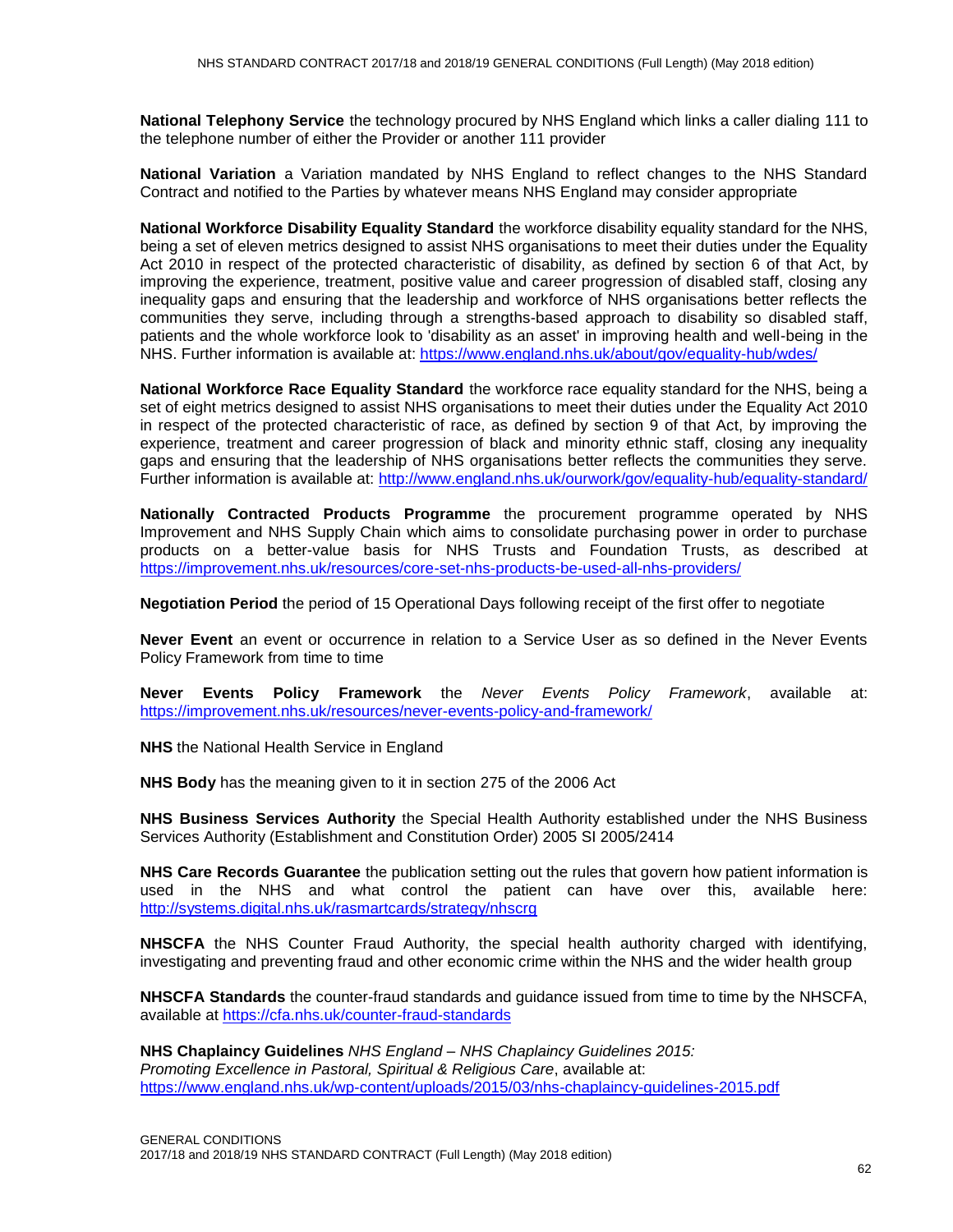**National Telephony Service** the technology procured by NHS England which links a caller dialing 111 to the telephone number of either the Provider or another 111 provider

**National Variation** a Variation mandated by NHS England to reflect changes to the NHS Standard Contract and notified to the Parties by whatever means NHS England may consider appropriate

**National Workforce Disability Equality Standard** the workforce disability equality standard for the NHS, being a set of eleven metrics designed to assist NHS organisations to meet their duties under the Equality Act 2010 in respect of the protected characteristic of disability, as defined by section 6 of that Act, by improving the experience, treatment, positive value and career progression of disabled staff, closing any inequality gaps and ensuring that the leadership and workforce of NHS organisations better reflects the communities they serve, including through a strengths-based approach to disability so disabled staff, patients and the whole workforce look to 'disability as an asset' in improving health and well-being in the NHS. Further information is available at: https://www.england.nhs.uk/about/gov/equality-hub/wdes/

**National Workforce Race Equality Standard** the workforce race equality standard for the NHS, being a set of eight metrics designed to assist NHS organisations to meet their duties under the Equality Act 2010 in respect of the protected characteristic of race, as defined by section 9 of that Act, by improving the experience, treatment and career progression of black and minority ethnic staff, closing any inequality gaps and ensuring that the leadership of NHS organisations better reflects the communities they serve. Further information is available at: http://www.england.nhs.uk/ourwork/gov/equality-hub/equality-standard/

**Nationally Contracted Products Programme** the procurement programme operated by NHS Improvement and NHS Supply Chain which aims to consolidate purchasing power in order to purchase products on a better-value basis for NHS Trusts and Foundation Trusts, as described at https://improvement.nhs.uk/resources/core-set-nhs-products-be-used-all-nhs-providers/

**Negotiation Period** the period of 15 Operational Days following receipt of the first offer to negotiate

**Never Event** an event or occurrence in relation to a Service User as so defined in the Never Events Policy Framework from time to time

**Never Events Policy Framework** the *Never Events Policy Framework*, available at: https://improvement.nhs.uk/resources/never-events-policy-and-framework/

**NHS** the National Health Service in England

**NHS Body** has the meaning given to it in section 275 of the 2006 Act

**NHS Business Services Authority** the Special Health Authority established under the NHS Business Services Authority (Establishment and Constitution Order) 2005 SI 2005/2414

**NHS Care Records Guarantee** the publication setting out the rules that govern how patient information is used in the NHS and what control the patient can have over this, available here: http://systems.digital.nhs.uk/rasmartcards/strategy/nhscrg

**NHSCFA** the NHS Counter Fraud Authority, the special health authority charged with identifying, investigating and preventing fraud and other economic crime within the NHS and the wider health group

**NHSCFA Standards** the counter-fraud standards and guidance issued from time to time by the NHSCFA, available at https://cfa.nhs.uk/counter-fraud-standards

**NHS Chaplaincy Guidelines** *NHS England – NHS Chaplaincy Guidelines 2015: Promoting Excellence in Pastoral, Spiritual & Religious Care*, available at: https://www.england.nhs.uk/wp-content/uploads/2015/03/nhs-chaplaincy-guidelines-2015.pdf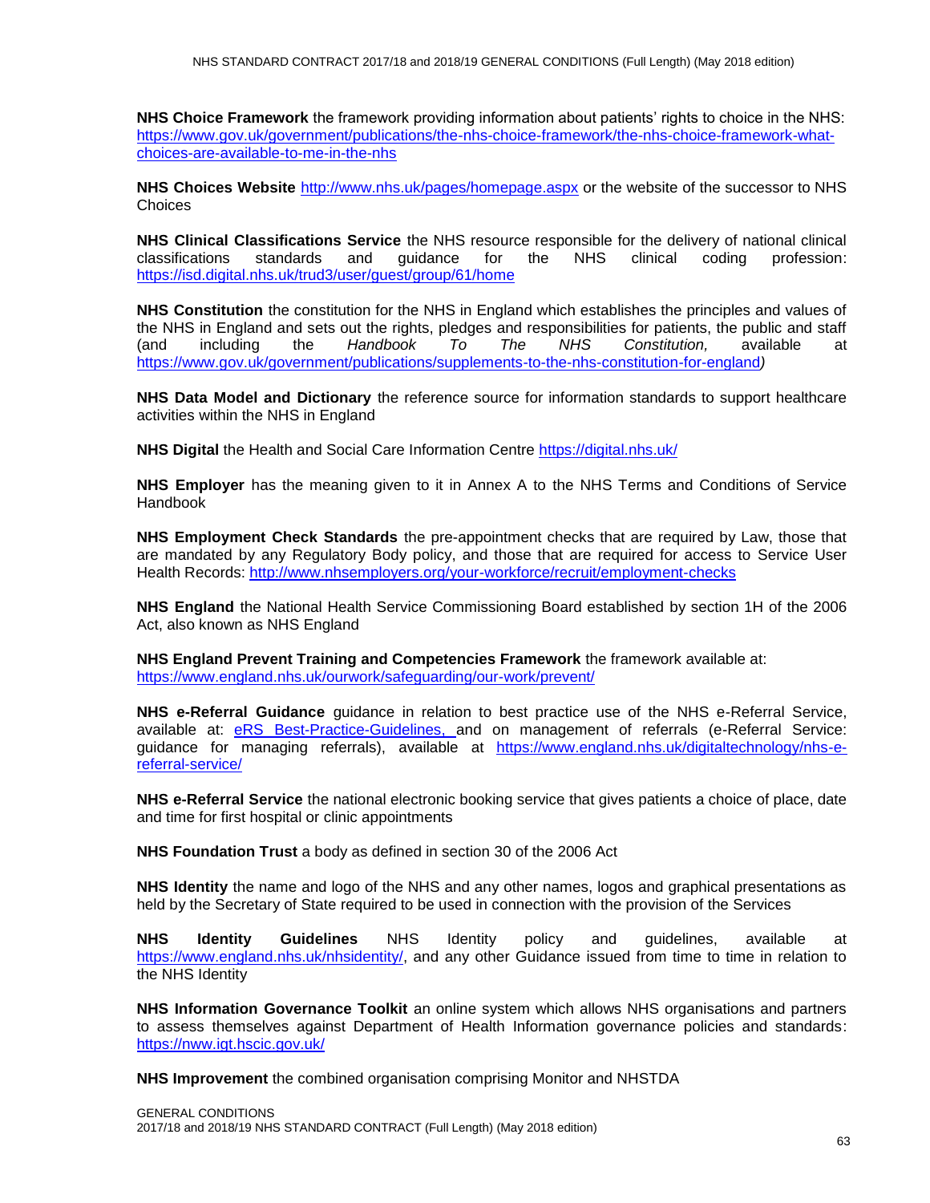**NHS Choice Framework** the framework providing information about patients' rights to choice in the NHS: https://www.gov.uk/government/publications/the-nhs-choice-framework/the-nhs-choice-framework-what-choices-are-available-to-me-in-the-nhs

**NHS Choices Website** http://www.nhs.uk/pages/homepage.aspx or the website of the successor to NHS Choices

**NHS Clinical Classifications Service** the NHS resource responsible for the delivery of national clinical classifications standards and guidance for the NHS clinical coding profession: https://isd.digital.nhs.uk/trud3/user/guest/group/61/home

**NHS Constitution** the constitution for the NHS in England which establishes the principles and values of the NHS in England and sets out the rights, pledges and responsibilities for patients, the public and staff (and including the *Handbook To The NHS Constitution,* available at https://www.gov.uk/government/publications/supplements-to-the-nhs-constitution-for-england*)*

**NHS Data Model and Dictionary** the reference source for information standards to support healthcare activities within the NHS in England

**NHS Digital** the Health and Social Care Information Centre https://digital.nhs.uk/

**NHS Employer** has the meaning given to it in Annex A to the NHS Terms and Conditions of Service Handbook

**NHS Employment Check Standards** the pre-appointment checks that are required by Law, those that are mandated by any Regulatory Body policy, and those that are required for access to Service User Health Records: http://www.nhsemployers.org/your-workforce/recruit/employment-checks

**NHS England** the National Health Service Commissioning Board established by section 1H of the 2006 Act, also known as NHS England

**NHS England Prevent Training and Competencies Framework** the framework available at: https://www.england.nhs.uk/ourwork/safeguarding/our-work/prevent/

**NHS e-Referral Guidance** guidance in relation to best practice use of the NHS e-Referral Service, available at: eRS Best-Practice-Guidelines, and on management of referrals (e-Referral Service: guidance for managing referrals), available at https://www.england.nhs.uk/digitaltechnology/nhs-e-referral-service/

**NHS e-Referral Service** the national electronic booking service that gives patients a choice of place, date and time for first hospital or clinic appointments

**NHS Foundation Trust** a body as defined in section 30 of the 2006 Act

**NHS Identity** the name and logo of the NHS and any other names, logos and graphical presentations as held by the Secretary of State required to be used in connection with the provision of the Services

**NHS Identity Guidelines** NHS Identity policy and guidelines, available at https://www.england.nhs.uk/nhsidentity/, and any other Guidance issued from time to time in relation to the NHS Identity

**NHS Information Governance Toolkit** an online system which allows NHS organisations and partners to assess themselves against Department of Health Information governance policies and standards: https://nww.igt.hscic.gov.uk/

**NHS Improvement** the combined organisation comprising Monitor and NHSTDA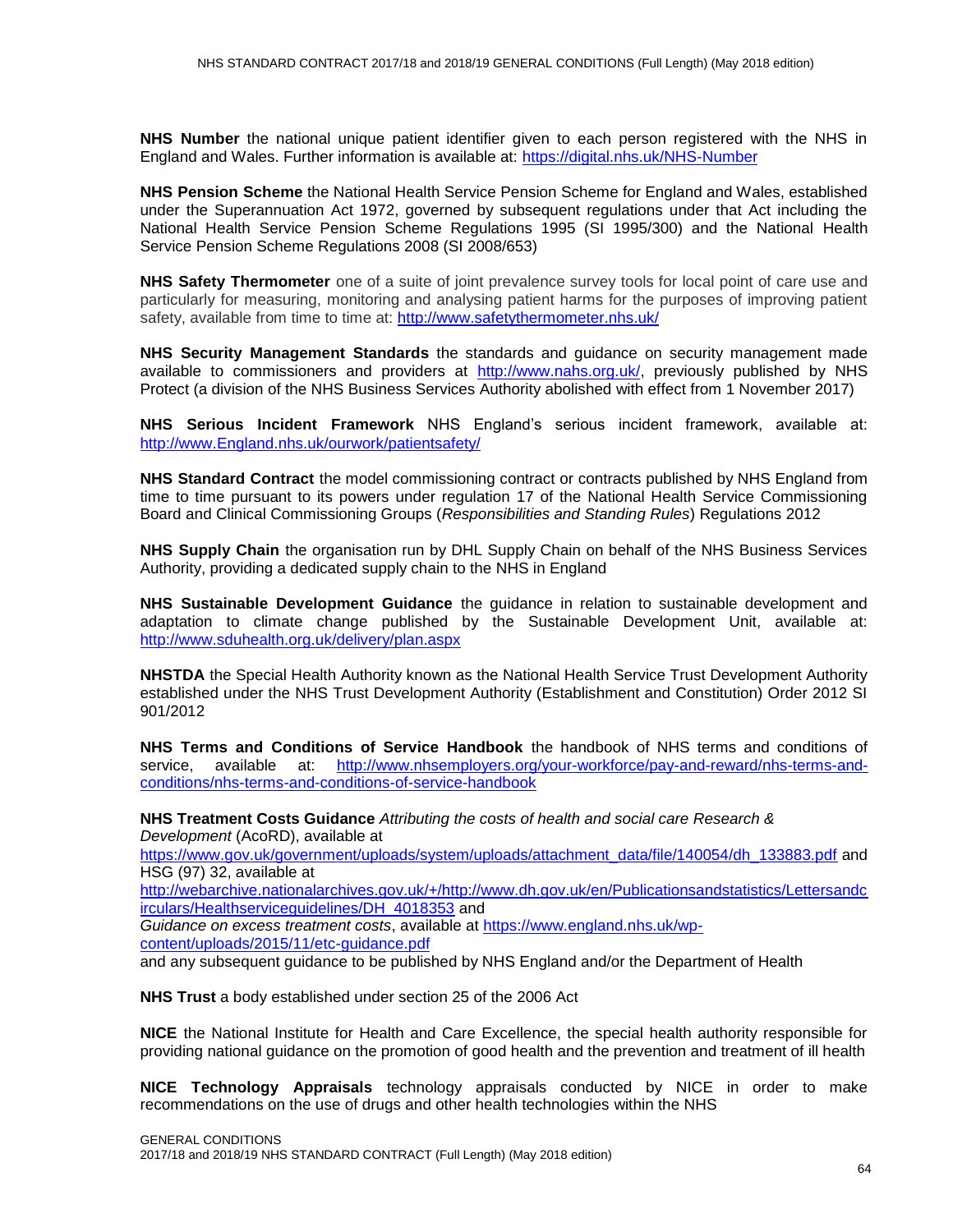**NHS Number** the national unique patient identifier given to each person registered with the NHS in England and Wales. Further information is available at: https://digital.nhs.uk/NHS-Number

**NHS Pension Scheme** the National Health Service Pension Scheme for England and Wales, established under the Superannuation Act 1972, governed by subsequent regulations under that Act including the National Health Service Pension Scheme Regulations 1995 (SI 1995/300) and the National Health Service Pension Scheme Regulations 2008 (SI 2008/653)

**NHS Safety Thermometer** one of a suite of joint prevalence survey tools for local point of care use and particularly for measuring, monitoring and analysing patient harms for the purposes of improving patient safety, available from time to time at: http://www.safetythermometer.nhs.uk/

**NHS Security Management Standards** the standards and guidance on security management made available to commissioners and providers at http://www.nahs.org.uk/, previously published by NHS Protect (a division of the NHS Business Services Authority abolished with effect from 1 November 2017)

**NHS Serious Incident Framework** NHS England's serious incident framework, available at: http://www.England.nhs.uk/ourwork/patientsafety/

**NHS Standard Contract** the model commissioning contract or contracts published by NHS England from time to time pursuant to its powers under regulation 17 of the National Health Service Commissioning Board and Clinical Commissioning Groups (*Responsibilities and Standing Rules*) Regulations 2012

**NHS Supply Chain** the organisation run by DHL Supply Chain on behalf of the NHS Business Services Authority, providing a dedicated supply chain to the NHS in England

**NHS Sustainable Development Guidance** the guidance in relation to sustainable development and adaptation to climate change published by the Sustainable Development Unit, available at: http://www.sduhealth.org.uk/delivery/plan.aspx

**NHSTDA** the Special Health Authority known as the National Health Service Trust Development Authority established under the NHS Trust Development Authority (Establishment and Constitution) Order 2012 SI 901/2012

**NHS Terms and Conditions of Service Handbook** the handbook of NHS terms and conditions of service, available at: http://www.nhsemployers.org/your-workforce/pay-and-reward/nhs-terms-and-conditions/nhs-terms-and-conditions-of-service-handbook

**NHS Treatment Costs Guidance** *Attributing the costs of health and social care Research & Development* (AcoRD), available at https://www.gov.uk/government/uploads/system/uploads/attachment_data/file/140054/dh_133883.pdf and HSG (97) 32, available at http://webarchive.nationalarchives.gov.uk/+/http://www.dh.gov.uk/en/Publicationsandstatistics/Lettersandcirculars/Healthserviceguidelines/DH_4018353 and *Guidance on excess treatment costs*, available at https://www.england.nhs.uk/wp-content/uploads/2015/11/etc-guidance.pdf
and any subsequent guidance to be published by NHS England and/or the Department of Health

**NHS Trust** a body established under section 25 of the 2006 Act

**NICE** the National Institute for Health and Care Excellence, the special health authority responsible for providing national guidance on the promotion of good health and the prevention and treatment of ill health

**NICE Technology Appraisals** technology appraisals conducted by NICE in order to make recommendations on the use of drugs and other health technologies within the NHS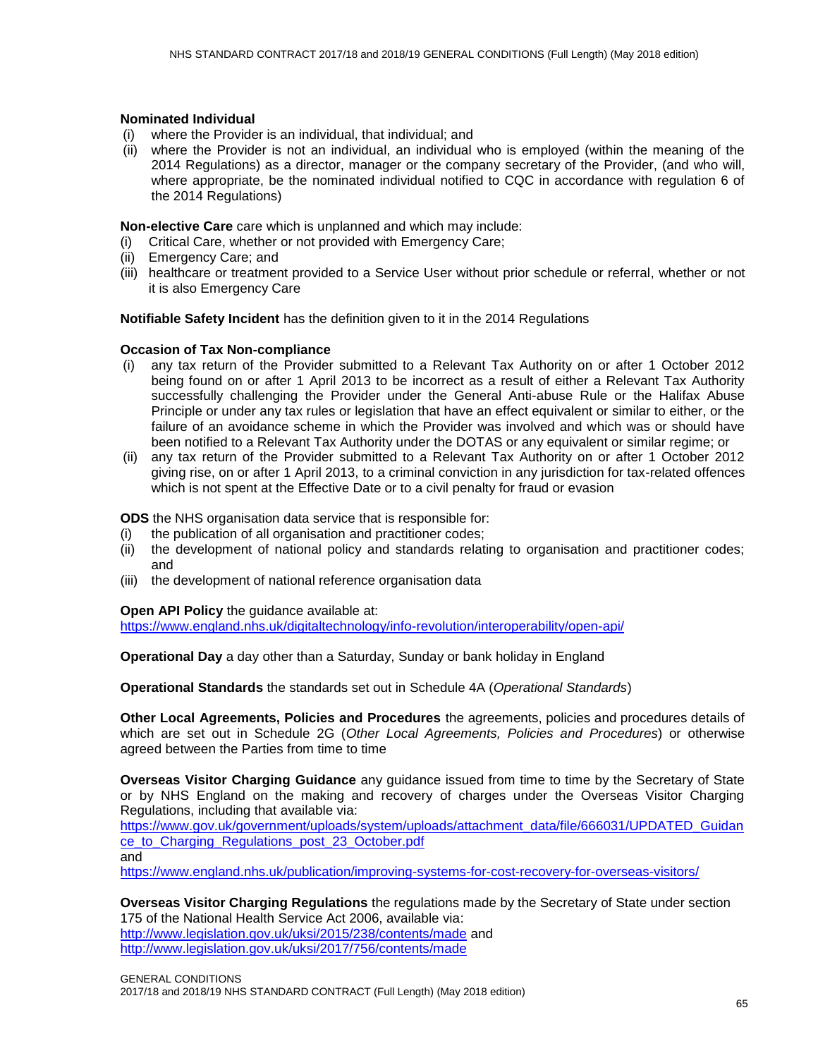**Nominated Individual**

(i) where the Provider is an individual, that individual; and

(ii) where the Provider is not an individual, an individual who is employed (within the meaning of the 2014 Regulations) as a director, manager or the company secretary of the Provider, (and who will, where appropriate, be the nominated individual notified to CQC in accordance with regulation 6 of the 2014 Regulations)

**Non-elective Care** care which is unplanned and which may include:

(i) Critical Care, whether or not provided with Emergency Care;

(ii) Emergency Care; and

(iii) healthcare or treatment provided to a Service User without prior schedule or referral, whether or not it is also Emergency Care

**Notifiable Safety Incident** has the definition given to it in the 2014 Regulations

**Occasion of Tax Non-compliance**

(i) any tax return of the Provider submitted to a Relevant Tax Authority on or after 1 October 2012 being found on or after 1 April 2013 to be incorrect as a result of either a Relevant Tax Authority successfully challenging the Provider under the General Anti-abuse Rule or the Halifax Abuse Principle or under any tax rules or legislation that have an effect equivalent or similar to either, or the failure of an avoidance scheme in which the Provider was involved and which was or should have been notified to a Relevant Tax Authority under the DOTAS or any equivalent or similar regime; or

(ii) any tax return of the Provider submitted to a Relevant Tax Authority on or after 1 October 2012 giving rise, on or after 1 April 2013, to a criminal conviction in any jurisdiction for tax-related offences which is not spent at the Effective Date or to a civil penalty for fraud or evasion

**ODS** the NHS organisation data service that is responsible for:

(i) the publication of all organisation and practitioner codes;

(ii) the development of national policy and standards relating to organisation and practitioner codes; and

(iii) the development of national reference organisation data

**Open API Policy** the guidance available at:
https://www.england.nhs.uk/digitaltechnology/info-revolution/interoperability/open-api/

**Operational Day** a day other than a Saturday, Sunday or bank holiday in England

**Operational Standards** the standards set out in Schedule 4A (*Operational Standards*)

**Other Local Agreements, Policies and Procedures** the agreements, policies and procedures details of which are set out in Schedule 2G (*Other Local Agreements, Policies and Procedures*) or otherwise agreed between the Parties from time to time

**Overseas Visitor Charging Guidance** any guidance issued from time to time by the Secretary of State or by NHS England on the making and recovery of charges under the Overseas Visitor Charging Regulations, including that available via:
https://www.gov.uk/government/uploads/system/uploads/attachment_data/file/666031/UPDATED_Guidance_to_Charging_Regulations_post_23_October.pdf
and
https://www.england.nhs.uk/publication/improving-systems-for-cost-recovery-for-overseas-visitors/

**Overseas Visitor Charging Regulations** the regulations made by the Secretary of State under section 175 of the National Health Service Act 2006, available via:
http://www.legislation.gov.uk/uksi/2015/238/contents/made and
http://www.legislation.gov.uk/uksi/2017/756/contents/made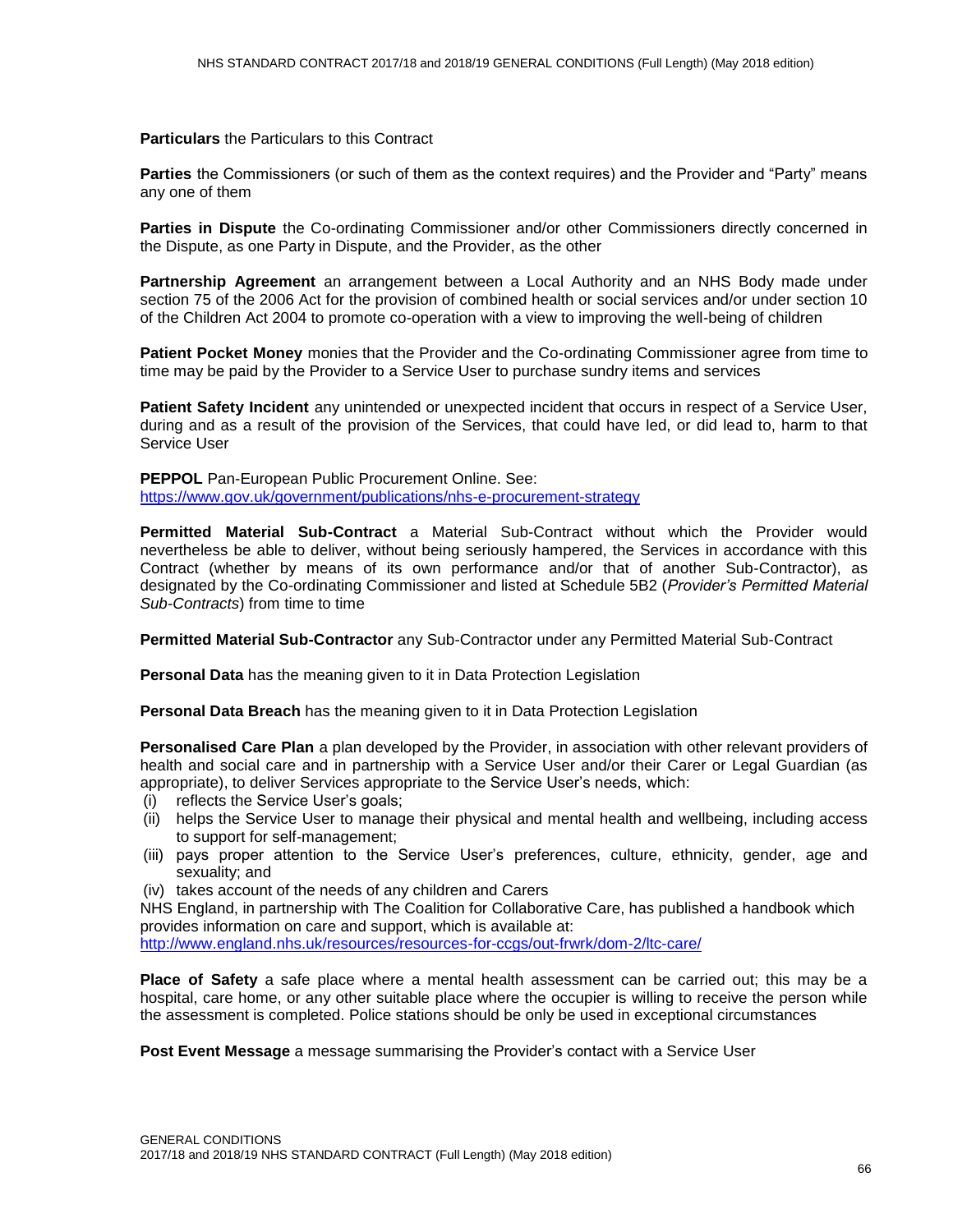**Particulars** the Particulars to this Contract

**Parties** the Commissioners (or such of them as the context requires) and the Provider and "Party" means any one of them

**Parties in Dispute** the Co-ordinating Commissioner and/or other Commissioners directly concerned in the Dispute, as one Party in Dispute, and the Provider, as the other

**Partnership Agreement** an arrangement between a Local Authority and an NHS Body made under section 75 of the 2006 Act for the provision of combined health or social services and/or under section 10 of the Children Act 2004 to promote co-operation with a view to improving the well-being of children

**Patient Pocket Money** monies that the Provider and the Co-ordinating Commissioner agree from time to time may be paid by the Provider to a Service User to purchase sundry items and services

**Patient Safety Incident** any unintended or unexpected incident that occurs in respect of a Service User, during and as a result of the provision of the Services, that could have led, or did lead to, harm to that Service User

**PEPPOL** Pan-European Public Procurement Online. See: https://www.gov.uk/government/publications/nhs-e-procurement-strategy

**Permitted Material Sub-Contract** a Material Sub-Contract without which the Provider would nevertheless be able to deliver, without being seriously hampered, the Services in accordance with this Contract (whether by means of its own performance and/or that of another Sub-Contractor), as designated by the Co-ordinating Commissioner and listed at Schedule 5B2 (*Provider's Permitted Material Sub-Contracts*) from time to time

**Permitted Material Sub-Contractor** any Sub-Contractor under any Permitted Material Sub-Contract

**Personal Data** has the meaning given to it in Data Protection Legislation

**Personal Data Breach** has the meaning given to it in Data Protection Legislation

**Personalised Care Plan** a plan developed by the Provider, in association with other relevant providers of health and social care and in partnership with a Service User and/or their Carer or Legal Guardian (as appropriate), to deliver Services appropriate to the Service User's needs, which:

(i) reflects the Service User's goals;
(ii) helps the Service User to manage their physical and mental health and wellbeing, including access to support for self-management;
(iii) pays proper attention to the Service User's preferences, culture, ethnicity, gender, age and sexuality; and
(iv) takes account of the needs of any children and Carers

NHS England, in partnership with The Coalition for Collaborative Care, has published a handbook which provides information on care and support, which is available at: http://www.england.nhs.uk/resources/resources-for-ccgs/out-frwrk/dom-2/ltc-care/

**Place of Safety** a safe place where a mental health assessment can be carried out; this may be a hospital, care home, or any other suitable place where the occupier is willing to receive the person while the assessment is completed. Police stations should be only be used in exceptional circumstances

**Post Event Message** a message summarising the Provider's contact with a Service User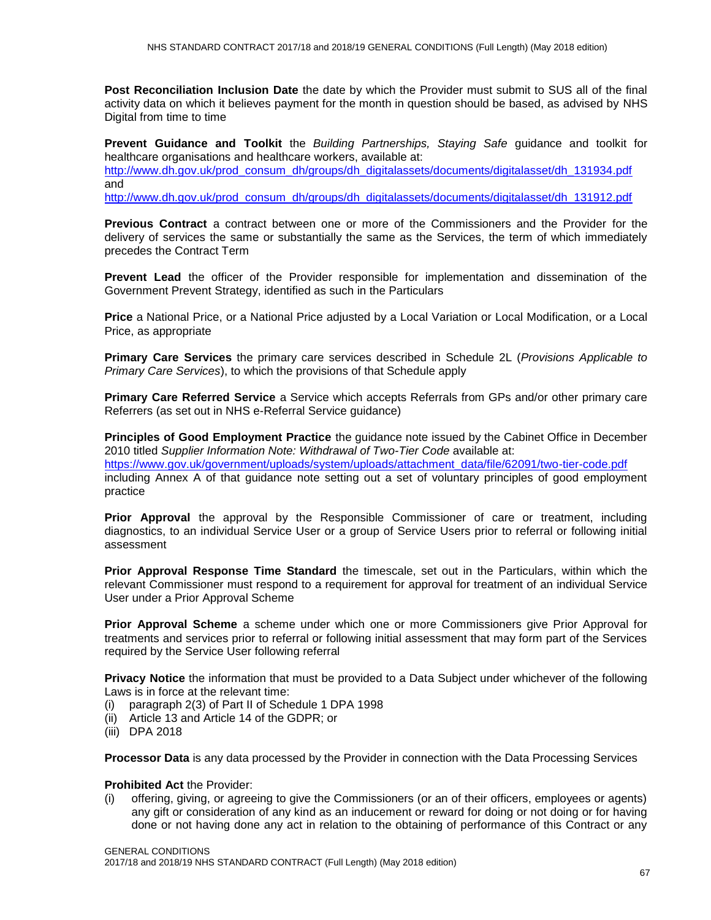**Post Reconciliation Inclusion Date** the date by which the Provider must submit to SUS all of the final activity data on which it believes payment for the month in question should be based, as advised by NHS Digital from time to time

**Prevent Guidance and Toolkit** the *Building Partnerships, Staying Safe* guidance and toolkit for healthcare organisations and healthcare workers, available at:
http://www.dh.gov.uk/prod_consum_dh/groups/dh_digitalassets/documents/digitalasset/dh_131934.pdf
and
http://www.dh.gov.uk/prod_consum_dh/groups/dh_digitalassets/documents/digitalasset/dh_131912.pdf

**Previous Contract** a contract between one or more of the Commissioners and the Provider for the delivery of services the same or substantially the same as the Services, the term of which immediately precedes the Contract Term

**Prevent Lead** the officer of the Provider responsible for implementation and dissemination of the Government Prevent Strategy, identified as such in the Particulars

**Price** a National Price, or a National Price adjusted by a Local Variation or Local Modification, or a Local Price, as appropriate

**Primary Care Services** the primary care services described in Schedule 2L (*Provisions Applicable to Primary Care Services*), to which the provisions of that Schedule apply

**Primary Care Referred Service** a Service which accepts Referrals from GPs and/or other primary care Referrers (as set out in NHS e-Referral Service guidance)

**Principles of Good Employment Practice** the guidance note issued by the Cabinet Office in December 2010 titled *Supplier Information Note: Withdrawal of Two-Tier Code* available at:
https://www.gov.uk/government/uploads/system/uploads/attachment_data/file/62091/two-tier-code.pdf
including Annex A of that guidance note setting out a set of voluntary principles of good employment practice

**Prior Approval** the approval by the Responsible Commissioner of care or treatment, including diagnostics, to an individual Service User or a group of Service Users prior to referral or following initial assessment

**Prior Approval Response Time Standard** the timescale, set out in the Particulars, within which the relevant Commissioner must respond to a requirement for approval for treatment of an individual Service User under a Prior Approval Scheme

**Prior Approval Scheme** a scheme under which one or more Commissioners give Prior Approval for treatments and services prior to referral or following initial assessment that may form part of the Services required by the Service User following referral

**Privacy Notice** the information that must be provided to a Data Subject under whichever of the following Laws is in force at the relevant time:
(i) paragraph 2(3) of Part II of Schedule 1 DPA 1998
(ii) Article 13 and Article 14 of the GDPR; or
(iii) DPA 2018

**Processor Data** is any data processed by the Provider in connection with the Data Processing Services

**Prohibited Act** the Provider:
(i) offering, giving, or agreeing to give the Commissioners (or an of their officers, employees or agents) any gift or consideration of any kind as an inducement or reward for doing or not doing or for having done or not having done any act in relation to the obtaining of performance of this Contract or any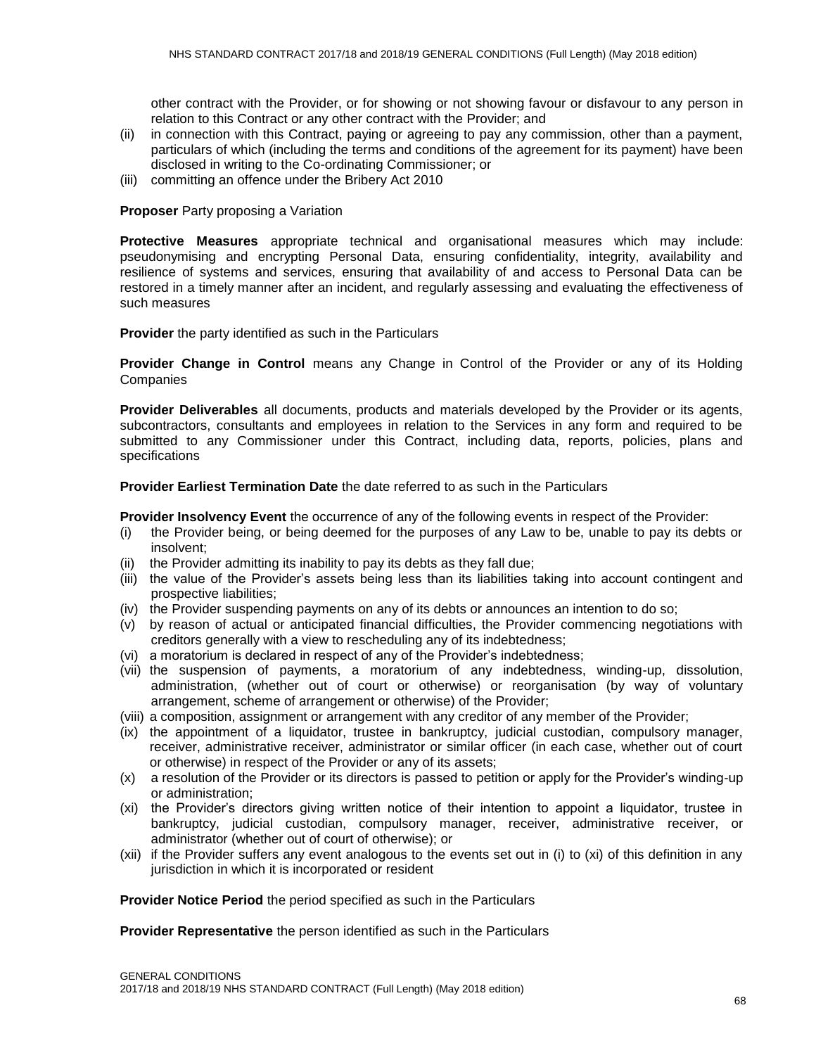other contract with the Provider, or for showing or not showing favour or disfavour to any person in relation to this Contract or any other contract with the Provider; and

(ii) in connection with this Contract, paying or agreeing to pay any commission, other than a payment, particulars of which (including the terms and conditions of the agreement for its payment) have been disclosed in writing to the Co-ordinating Commissioner; or

(iii) committing an offence under the Bribery Act 2010

**Proposer** Party proposing a Variation

**Protective Measures** appropriate technical and organisational measures which may include: pseudonymising and encrypting Personal Data, ensuring confidentiality, integrity, availability and resilience of systems and services, ensuring that availability of and access to Personal Data can be restored in a timely manner after an incident, and regularly assessing and evaluating the effectiveness of such measures

**Provider** the party identified as such in the Particulars

**Provider Change in Control** means any Change in Control of the Provider or any of its Holding Companies

**Provider Deliverables** all documents, products and materials developed by the Provider or its agents, subcontractors, consultants and employees in relation to the Services in any form and required to be submitted to any Commissioner under this Contract, including data, reports, policies, plans and specifications

**Provider Earliest Termination Date** the date referred to as such in the Particulars

**Provider Insolvency Event** the occurrence of any of the following events in respect of the Provider:

(i) the Provider being, or being deemed for the purposes of any Law to be, unable to pay its debts or insolvent;

(ii) the Provider admitting its inability to pay its debts as they fall due;

(iii) the value of the Provider's assets being less than its liabilities taking into account contingent and prospective liabilities;

(iv) the Provider suspending payments on any of its debts or announces an intention to do so;

(v) by reason of actual or anticipated financial difficulties, the Provider commencing negotiations with creditors generally with a view to rescheduling any of its indebtedness;

(vi) a moratorium is declared in respect of any of the Provider's indebtedness;

(vii) the suspension of payments, a moratorium of any indebtedness, winding-up, dissolution, administration, (whether out of court or otherwise) or reorganisation (by way of voluntary arrangement, scheme of arrangement or otherwise) of the Provider;

(viii) a composition, assignment or arrangement with any creditor of any member of the Provider;

(ix) the appointment of a liquidator, trustee in bankruptcy, judicial custodian, compulsory manager, receiver, administrative receiver, administrator or similar officer (in each case, whether out of court or otherwise) in respect of the Provider or any of its assets;

(x) a resolution of the Provider or its directors is passed to petition or apply for the Provider's winding-up or administration;

(xi) the Provider's directors giving written notice of their intention to appoint a liquidator, trustee in bankruptcy, judicial custodian, compulsory manager, receiver, administrative receiver, or administrator (whether out of court of otherwise); or

(xii) if the Provider suffers any event analogous to the events set out in (i) to (xi) of this definition in any jurisdiction in which it is incorporated or resident

**Provider Notice Period** the period specified as such in the Particulars

**Provider Representative** the person identified as such in the Particulars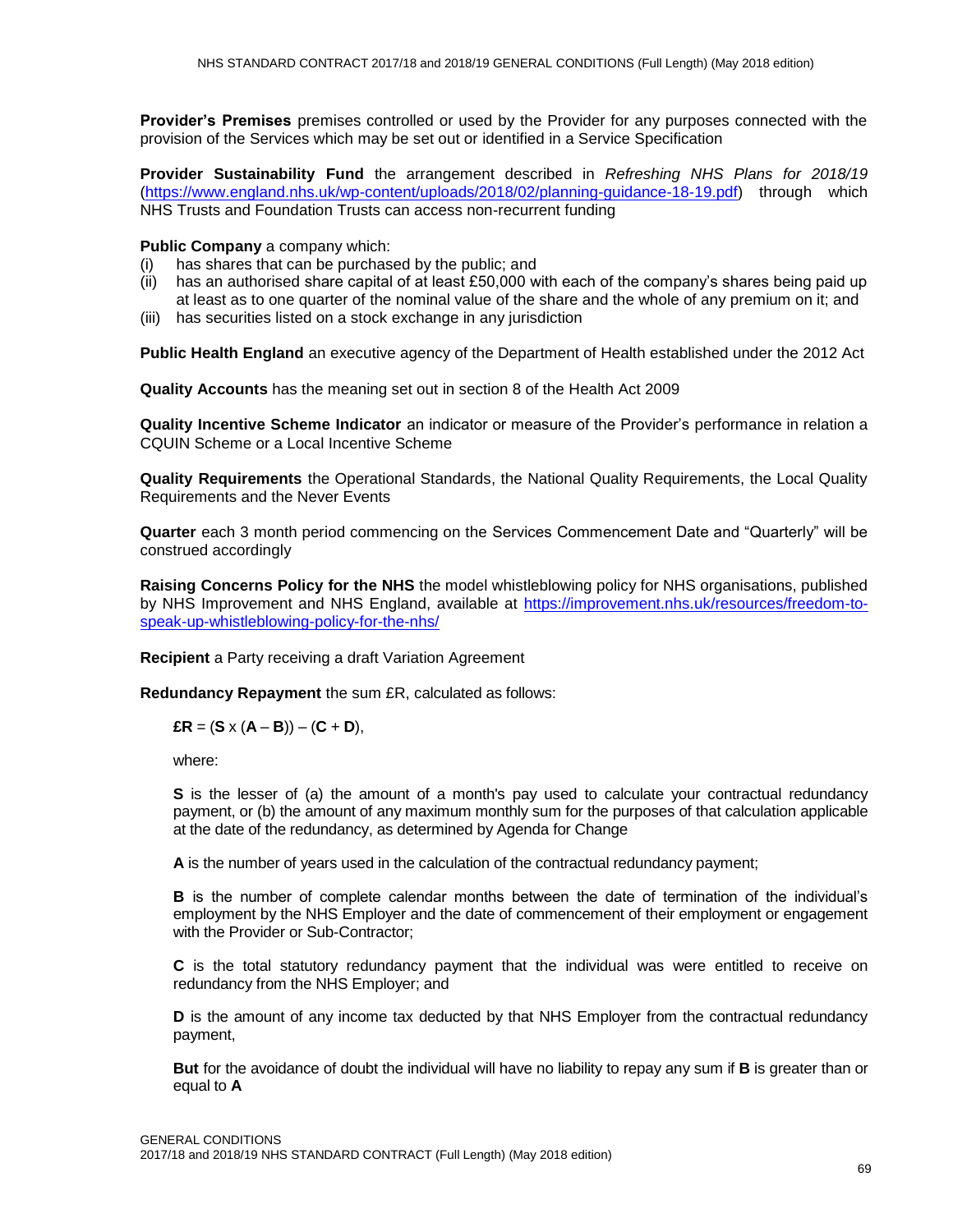**Provider's Premises** premises controlled or used by the Provider for any purposes connected with the provision of the Services which may be set out or identified in a Service Specification

**Provider Sustainability Fund** the arrangement described in *Refreshing NHS Plans for 2018/19* (https://www.england.nhs.uk/wp-content/uploads/2018/02/planning-guidance-18-19.pdf) through which NHS Trusts and Foundation Trusts can access non-recurrent funding

**Public Company** a company which:

(i) has shares that can be purchased by the public; and
(ii) has an authorised share capital of at least £50,000 with each of the company's shares being paid up at least as to one quarter of the nominal value of the share and the whole of any premium on it; and
(iii) has securities listed on a stock exchange in any jurisdiction

**Public Health England** an executive agency of the Department of Health established under the 2012 Act

**Quality Accounts** has the meaning set out in section 8 of the Health Act 2009

**Quality Incentive Scheme Indicator** an indicator or measure of the Provider's performance in relation a CQUIN Scheme or a Local Incentive Scheme

**Quality Requirements** the Operational Standards, the National Quality Requirements, the Local Quality Requirements and the Never Events

**Quarter** each 3 month period commencing on the Services Commencement Date and "Quarterly" will be construed accordingly

**Raising Concerns Policy for the NHS** the model whistleblowing policy for NHS organisations, published by NHS Improvement and NHS England, available at https://improvement.nhs.uk/resources/freedom-to-speak-up-whistleblowing-policy-for-the-nhs/

**Recipient** a Party receiving a draft Variation Agreement

**Redundancy Repayment** the sum £R, calculated as follows:

$$\pounds\mathbf{R} = (\mathbf{S} \times (\mathbf{A} - \mathbf{B})) - (\mathbf{C} + \mathbf{D}),$$

where:

**S** is the lesser of (a) the amount of a month's pay used to calculate your contractual redundancy payment, or (b) the amount of any maximum monthly sum for the purposes of that calculation applicable at the date of the redundancy, as determined by Agenda for Change

**A** is the number of years used in the calculation of the contractual redundancy payment;

**B** is the number of complete calendar months between the date of termination of the individual's employment by the NHS Employer and the date of commencement of their employment or engagement with the Provider or Sub-Contractor;

**C** is the total statutory redundancy payment that the individual was were entitled to receive on redundancy from the NHS Employer; and

**D** is the amount of any income tax deducted by that NHS Employer from the contractual redundancy payment,

**But** for the avoidance of doubt the individual will have no liability to repay any sum if **B** is greater than or equal to **A**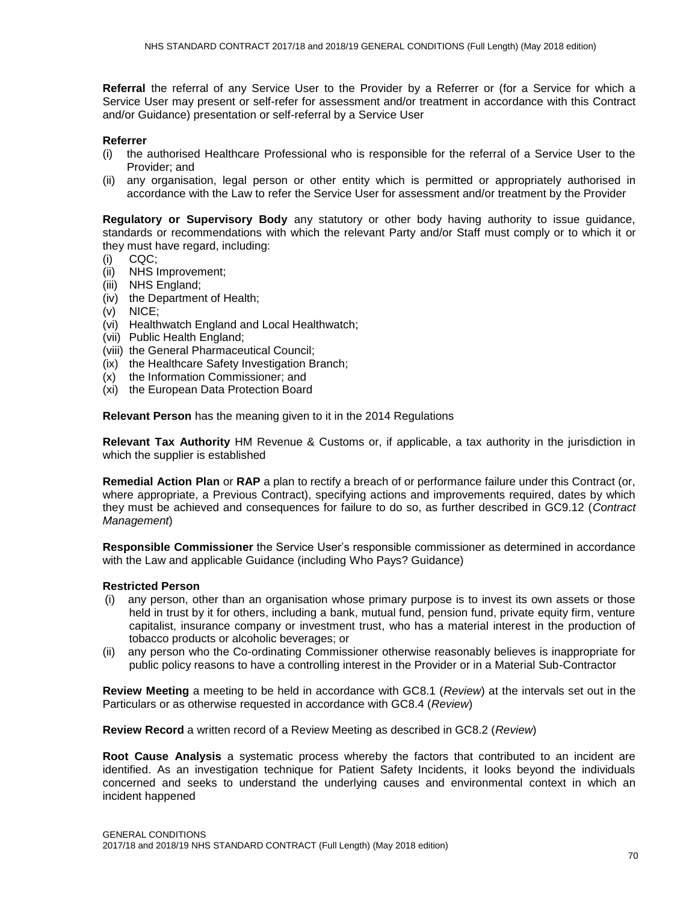**Referral** the referral of any Service User to the Provider by a Referrer or (for a Service for which a Service User may present or self-refer for assessment and/or treatment in accordance with this Contract and/or Guidance) presentation or self-referral by a Service User

**Referrer**

(i) the authorised Healthcare Professional who is responsible for the referral of a Service User to the Provider; and

(ii) any organisation, legal person or other entity which is permitted or appropriately authorised in accordance with the Law to refer the Service User for assessment and/or treatment by the Provider

**Regulatory or Supervisory Body** any statutory or other body having authority to issue guidance, standards or recommendations with which the relevant Party and/or Staff must comply or to which it or they must have regard, including:

(i) CQC;
(ii) NHS Improvement;
(iii) NHS England;
(iv) the Department of Health;
(v) NICE;
(vi) Healthwatch England and Local Healthwatch;
(vii) Public Health England;
(viii) the General Pharmaceutical Council;
(ix) the Healthcare Safety Investigation Branch;
(x) the Information Commissioner; and
(xi) the European Data Protection Board

**Relevant Person** has the meaning given to it in the 2014 Regulations

**Relevant Tax Authority** HM Revenue & Customs or, if applicable, a tax authority in the jurisdiction in which the supplier is established

**Remedial Action Plan** or **RAP** a plan to rectify a breach of or performance failure under this Contract (or, where appropriate, a Previous Contract), specifying actions and improvements required, dates by which they must be achieved and consequences for failure to do so, as further described in GC9.12 (*Contract Management*)

**Responsible Commissioner** the Service User's responsible commissioner as determined in accordance with the Law and applicable Guidance (including Who Pays? Guidance)

**Restricted Person**

(i) any person, other than an organisation whose primary purpose is to invest its own assets or those held in trust by it for others, including a bank, mutual fund, pension fund, private equity firm, venture capitalist, insurance company or investment trust, who has a material interest in the production of tobacco products or alcoholic beverages; or

(ii) any person who the Co-ordinating Commissioner otherwise reasonably believes is inappropriate for public policy reasons to have a controlling interest in the Provider or in a Material Sub-Contractor

**Review Meeting** a meeting to be held in accordance with GC8.1 (*Review*) at the intervals set out in the Particulars or as otherwise requested in accordance with GC8.4 (*Review*)

**Review Record** a written record of a Review Meeting as described in GC8.2 (*Review*)

**Root Cause Analysis** a systematic process whereby the factors that contributed to an incident are identified. As an investigation technique for Patient Safety Incidents, it looks beyond the individuals concerned and seeks to understand the underlying causes and environmental context in which an incident happened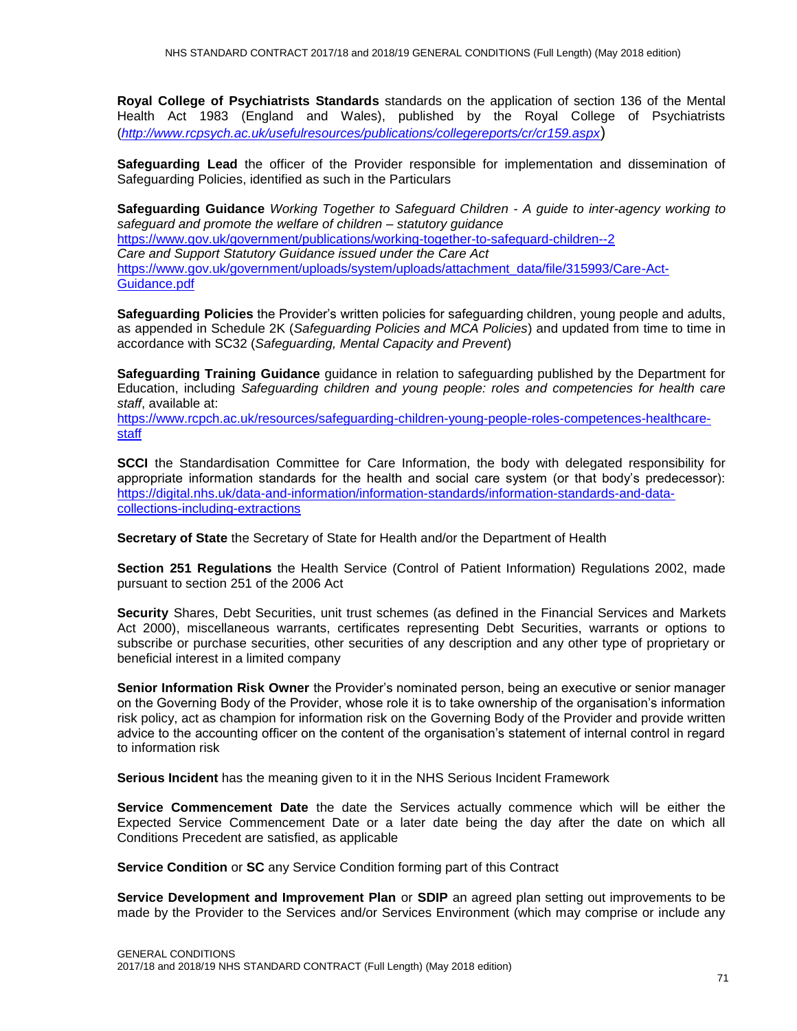**Royal College of Psychiatrists Standards** standards on the application of section 136 of the Mental Health Act 1983 (England and Wales), published by the Royal College of Psychiatrists (*http://www.rcpsych.ac.uk/usefulresources/publications/collegereports/cr/cr159.aspx*)

**Safeguarding Lead** the officer of the Provider responsible for implementation and dissemination of Safeguarding Policies, identified as such in the Particulars

**Safeguarding Guidance** *Working Together to Safeguard Children - A guide to inter-agency working to safeguard and promote the welfare of children – statutory guidance*
https://www.gov.uk/government/publications/working-together-to-safeguard-children--2
*Care and Support Statutory Guidance issued under the Care Act*
https://www.gov.uk/government/uploads/system/uploads/attachment_data/file/315993/Care-Act-Guidance.pdf

**Safeguarding Policies** the Provider's written policies for safeguarding children, young people and adults, as appended in Schedule 2K (*Safeguarding Policies and MCA Policies*) and updated from time to time in accordance with SC32 (*Safeguarding, Mental Capacity and Prevent*)

**Safeguarding Training Guidance** guidance in relation to safeguarding published by the Department for Education, including *Safeguarding children and young people: roles and competencies for health care staff*, available at:
https://www.rcpch.ac.uk/resources/safeguarding-children-young-people-roles-competences-healthcare-staff

**SCCI** the Standardisation Committee for Care Information, the body with delegated responsibility for appropriate information standards for the health and social care system (or that body's predecessor): https://digital.nhs.uk/data-and-information/information-standards/information-standards-and-data-collections-including-extractions

**Secretary of State** the Secretary of State for Health and/or the Department of Health

**Section 251 Regulations** the Health Service (Control of Patient Information) Regulations 2002, made pursuant to section 251 of the 2006 Act

**Security** Shares, Debt Securities, unit trust schemes (as defined in the Financial Services and Markets Act 2000), miscellaneous warrants, certificates representing Debt Securities, warrants or options to subscribe or purchase securities, other securities of any description and any other type of proprietary or beneficial interest in a limited company

**Senior Information Risk Owner** the Provider's nominated person, being an executive or senior manager on the Governing Body of the Provider, whose role it is to take ownership of the organisation's information risk policy, act as champion for information risk on the Governing Body of the Provider and provide written advice to the accounting officer on the content of the organisation's statement of internal control in regard to information risk

**Serious Incident** has the meaning given to it in the NHS Serious Incident Framework

**Service Commencement Date** the date the Services actually commence which will be either the Expected Service Commencement Date or a later date being the day after the date on which all Conditions Precedent are satisfied, as applicable

**Service Condition** or **SC** any Service Condition forming part of this Contract

**Service Development and Improvement Plan** or **SDIP** an agreed plan setting out improvements to be made by the Provider to the Services and/or Services Environment (which may comprise or include any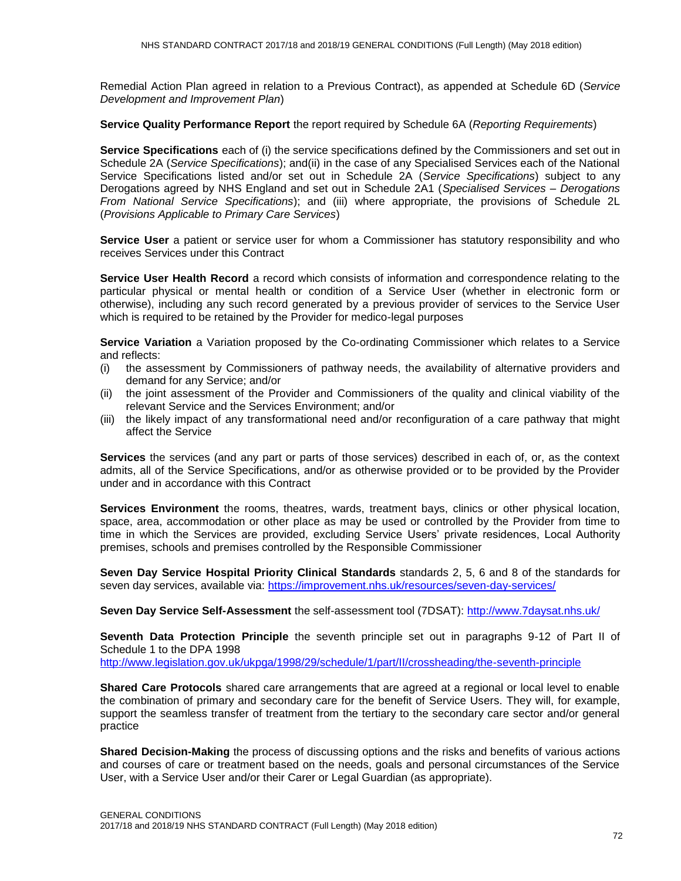Remedial Action Plan agreed in relation to a Previous Contract), as appended at Schedule 6D (*Service Development and Improvement Plan*)

**Service Quality Performance Report** the report required by Schedule 6A (*Reporting Requirements*)

**Service Specifications** each of (i) the service specifications defined by the Commissioners and set out in Schedule 2A (*Service Specifications*); and(ii) in the case of any Specialised Services each of the National Service Specifications listed and/or set out in Schedule 2A (*Service Specifications*) subject to any Derogations agreed by NHS England and set out in Schedule 2A1 (*Specialised Services – Derogations From National Service Specifications*); and (iii) where appropriate, the provisions of Schedule 2L (*Provisions Applicable to Primary Care Services*)

**Service User** a patient or service user for whom a Commissioner has statutory responsibility and who receives Services under this Contract

**Service User Health Record** a record which consists of information and correspondence relating to the particular physical or mental health or condition of a Service User (whether in electronic form or otherwise), including any such record generated by a previous provider of services to the Service User which is required to be retained by the Provider for medico-legal purposes

**Service Variation** a Variation proposed by the Co-ordinating Commissioner which relates to a Service and reflects:

(i) the assessment by Commissioners of pathway needs, the availability of alternative providers and demand for any Service; and/or
(ii) the joint assessment of the Provider and Commissioners of the quality and clinical viability of the relevant Service and the Services Environment; and/or
(iii) the likely impact of any transformational need and/or reconfiguration of a care pathway that might affect the Service

**Services** the services (and any part or parts of those services) described in each of, or, as the context admits, all of the Service Specifications, and/or as otherwise provided or to be provided by the Provider under and in accordance with this Contract

**Services Environment** the rooms, theatres, wards, treatment bays, clinics or other physical location, space, area, accommodation or other place as may be used or controlled by the Provider from time to time in which the Services are provided, excluding Service Users' private residences, Local Authority premises, schools and premises controlled by the Responsible Commissioner

**Seven Day Service Hospital Priority Clinical Standards** standards 2, 5, 6 and 8 of the standards for seven day services, available via: https://improvement.nhs.uk/resources/seven-day-services/

**Seven Day Service Self-Assessment** the self-assessment tool (7DSAT): http://www.7daysat.nhs.uk/

**Seventh Data Protection Principle** the seventh principle set out in paragraphs 9-12 of Part II of Schedule 1 to the DPA 1998
http://www.legislation.gov.uk/ukpga/1998/29/schedule/1/part/II/crossheading/the-seventh-principle

**Shared Care Protocols** shared care arrangements that are agreed at a regional or local level to enable the combination of primary and secondary care for the benefit of Service Users. They will, for example, support the seamless transfer of treatment from the tertiary to the secondary care sector and/or general practice

**Shared Decision-Making** the process of discussing options and the risks and benefits of various actions and courses of care or treatment based on the needs, goals and personal circumstances of the Service User, with a Service User and/or their Carer or Legal Guardian (as appropriate).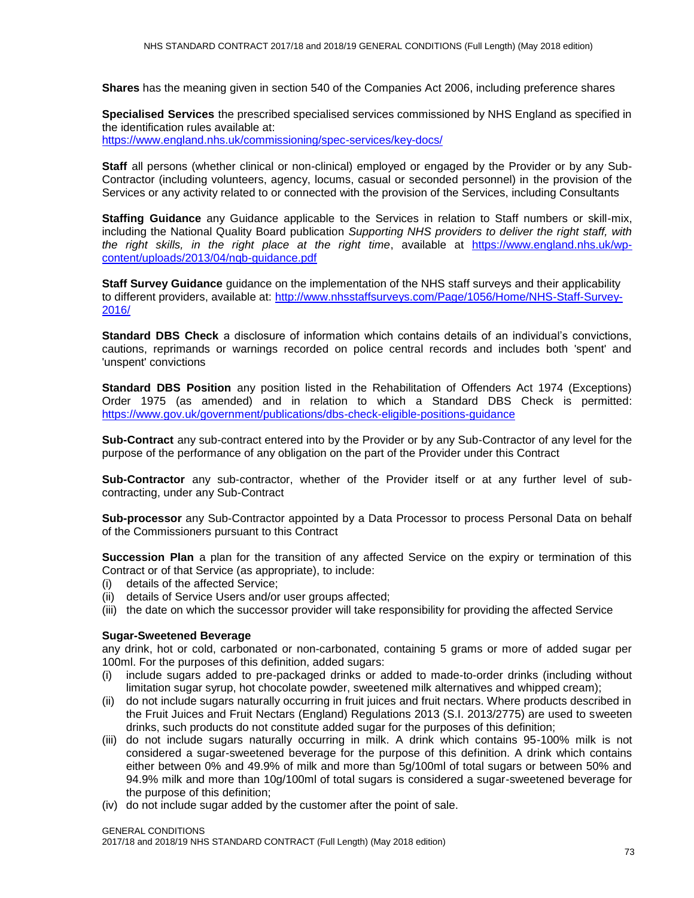**Shares** has the meaning given in section 540 of the Companies Act 2006, including preference shares

**Specialised Services** the prescribed specialised services commissioned by NHS England as specified in the identification rules available at: https://www.england.nhs.uk/commissioning/spec-services/key-docs/

**Staff** all persons (whether clinical or non-clinical) employed or engaged by the Provider or by any Sub-Contractor (including volunteers, agency, locums, casual or seconded personnel) in the provision of the Services or any activity related to or connected with the provision of the Services, including Consultants

**Staffing Guidance** any Guidance applicable to the Services in relation to Staff numbers or skill-mix, including the National Quality Board publication *Supporting NHS providers to deliver the right staff, with the right skills, in the right place at the right time*, available at https://www.england.nhs.uk/wp-content/uploads/2013/04/nqb-guidance.pdf

**Staff Survey Guidance** guidance on the implementation of the NHS staff surveys and their applicability to different providers, available at: http://www.nhsstaffsurveys.com/Page/1056/Home/NHS-Staff-Survey-2016/

**Standard DBS Check** a disclosure of information which contains details of an individual's convictions, cautions, reprimands or warnings recorded on police central records and includes both 'spent' and 'unspent' convictions

**Standard DBS Position** any position listed in the Rehabilitation of Offenders Act 1974 (Exceptions) Order 1975 (as amended) and in relation to which a Standard DBS Check is permitted: https://www.gov.uk/government/publications/dbs-check-eligible-positions-guidance

**Sub-Contract** any sub-contract entered into by the Provider or by any Sub-Contractor of any level for the purpose of the performance of any obligation on the part of the Provider under this Contract

**Sub-Contractor** any sub-contractor, whether of the Provider itself or at any further level of sub-contracting, under any Sub-Contract

**Sub-processor** any Sub-Contractor appointed by a Data Processor to process Personal Data on behalf of the Commissioners pursuant to this Contract

**Succession Plan** a plan for the transition of any affected Service on the expiry or termination of this Contract or of that Service (as appropriate), to include:

(i) details of the affected Service;
(ii) details of Service Users and/or user groups affected;
(iii) the date on which the successor provider will take responsibility for providing the affected Service

**Sugar-Sweetened Beverage**
any drink, hot or cold, carbonated or non-carbonated, containing 5 grams or more of added sugar per 100ml. For the purposes of this definition, added sugars:

(i) include sugars added to pre-packaged drinks or added to made-to-order drinks (including without limitation sugar syrup, hot chocolate powder, sweetened milk alternatives and whipped cream);
(ii) do not include sugars naturally occurring in fruit juices and fruit nectars. Where products described in the Fruit Juices and Fruit Nectars (England) Regulations 2013 (S.I. 2013/2775) are used to sweeten drinks, such products do not constitute added sugar for the purposes of this definition;
(iii) do not include sugars naturally occurring in milk. A drink which contains 95-100% milk is not considered a sugar-sweetened beverage for the purpose of this definition. A drink which contains either between 0% and 49.9% of milk and more than 5g/100ml of total sugars or between 50% and 94.9% milk and more than 10g/100ml of total sugars is considered a sugar-sweetened beverage for the purpose of this definition;
(iv) do not include sugar added by the customer after the point of sale.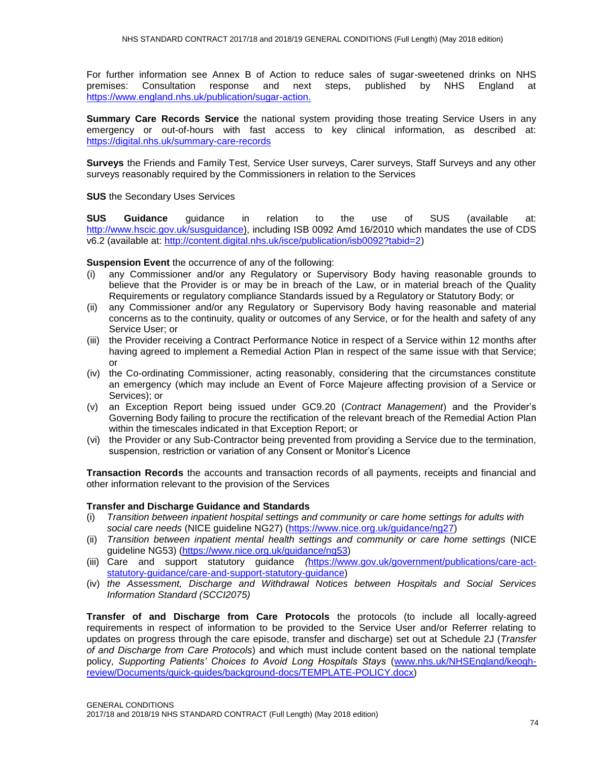For further information see Annex B of Action to reduce sales of sugar-sweetened drinks on NHS premises: Consultation response and next steps, published by NHS England at https://www.england.nhs.uk/publication/sugar-action.

**Summary Care Records Service** the national system providing those treating Service Users in any emergency or out-of-hours with fast access to key clinical information, as described at: https://digital.nhs.uk/summary-care-records

**Surveys** the Friends and Family Test, Service User surveys, Carer surveys, Staff Surveys and any other surveys reasonably required by the Commissioners in relation to the Services

**SUS** the Secondary Uses Services

**SUS Guidance** guidance in relation to the use of SUS (available at: http://www.hscic.gov.uk/susguidance), including ISB 0092 Amd 16/2010 which mandates the use of CDS v6.2 (available at: http://content.digital.nhs.uk/isce/publication/isb0092?tabid=2)

**Suspension Event** the occurrence of any of the following:

(i) any Commissioner and/or any Regulatory or Supervisory Body having reasonable grounds to believe that the Provider is or may be in breach of the Law, or in material breach of the Quality Requirements or regulatory compliance Standards issued by a Regulatory or Statutory Body; or
(ii) any Commissioner and/or any Regulatory or Supervisory Body having reasonable and material concerns as to the continuity, quality or outcomes of any Service, or for the health and safety of any Service User; or
(iii) the Provider receiving a Contract Performance Notice in respect of a Service within 12 months after having agreed to implement a Remedial Action Plan in respect of the same issue with that Service; or
(iv) the Co-ordinating Commissioner, acting reasonably, considering that the circumstances constitute an emergency (which may include an Event of Force Majeure affecting provision of a Service or Services); or
(v) an Exception Report being issued under GC9.20 (*Contract Management*) and the Provider's Governing Body failing to procure the rectification of the relevant breach of the Remedial Action Plan within the timescales indicated in that Exception Report; or
(vi) the Provider or any Sub-Contractor being prevented from providing a Service due to the termination, suspension, restriction or variation of any Consent or Monitor's Licence

**Transaction Records** the accounts and transaction records of all payments, receipts and financial and other information relevant to the provision of the Services

**Transfer and Discharge Guidance and Standards**

(i) *Transition between inpatient hospital settings and community or care home settings for adults with social care needs* (NICE guideline NG27) (https://www.nice.org.uk/guidance/ng27)
(ii) *Transition between inpatient mental health settings and community or care home settings* (NICE guideline NG53) (https://www.nice.org.uk/guidance/ng53)
(iii) Care and support statutory guidance *(*https://www.gov.uk/government/publications/care-act-statutory-guidance/care-and-support-statutory-guidance)
(iv) *the Assessment, Discharge and Withdrawal Notices between Hospitals and Social Services Information Standard (SCCI2075)*

**Transfer of and Discharge from Care Protocols** the protocols (to include all locally-agreed requirements in respect of information to be provided to the Service User and/or Referrer relating to updates on progress through the care episode, transfer and discharge) set out at Schedule 2J (*Transfer of and Discharge from Care Protocols*) and which must include content based on the national template policy, *Supporting Patients' Choices to Avoid Long Hospitals Stays* (www.nhs.uk/NHSEngland/keogh-review/Documents/quick-guides/background-docs/TEMPLATE-POLICY.docx)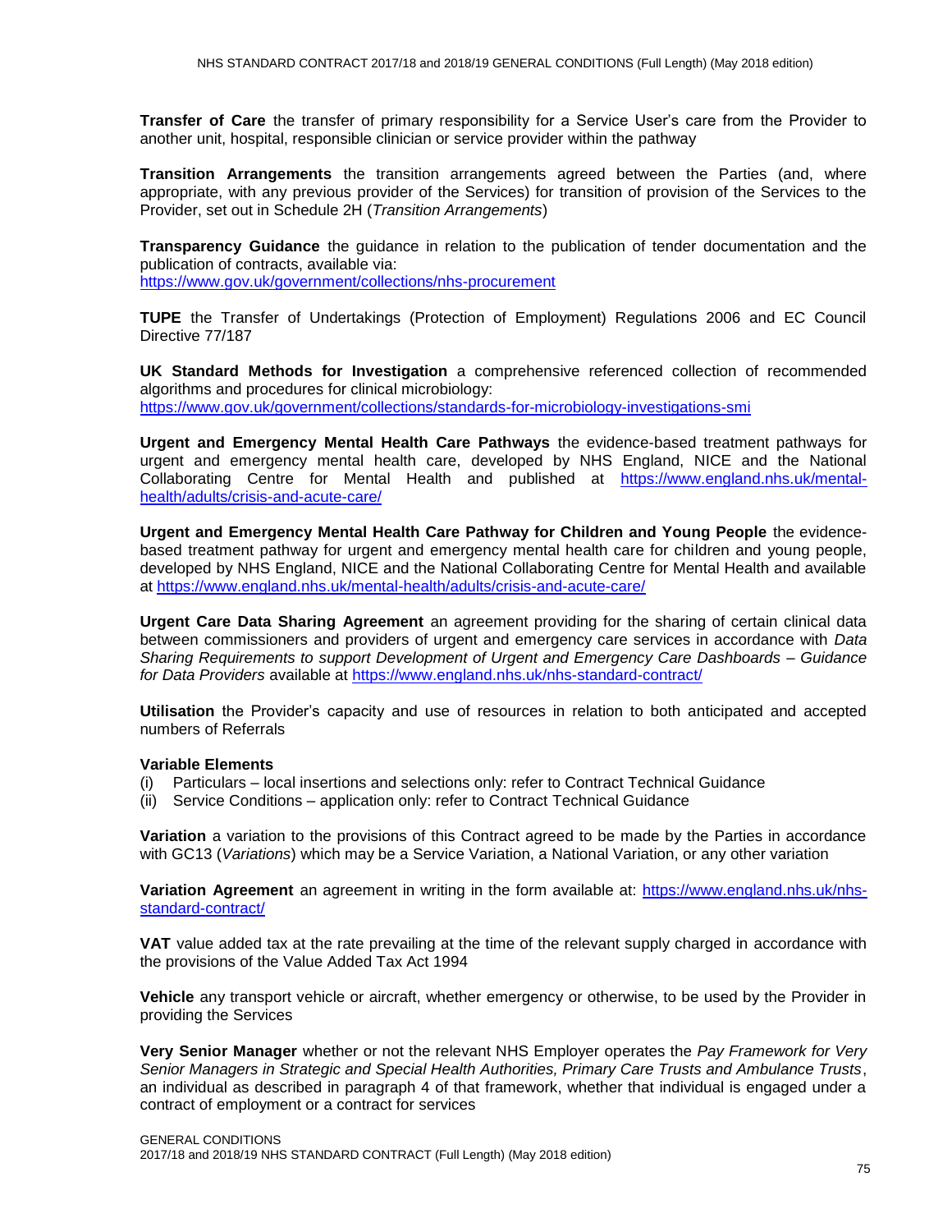**Transfer of Care** the transfer of primary responsibility for a Service User's care from the Provider to another unit, hospital, responsible clinician or service provider within the pathway

**Transition Arrangements** the transition arrangements agreed between the Parties (and, where appropriate, with any previous provider of the Services) for transition of provision of the Services to the Provider, set out in Schedule 2H (*Transition Arrangements*)

**Transparency Guidance** the guidance in relation to the publication of tender documentation and the publication of contracts, available via:
https://www.gov.uk/government/collections/nhs-procurement

**TUPE** the Transfer of Undertakings (Protection of Employment) Regulations 2006 and EC Council Directive 77/187

**UK Standard Methods for Investigation** a comprehensive referenced collection of recommended algorithms and procedures for clinical microbiology:
https://www.gov.uk/government/collections/standards-for-microbiology-investigations-smi

**Urgent and Emergency Mental Health Care Pathways** the evidence-based treatment pathways for urgent and emergency mental health care, developed by NHS England, NICE and the National Collaborating Centre for Mental Health and published at https://www.england.nhs.uk/mental-health/adults/crisis-and-acute-care/

**Urgent and Emergency Mental Health Care Pathway for Children and Young People** the evidence-based treatment pathway for urgent and emergency mental health care for children and young people, developed by NHS England, NICE and the National Collaborating Centre for Mental Health and available at https://www.england.nhs.uk/mental-health/adults/crisis-and-acute-care/

**Urgent Care Data Sharing Agreement** an agreement providing for the sharing of certain clinical data between commissioners and providers of urgent and emergency care services in accordance with *Data Sharing Requirements to support Development of Urgent and Emergency Care Dashboards – Guidance for Data Providers* available at https://www.england.nhs.uk/nhs-standard-contract/

**Utilisation** the Provider's capacity and use of resources in relation to both anticipated and accepted numbers of Referrals

**Variable Elements**
(i) Particulars – local insertions and selections only: refer to Contract Technical Guidance
(ii) Service Conditions – application only: refer to Contract Technical Guidance

**Variation** a variation to the provisions of this Contract agreed to be made by the Parties in accordance with GC13 (*Variations*) which may be a Service Variation, a National Variation, or any other variation

**Variation Agreement** an agreement in writing in the form available at: https://www.england.nhs.uk/nhs-standard-contract/

**VAT** value added tax at the rate prevailing at the time of the relevant supply charged in accordance with the provisions of the Value Added Tax Act 1994

**Vehicle** any transport vehicle or aircraft, whether emergency or otherwise, to be used by the Provider in providing the Services

**Very Senior Manager** whether or not the relevant NHS Employer operates the *Pay Framework for Very Senior Managers in Strategic and Special Health Authorities, Primary Care Trusts and Ambulance Trusts*, an individual as described in paragraph 4 of that framework, whether that individual is engaged under a contract of employment or a contract for services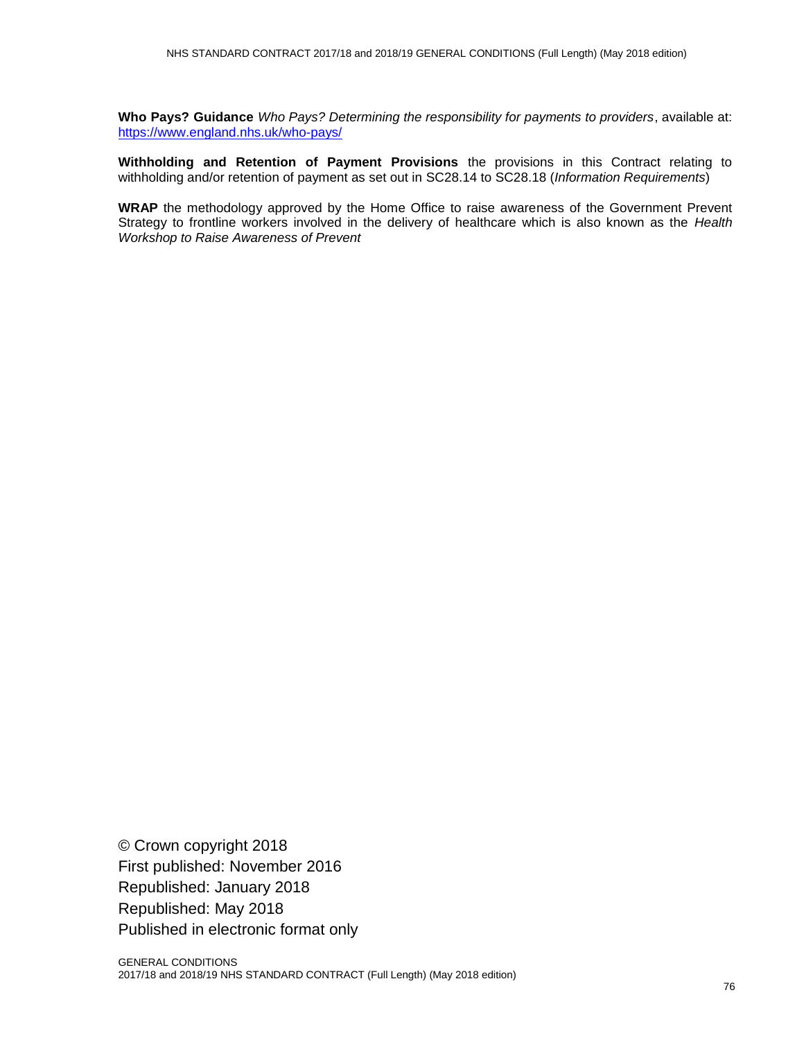**Who Pays? Guidance** *Who Pays? Determining the responsibility for payments to providers*, available at: https://www.england.nhs.uk/who-pays/

**Withholding and Retention of Payment Provisions** the provisions in this Contract relating to withholding and/or retention of payment as set out in SC28.14 to SC28.18 (*Information Requirements*)

**WRAP** the methodology approved by the Home Office to raise awareness of the Government Prevent Strategy to frontline workers involved in the delivery of healthcare which is also known as the *Health Workshop to Raise Awareness of Prevent*

© Crown copyright 2018
First published: November 2016
Republished: January 2018
Republished: May 2018
Published in electronic format only